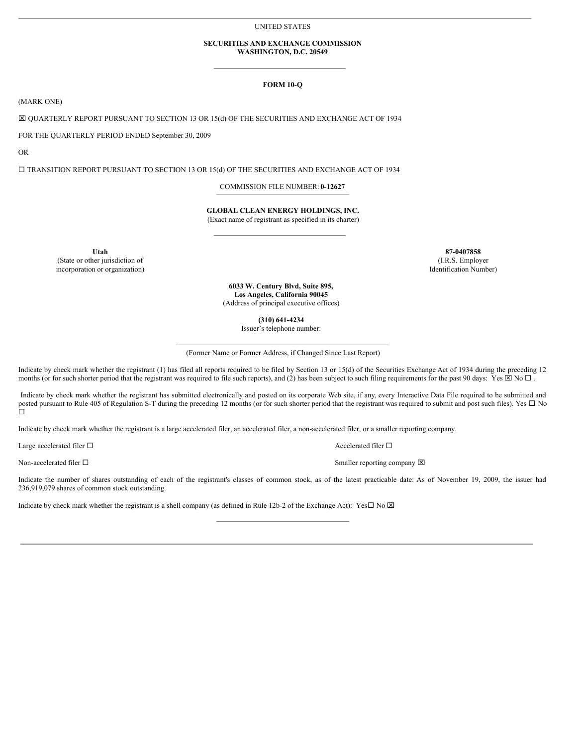UNITED STATES

**SECURITIES AND EXCHANGE COMMISSION**
**WASHINGTON, D.C. 20549**

---

**FORM 10-Q**

(MARK ONE)

☒ QUARTERLY REPORT PURSUANT TO SECTION 13 OR 15(d) OF THE SECURITIES AND EXCHANGE ACT OF 1934

FOR THE QUARTERLY PERIOD ENDED September 30, 2009

OR

☐ TRANSITION REPORT PURSUANT TO SECTION 13 OR 15(d) OF THE SECURITIES AND EXCHANGE ACT OF 1934

COMMISSION FILE NUMBER: **0-12627**

**GLOBAL CLEAN ENERGY HOLDINGS, INC.**
(Exact name of registrant as specified in its charter)

---

| **Utah** | **87-0407858** |
|---|---|
| (State or other jurisdiction of incorporation or organization) | (I.R.S. Employer Identification Number) |

**6033 W. Century Blvd, Suite 895,**
**Los Angeles, California 90045**
(Address of principal executive offices)

**(310) 641-4234**
Issuer's telephone number:

---

(Former Name or Former Address, if Changed Since Last Report)

Indicate by check mark whether the registrant (1) has filed all reports required to be filed by Section 13 or 15(d) of the Securities Exchange Act of 1934 during the preceding 12 months (or for such shorter period that the registrant was required to file such reports), and (2) has been subject to such filing requirements for the past 90 days: Yes ☒ No ☐ .

Indicate by check mark whether the registrant has submitted electronically and posted on its corporate Web site, if any, every Interactive Data File required to be submitted and posted pursuant to Rule 405 of Regulation S-T during the preceding 12 months (or for such shorter period that the registrant was required to submit and post such files). Yes ☐ No ☐

Indicate by check mark whether the registrant is a large accelerated filer, an accelerated filer, a non-accelerated filer, or a smaller reporting company.

| | |
|---|---|
| Large accelerated filer ☐ | Accelerated filer ☐ |
| Non-accelerated filer ☐ | Smaller reporting company ☒ |

Indicate the number of shares outstanding of each of the registrant's classes of common stock, as of the latest practicable date: As of November 19, 2009, the issuer had 236,919,079 shares of common stock outstanding.

Indicate by check mark whether the registrant is a shell company (as defined in Rule 12b-2 of the Exchange Act): Yes☐ No ☒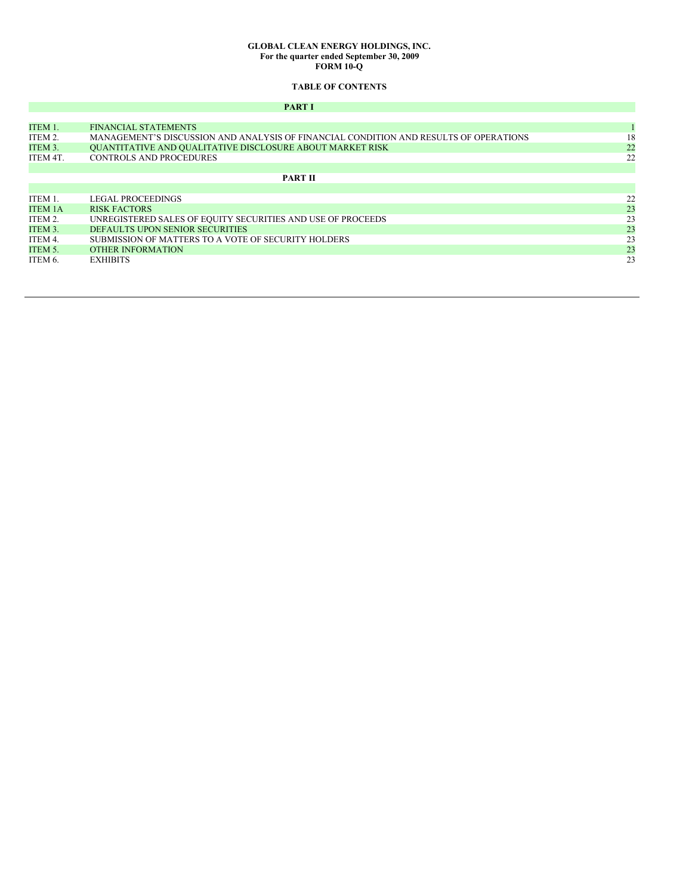**GLOBAL CLEAN ENERGY HOLDINGS, INC.**
**For the quarter ended September 30, 2009**
**FORM 10-Q**

**TABLE OF CONTENTS**

**PART I**

| | | |
|---|---|---|
| ITEM 1. | FINANCIAL STATEMENTS | 1 |
| ITEM 2. | MANAGEMENT'S DISCUSSION AND ANALYSIS OF FINANCIAL CONDITION AND RESULTS OF OPERATIONS | 18 |
| ITEM 3. | QUANTITATIVE AND QUALITATIVE DISCLOSURE ABOUT MARKET RISK | 22 |
| ITEM 4T. | CONTROLS AND PROCEDURES | 22 |

**PART II**

| | | |
|---|---|---|
| ITEM 1. | LEGAL PROCEEDINGS | 22 |
| ITEM 1A | RISK FACTORS | 23 |
| ITEM 2. | UNREGISTERED SALES OF EQUITY SECURITIES AND USE OF PROCEEDS | 23 |
| ITEM 3. | DEFAULTS UPON SENIOR SECURITIES | 23 |
| ITEM 4. | SUBMISSION OF MATTERS TO A VOTE OF SECURITY HOLDERS | 23 |
| ITEM 5. | OTHER INFORMATION | 23 |
| ITEM 6. | EXHIBITS | 23 |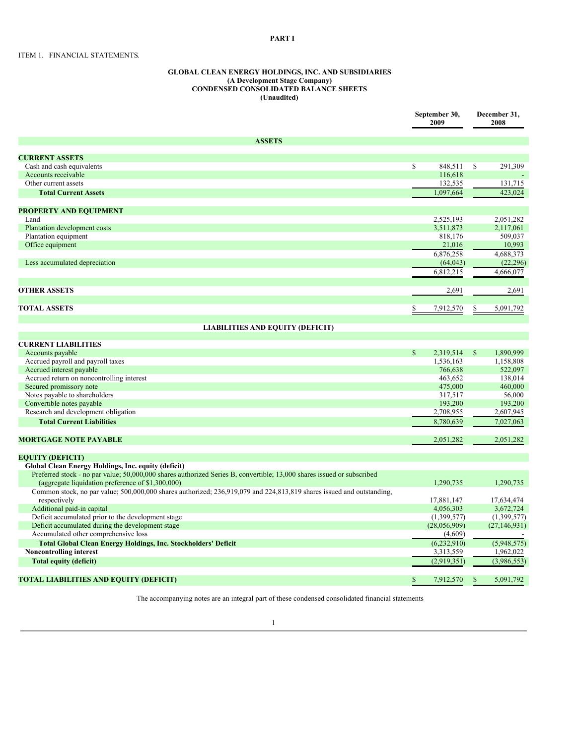**PART I**

ITEM 1. FINANCIAL STATEMENTS.

**GLOBAL CLEAN ENERGY HOLDINGS, INC. AND SUBSIDIARIES**
**(A Development Stage Company)**
**CONDENSED CONSOLIDATED BALANCE SHEETS**
**(Unaudited)**

| | September 30, 2009 | December 31, 2008 |
|---|---|---|
| **ASSETS** | | |
| **CURRENT ASSETS** | | |
| Cash and cash equivalents | $ 848,511 | $ 291,309 |
| Accounts receivable | 116,618 | - |
| Other current assets | 132,535 | 131,715 |
| **Total Current Assets** | 1,097,664 | 423,024 |
| **PROPERTY AND EQUIPMENT** | | |
| Land | 2,525,193 | 2,051,282 |
| Plantation development costs | 3,511,873 | 2,117,061 |
| Plantation equipment | 818,176 | 509,037 |
| Office equipment | 21,016 | 10,993 |
| | 6,876,258 | 4,688,373 |
| Less accumulated depreciation | (64,043) | (22,296) |
| | 6,812,215 | 4,666,077 |
| **OTHER ASSETS** | 2,691 | 2,691 |
| **TOTAL ASSETS** | $ 7,912,570 | $ 5,091,792 |
| **LIABILITIES AND EQUITY (DEFICIT)** | | |
| **CURRENT LIABILITIES** | | |
| Accounts payable | $ 2,319,514 | $ 1,890,999 |
| Accrued payroll and payroll taxes | 1,536,163 | 1,158,808 |
| Accrued interest payable | 766,638 | 522,097 |
| Accrued return on noncontrolling interest | 463,652 | 138,014 |
| Secured promissory note | 475,000 | 460,000 |
| Notes payable to shareholders | 317,517 | 56,000 |
| Convertible notes payable | 193,200 | 193,200 |
| Research and development obligation | 2,708,955 | 2,607,945 |
| **Total Current Liabilities** | 8,780,639 | 7,027,063 |
| **MORTGAGE NOTE PAYABLE** | 2,051,282 | 2,051,282 |
| **EQUITY (DEFICIT)** | | |
| **Global Clean Energy Holdings, Inc. equity (deficit)** | | |
| Preferred stock - no par value; 50,000,000 shares authorized Series B, convertible; 13,000 shares issued or subscribed (aggregate liquidation preference of $1,300,000) | 1,290,735 | 1,290,735 |
| Common stock, no par value; 500,000,000 shares authorized; 236,919,079 and 224,813,819 shares issued and outstanding, respectively | 17,881,147 | 17,634,474 |
| Additional paid-in capital | 4,056,303 | 3,672,724 |
| Deficit accumulated prior to the development stage | (1,399,577) | (1,399,577) |
| Deficit accumulated during the development stage | (28,056,909) | (27,146,931) |
| Accumulated other comprehensive loss | (4,609) | - |
| **Total Global Clean Energy Holdings, Inc. Stockholders' Deficit** | (6,232,910) | (5,948,575) |
| **Noncontrolling interest** | 3,313,559 | 1,962,022 |
| **Total equity (deficit)** | (2,919,351) | (3,986,553) |
| **TOTAL LIABILITIES AND EQUITY (DEFICIT)** | $ 7,912,570 | $ 5,091,792 |

The accompanying notes are an integral part of these condensed consolidated financial statements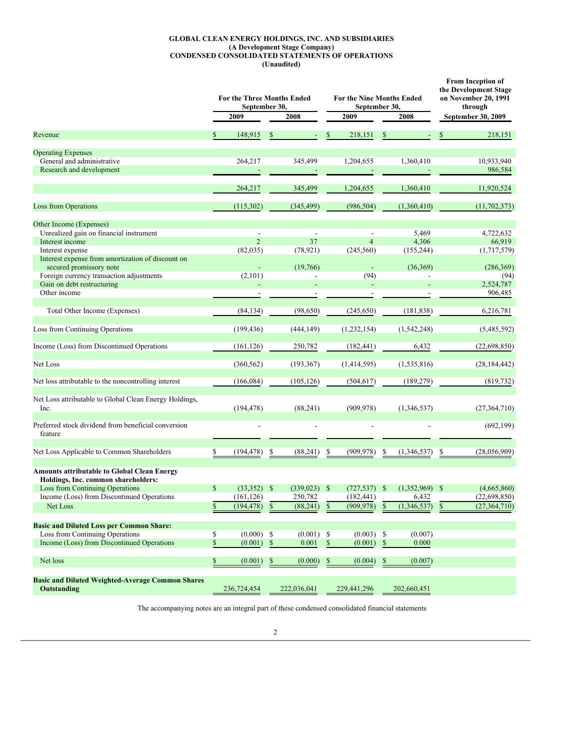**GLOBAL CLEAN ENERGY HOLDINGS, INC. AND SUBSIDIARIES**
**(A Development Stage Company)**
**CONDENSED CONSOLIDATED STATEMENTS OF OPERATIONS**
**(Unaudited)**

| | For the Three Months Ended September 30, | | For the Nine Months Ended September 30, | | From Inception of the Development Stage on November 20, 1991 through |
|---|---|---|---|---|---|
| | 2009 | 2008 | 2009 | 2008 | September 30, 2009 |
| Revenue | $ 148,915 | $ - | $ 218,151 | $ - | $ 218,151 |
| **Operating Expenses** | | | | | |
| General and administrative | 264,217 | 345,499 | 1,204,655 | 1,360,410 | 10,933,940 |
| Research and development | - | - | - | - | 986,584 |
| | 264,217 | 345,499 | 1,204,655 | 1,360,410 | 11,920,524 |
| Loss from Operations | (115,302) | (345,499) | (986,504) | (1,360,410) | (11,702,373) |
| **Other Income (Expenses)** | | | | | |
| Unrealized gain on financial instrument | - | - | - | 5,469 | 4,722,632 |
| Interest income | 2 | 37 | 4 | 4,306 | 66,919 |
| Interest expense | (82,035) | (78,921) | (245,560) | (155,244) | (1,717,579) |
| Interest expense from amortization of discount on secured promissory note | - | (19,766) | - | (36,369) | (286,369) |
| Foreign currency transaction adjustments | (2,101) | - | (94) | - | (94) |
| Gain on debt restructuring | - | - | - | - | 2,524,787 |
| Other income | - | - | - | - | 906,485 |
| Total Other Income (Expenses) | (84,134) | (98,650) | (245,650) | (181,838) | 6,216,781 |
| Loss from Continuing Operations | (199,436) | (444,149) | (1,232,154) | (1,542,248) | (5,485,592) |
| Income (Loss) from Discontinued Operations | (161,126) | 250,782 | (182,441) | 6,432 | (22,698,850) |
| Net Loss | (360,562) | (193,367) | (1,414,595) | (1,535,816) | (28,184,442) |
| Net loss attributable to the noncontrolling interest | (166,084) | (105,126) | (504,617) | (189,279) | (819,732) |
| Net Loss attributable to Global Clean Energy Holdings, Inc. | (194,478) | (88,241) | (909,978) | (1,346,537) | (27,364,710) |
| Preferred stock dividend from beneficial conversion feature | - | - | - | - | (692,199) |
| Net Loss Applicable to Common Shareholders | $ (194,478) | $ (88,241) | $ (909,978) | $ (1,346,537) | $ (28,056,909) |
| **Amounts attributable to Global Clean Energy Holdings, Inc. common shareholders:** | | | | | |
| Loss from Continuing Operations | $ (33,352) | $ (339,023) | $ (727,537) | $ (1,352,969) | $ (4,665,860) |
| Income (Loss) from Discontinued Operations | (161,126) | 250,782 | (182,441) | 6,432 | (22,698,850) |
| Net Loss | $ (194,478) | $ (88,241) | $ (909,978) | $ (1,346,537) | $ (27,364,710) |
| **Basic and Diluted Loss per Common Share:** | | | | | |
| Loss from Continuing Operations | $ (0.000) | $ (0.001) | $ (0.003) | $ (0.007) | |
| Income (Loss) from Discontinued Operations | $ (0.001) | $ 0.001 | $ (0.001) | $ 0.000 | |
| Net loss | $ (0.001) | $ (0.000) | $ (0.004) | $ (0.007) | |
| **Basic and Diluted Weighted-Average Common Shares Outstanding** | 236,724,454 | 222,036,041 | 229,441,296 | 202,660,451 | |

The accompanying notes are an integral part of these condensed consolidated financial statements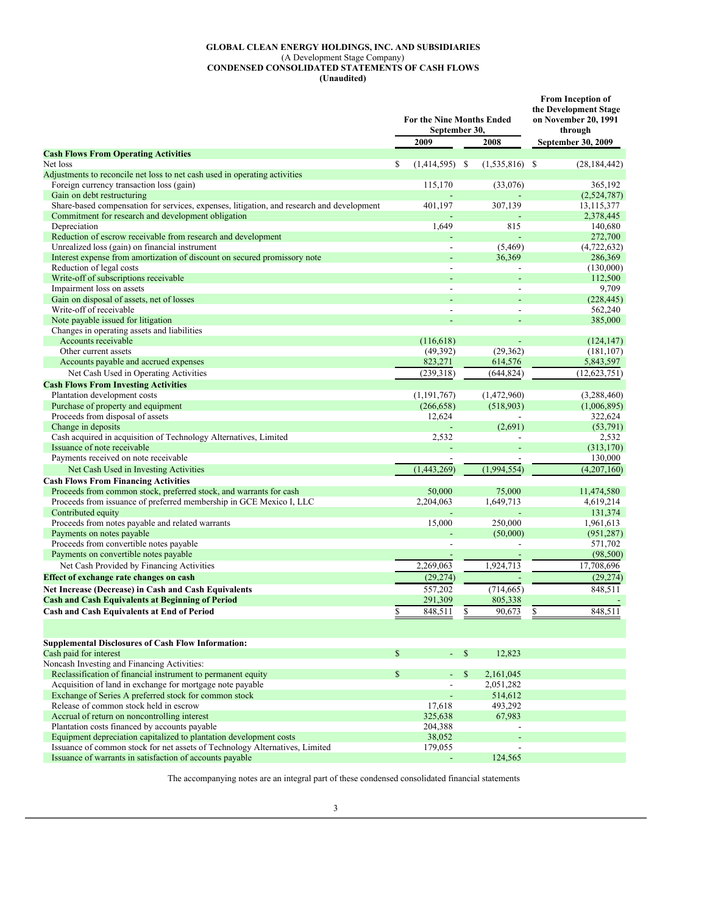**GLOBAL CLEAN ENERGY HOLDINGS, INC. AND SUBSIDIARIES**
(A Development Stage Company)
**CONDENSED CONSOLIDATED STATEMENTS OF CASH FLOWS**
**(Unaudited)**

| | For the Nine Months Ended September 30, 2009 | For the Nine Months Ended September 30, 2008 | From Inception of the Development Stage on November 20, 1991 through September 30, 2009 |
|---|---|---|---|
| **Cash Flows From Operating Activities** | | | |
| Net loss | $ (1,414,595) | $ (1,535,816) | $ (28,184,442) |
| Adjustments to reconcile net loss to net cash used in operating activities | | | |
| Foreign currency transaction loss (gain) | 115,170 | (33,076) | 365,192 |
| Gain on debt restructuring | - | - | (2,524,787) |
| Share-based compensation for services, expenses, litigation, and research and development | 401,197 | 307,139 | 13,115,377 |
| Commitment for research and development obligation | - | - | 2,378,445 |
| Depreciation | 1,649 | 815 | 140,680 |
| Reduction of escrow receivable from research and development | - | - | 272,700 |
| Unrealized loss (gain) on financial instrument | - | (5,469) | (4,722,632) |
| Interest expense from amortization of discount on secured promissory note | - | 36,369 | 286,369 |
| Reduction of legal costs | - | - | (130,000) |
| Write-off of subscriptions receivable | - | - | 112,500 |
| Impairment loss on assets | - | - | 9,709 |
| Gain on disposal of assets, net of losses | - | - | (228,445) |
| Write-off of receivable | - | - | 562,240 |
| Note payable issued for litigation | - | - | 385,000 |
| Changes in operating assets and liabilities | | | |
| Accounts receivable | (116,618) | - | (124,147) |
| Other current assets | (49,392) | (29,362) | (181,107) |
| Accounts payable and accrued expenses | 823,271 | 614,576 | 5,843,597 |
| Net Cash Used in Operating Activities | (239,318) | (644,824) | (12,623,751) |
| **Cash Flows From Investing Activities** | | | |
| Plantation development costs | (1,191,767) | (1,472,960) | (3,288,460) |
| Purchase of property and equipment | (266,658) | (518,903) | (1,006,895) |
| Proceeds from disposal of assets | 12,624 | - | 322,624 |
| Change in deposits | - | (2,691) | (53,791) |
| Cash acquired in acquisition of Technology Alternatives, Limited | 2,532 | - | 2,532 |
| Issuance of note receivable | - | - | (313,170) |
| Payments received on note receivable | - | - | 130,000 |
| Net Cash Used in Investing Activities | (1,443,269) | (1,994,554) | (4,207,160) |
| **Cash Flows From Financing Activities** | | | |
| Proceeds from common stock, preferred stock, and warrants for cash | 50,000 | 75,000 | 11,474,580 |
| Proceeds from issuance of preferred membership in GCE Mexico I, LLC | 2,204,063 | 1,649,713 | 4,619,214 |
| Contributed equity | - | - | 131,374 |
| Proceeds from notes payable and related warrants | 15,000 | 250,000 | 1,961,613 |
| Payments on notes payable | - | (50,000) | (951,287) |
| Proceeds from convertible notes payable | - | - | 571,702 |
| Payments on convertible notes payable | - | - | (98,500) |
| Net Cash Provided by Financing Activities | 2,269,063 | 1,924,713 | 17,708,696 |
| **Effect of exchange rate changes on cash** | (29,274) | - | (29,274) |
| **Net Increase (Decrease) in Cash and Cash Equivalents** | 557,202 | (714,665) | 848,511 |
| **Cash and Cash Equivalents at Beginning of Period** | 291,309 | 805,338 | - |
| **Cash and Cash Equivalents at End of Period** | $ 848,511 | $ 90,673 | $ 848,511 |
| | | | |
| **Supplemental Disclosures of Cash Flow Information:** | | | |
| Cash paid for interest | $ - | $ 12,823 | |
| Noncash Investing and Financing Activities: | | | |
| Reclassification of financial instrument to permanent equity | $ - | $ 2,161,045 | |
| Acquisition of land in exchange for mortgage note payable | - | 2,051,282 | |
| Exchange of Series A preferred stock for common stock | - | 514,612 | |
| Release of common stock held in escrow | 17,618 | 493,292 | |
| Accrual of return on noncontrolling interest | 325,638 | 67,983 | |
| Plantation costs financed by accounts payable | 204,388 | - | |
| Equipment depreciation capitalized to plantation development costs | 38,052 | - | |
| Issuance of common stock for net assets of Technology Alternatives, Limited | 179,055 | - | |
| Issuance of warrants in satisfaction of accounts payable | - | 124,565 | |

The accompanying notes are an integral part of these condensed consolidated financial statements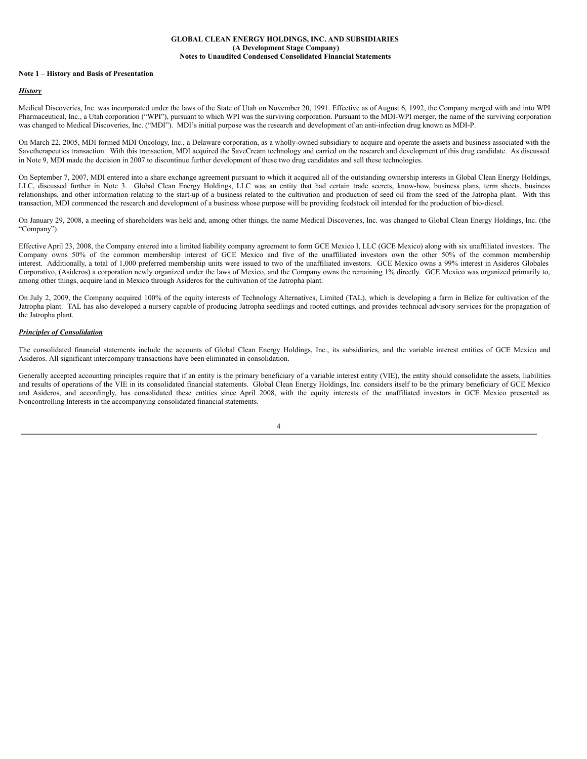**GLOBAL CLEAN ENERGY HOLDINGS, INC. AND SUBSIDIARIES**
**(A Development Stage Company)**
**Notes to Unaudited Condensed Consolidated Financial Statements**

**Note 1 – History and Basis of Presentation**

***History***

Medical Discoveries, Inc. was incorporated under the laws of the State of Utah on November 20, 1991. Effective as of August 6, 1992, the Company merged with and into WPI Pharmaceutical, Inc., a Utah corporation ("WPI"), pursuant to which WPI was the surviving corporation. Pursuant to the MDI-WPI merger, the name of the surviving corporation was changed to Medical Discoveries, Inc. ("MDI"). MDI's initial purpose was the research and development of an anti-infection drug known as MDI-P.

On March 22, 2005, MDI formed MDI Oncology, Inc., a Delaware corporation, as a wholly-owned subsidiary to acquire and operate the assets and business associated with the Savetherapeutics transaction. With this transaction, MDI acquired the SaveCream technology and carried on the research and development of this drug candidate. As discussed in Note 9, MDI made the decision in 2007 to discontinue further development of these two drug candidates and sell these technologies.

On September 7, 2007, MDI entered into a share exchange agreement pursuant to which it acquired all of the outstanding ownership interests in Global Clean Energy Holdings, LLC, discussed further in Note 3. Global Clean Energy Holdings, LLC was an entity that had certain trade secrets, know-how, business plans, term sheets, business relationships, and other information relating to the start-up of a business related to the cultivation and production of seed oil from the seed of the Jatropha plant. With this transaction, MDI commenced the research and development of a business whose purpose will be providing feedstock oil intended for the production of bio-diesel.

On January 29, 2008, a meeting of shareholders was held and, among other things, the name Medical Discoveries, Inc. was changed to Global Clean Energy Holdings, Inc. (the "Company").

Effective April 23, 2008, the Company entered into a limited liability company agreement to form GCE Mexico I, LLC (GCE Mexico) along with six unaffiliated investors. The Company owns 50% of the common membership interest of GCE Mexico and five of the unaffiliated investors own the other 50% of the common membership interest. Additionally, a total of 1,000 preferred membership units were issued to two of the unaffiliated investors. GCE Mexico owns a 99% interest in Asideros Globales Corporativo, (Asideros) a corporation newly organized under the laws of Mexico, and the Company owns the remaining 1% directly. GCE Mexico was organized primarily to, among other things, acquire land in Mexico through Asideros for the cultivation of the Jatropha plant.

On July 2, 2009, the Company acquired 100% of the equity interests of Technology Alternatives, Limited (TAL), which is developing a farm in Belize for cultivation of the Jatropha plant. TAL has also developed a nursery capable of producing Jatropha seedlings and rooted cuttings, and provides technical advisory services for the propagation of the Jatropha plant.

***Principles of Consolidation***

The consolidated financial statements include the accounts of Global Clean Energy Holdings, Inc., its subsidiaries, and the variable interest entities of GCE Mexico and Asideros. All significant intercompany transactions have been eliminated in consolidation.

Generally accepted accounting principles require that if an entity is the primary beneficiary of a variable interest entity (VIE), the entity should consolidate the assets, liabilities and results of operations of the VIE in its consolidated financial statements. Global Clean Energy Holdings, Inc. considers itself to be the primary beneficiary of GCE Mexico and Asideros, and accordingly, has consolidated these entities since April 2008, with the equity interests of the unaffiliated investors in GCE Mexico presented as Noncontrolling Interests in the accompanying consolidated financial statements.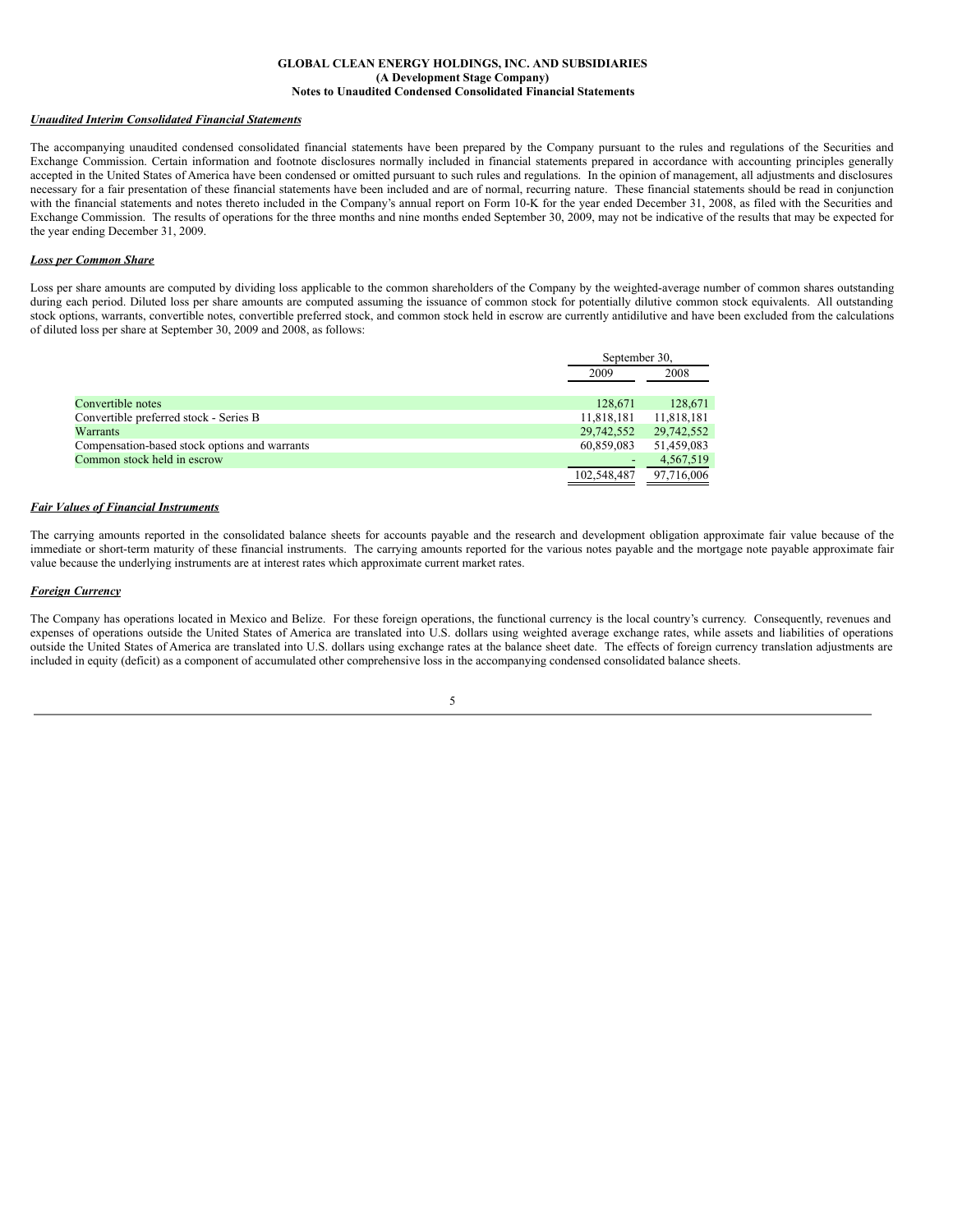**GLOBAL CLEAN ENERGY HOLDINGS, INC. AND SUBSIDIARIES**
**(A Development Stage Company)**
**Notes to Unaudited Condensed Consolidated Financial Statements**

***Unaudited Interim Consolidated Financial Statements***

The accompanying unaudited condensed consolidated financial statements have been prepared by the Company pursuant to the rules and regulations of the Securities and Exchange Commission. Certain information and footnote disclosures normally included in financial statements prepared in accordance with accounting principles generally accepted in the United States of America have been condensed or omitted pursuant to such rules and regulations. In the opinion of management, all adjustments and disclosures necessary for a fair presentation of these financial statements have been included and are of normal, recurring nature. These financial statements should be read in conjunction with the financial statements and notes thereto included in the Company's annual report on Form 10-K for the year ended December 31, 2008, as filed with the Securities and Exchange Commission. The results of operations for the three months and nine months ended September 30, 2009, may not be indicative of the results that may be expected for the year ending December 31, 2009.

***Loss per Common Share***

Loss per share amounts are computed by dividing loss applicable to the common shareholders of the Company by the weighted-average number of common shares outstanding during each period. Diluted loss per share amounts are computed assuming the issuance of common stock for potentially dilutive common stock equivalents. All outstanding stock options, warrants, convertible notes, convertible preferred stock, and common stock held in escrow are currently antidilutive and have been excluded from the calculations of diluted loss per share at September 30, 2009 and 2008, as follows:

| | September 30, | |
|---|---|---|
| | 2009 | 2008 |
| Convertible notes | 128,671 | 128,671 |
| Convertible preferred stock - Series B | 11,818,181 | 11,818,181 |
| Warrants | 29,742,552 | 29,742,552 |
| Compensation-based stock options and warrants | 60,859,083 | 51,459,083 |
| Common stock held in escrow | - | 4,567,519 |
| | 102,548,487 | 97,716,006 |

***Fair Values of Financial Instruments***

The carrying amounts reported in the consolidated balance sheets for accounts payable and the research and development obligation approximate fair value because of the immediate or short-term maturity of these financial instruments. The carrying amounts reported for the various notes payable and the mortgage note payable approximate fair value because the underlying instruments are at interest rates which approximate current market rates.

***Foreign Currency***

The Company has operations located in Mexico and Belize. For these foreign operations, the functional currency is the local country's currency. Consequently, revenues and expenses of operations outside the United States of America are translated into U.S. dollars using weighted average exchange rates, while assets and liabilities of operations outside the United States of America are translated into U.S. dollars using exchange rates at the balance sheet date. The effects of foreign currency translation adjustments are included in equity (deficit) as a component of accumulated other comprehensive loss in the accompanying condensed consolidated balance sheets.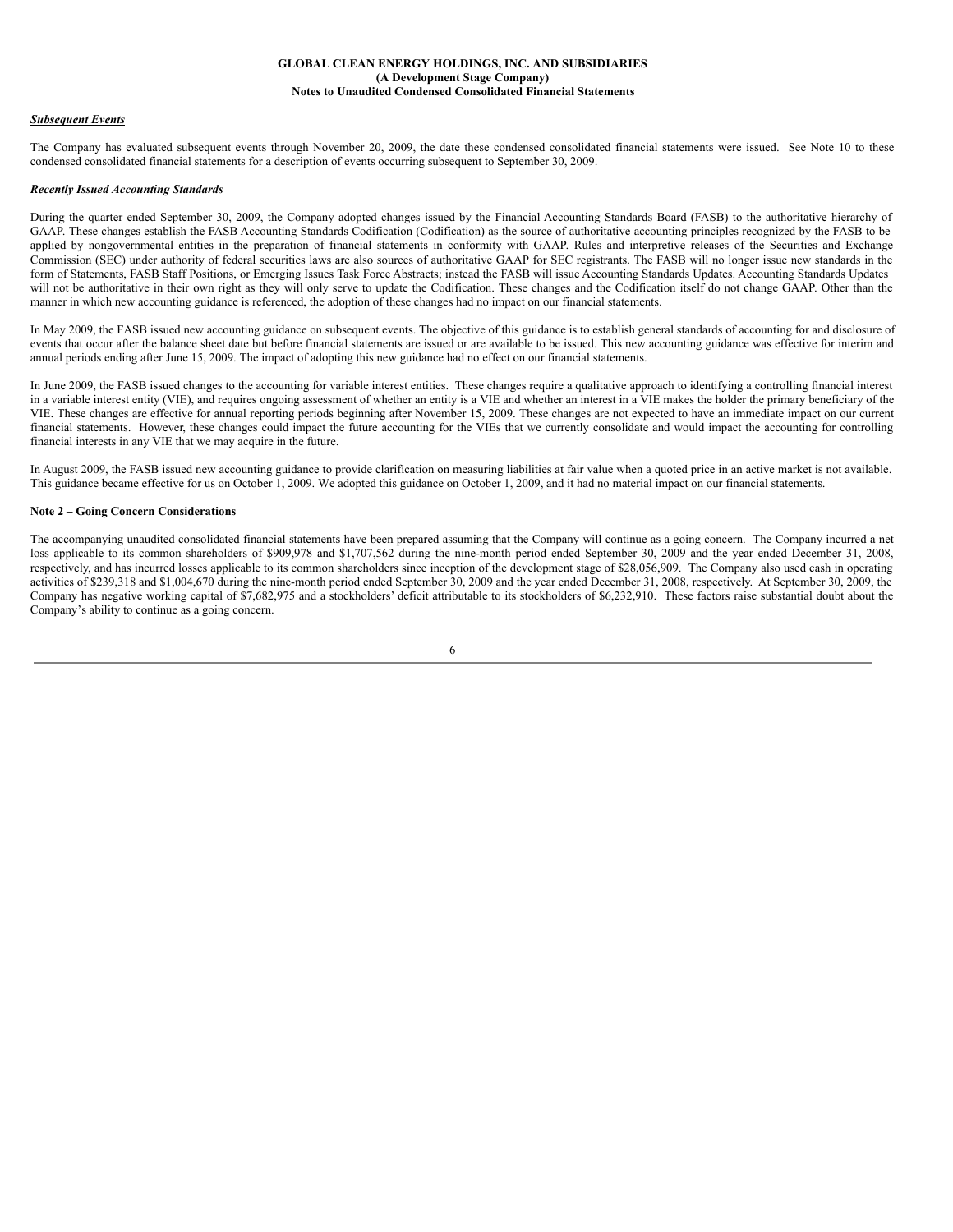**GLOBAL CLEAN ENERGY HOLDINGS, INC. AND SUBSIDIARIES**
**(A Development Stage Company)**
**Notes to Unaudited Condensed Consolidated Financial Statements**

***Subsequent Events***

The Company has evaluated subsequent events through November 20, 2009, the date these condensed consolidated financial statements were issued. See Note 10 to these condensed consolidated financial statements for a description of events occurring subsequent to September 30, 2009.

***Recently Issued Accounting Standards***

During the quarter ended September 30, 2009, the Company adopted changes issued by the Financial Accounting Standards Board (FASB) to the authoritative hierarchy of GAAP. These changes establish the FASB Accounting Standards Codification (Codification) as the source of authoritative accounting principles recognized by the FASB to be applied by nongovernmental entities in the preparation of financial statements in conformity with GAAP. Rules and interpretive releases of the Securities and Exchange Commission (SEC) under authority of federal securities laws are also sources of authoritative GAAP for SEC registrants. The FASB will no longer issue new standards in the form of Statements, FASB Staff Positions, or Emerging Issues Task Force Abstracts; instead the FASB will issue Accounting Standards Updates. Accounting Standards Updates will not be authoritative in their own right as they will only serve to update the Codification. These changes and the Codification itself do not change GAAP. Other than the manner in which new accounting guidance is referenced, the adoption of these changes had no impact on our financial statements.

In May 2009, the FASB issued new accounting guidance on subsequent events. The objective of this guidance is to establish general standards of accounting for and disclosure of events that occur after the balance sheet date but before financial statements are issued or are available to be issued. This new accounting guidance was effective for interim and annual periods ending after June 15, 2009. The impact of adopting this new guidance had no effect on our financial statements.

In June 2009, the FASB issued changes to the accounting for variable interest entities. These changes require a qualitative approach to identifying a controlling financial interest in a variable interest entity (VIE), and requires ongoing assessment of whether an entity is a VIE and whether an interest in a VIE makes the holder the primary beneficiary of the VIE. These changes are effective for annual reporting periods beginning after November 15, 2009. These changes are not expected to have an immediate impact on our current financial statements. However, these changes could impact the future accounting for the VIEs that we currently consolidate and would impact the accounting for controlling financial interests in any VIE that we may acquire in the future.

In August 2009, the FASB issued new accounting guidance to provide clarification on measuring liabilities at fair value when a quoted price in an active market is not available. This guidance became effective for us on October 1, 2009. We adopted this guidance on October 1, 2009, and it had no material impact on our financial statements.

**Note 2 – Going Concern Considerations**

The accompanying unaudited consolidated financial statements have been prepared assuming that the Company will continue as a going concern. The Company incurred a net loss applicable to its common shareholders of $909,978 and $1,707,562 during the nine-month period ended September 30, 2009 and the year ended December 31, 2008, respectively, and has incurred losses applicable to its common shareholders since inception of the development stage of $28,056,909. The Company also used cash in operating activities of $239,318 and $1,004,670 during the nine-month period ended September 30, 2009 and the year ended December 31, 2008, respectively. At September 30, 2009, the Company has negative working capital of $7,682,975 and a stockholders' deficit attributable to its stockholders of $6,232,910. These factors raise substantial doubt about the Company's ability to continue as a going concern.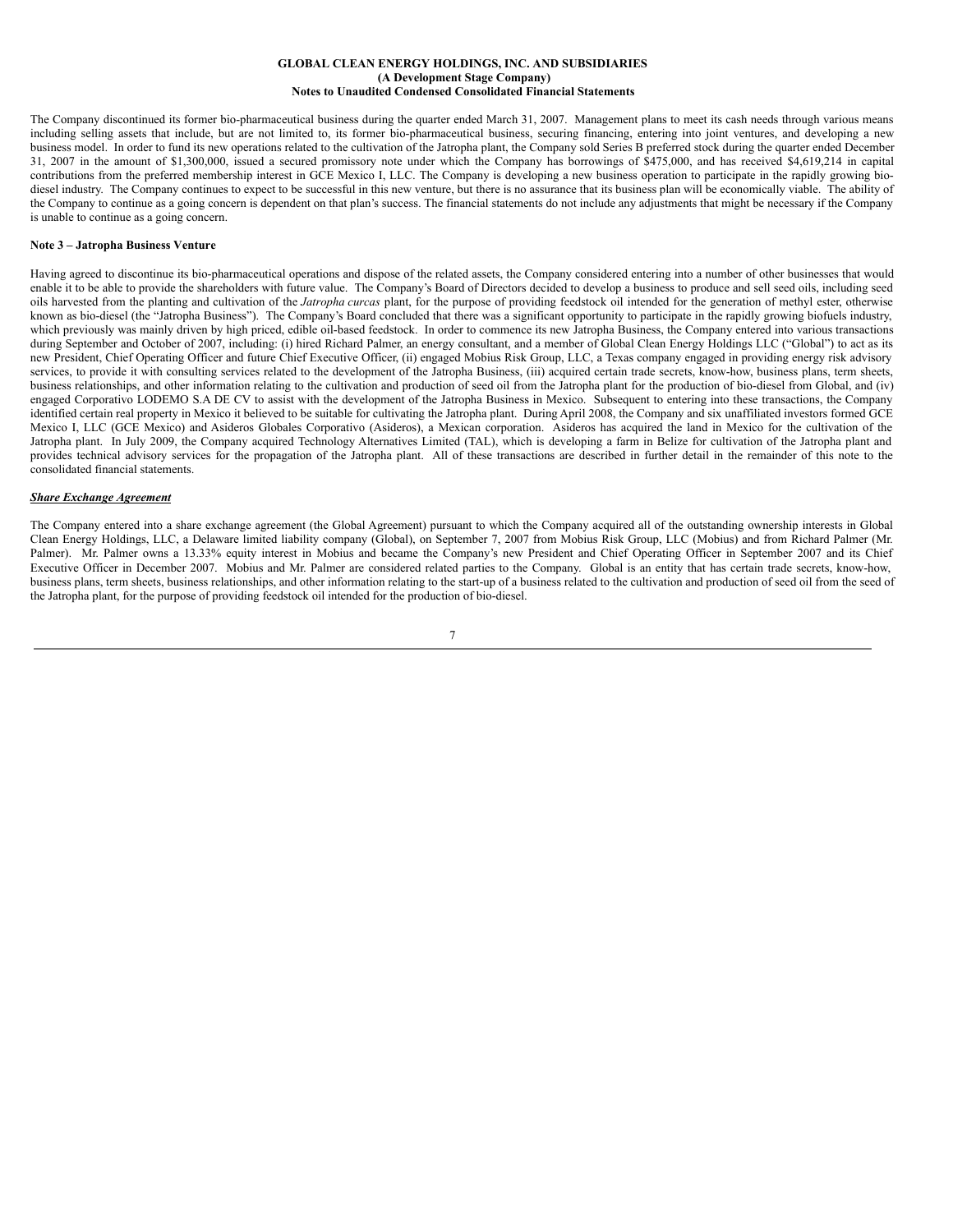The Company discontinued its former bio-pharmaceutical business during the quarter ended March 31, 2007. Management plans to meet its cash needs through various means including selling assets that include, but are not limited to, its former bio-pharmaceutical business, securing financing, entering into joint ventures, and developing a new business model. In order to fund its new operations related to the cultivation of the Jatropha plant, the Company sold Series B preferred stock during the quarter ended December 31, 2007 in the amount of $1,300,000, issued a secured promissory note under which the Company has borrowings of $475,000, and has received $4,619,214 in capital contributions from the preferred membership interest in GCE Mexico I, LLC. The Company is developing a new business operation to participate in the rapidly growing bio-diesel industry. The Company continues to expect to be successful in this new venture, but there is no assurance that its business plan will be economically viable. The ability of the Company to continue as a going concern is dependent on that plan's success. The financial statements do not include any adjustments that might be necessary if the Company is unable to continue as a going concern.

**Note 3 – Jatropha Business Venture**

Having agreed to discontinue its bio-pharmaceutical operations and dispose of the related assets, the Company considered entering into a number of other businesses that would enable it to be able to provide the shareholders with future value. The Company's Board of Directors decided to develop a business to produce and sell seed oils, including seed oils harvested from the planting and cultivation of the *Jatropha curcas* plant, for the purpose of providing feedstock oil intended for the generation of methyl ester, otherwise known as bio-diesel (the "Jatropha Business"). The Company's Board concluded that there was a significant opportunity to participate in the rapidly growing biofuels industry, which previously was mainly driven by high priced, edible oil-based feedstock. In order to commence its new Jatropha Business, the Company entered into various transactions during September and October of 2007, including: (i) hired Richard Palmer, an energy consultant, and a member of Global Clean Energy Holdings LLC ("Global") to act as its new President, Chief Operating Officer and future Chief Executive Officer, (ii) engaged Mobius Risk Group, LLC, a Texas company engaged in providing energy risk advisory services, to provide it with consulting services related to the development of the Jatropha Business, (iii) acquired certain trade secrets, know-how, business plans, term sheets, business relationships, and other information relating to the cultivation and production of seed oil from the Jatropha plant for the production of bio-diesel from Global, and (iv) engaged Corporativo LODEMO S.A DE CV to assist with the development of the Jatropha Business in Mexico. Subsequent to entering into these transactions, the Company identified certain real property in Mexico it believed to be suitable for cultivating the Jatropha plant. During April 2008, the Company and six unaffiliated investors formed GCE Mexico I, LLC (GCE Mexico) and Asideros Globales Corporativo (Asideros), a Mexican corporation. Asideros has acquired the land in Mexico for the cultivation of the Jatropha plant. In July 2009, the Company acquired Technology Alternatives Limited (TAL), which is developing a farm in Belize for cultivation of the Jatropha plant and provides technical advisory services for the propagation of the Jatropha plant. All of these transactions are described in further detail in the remainder of this note to the consolidated financial statements.

***Share Exchange Agreement***

The Company entered into a share exchange agreement (the Global Agreement) pursuant to which the Company acquired all of the outstanding ownership interests in Global Clean Energy Holdings, LLC, a Delaware limited liability company (Global), on September 7, 2007 from Mobius Risk Group, LLC (Mobius) and from Richard Palmer (Mr. Palmer). Mr. Palmer owns a 13.33% equity interest in Mobius and became the Company's new President and Chief Operating Officer in September 2007 and its Chief Executive Officer in December 2007. Mobius and Mr. Palmer are considered related parties to the Company. Global is an entity that has certain trade secrets, know-how, business plans, term sheets, business relationships, and other information relating to the start-up of a business related to the cultivation and production of seed oil from the seed of the Jatropha plant, for the purpose of providing feedstock oil intended for the production of bio-diesel.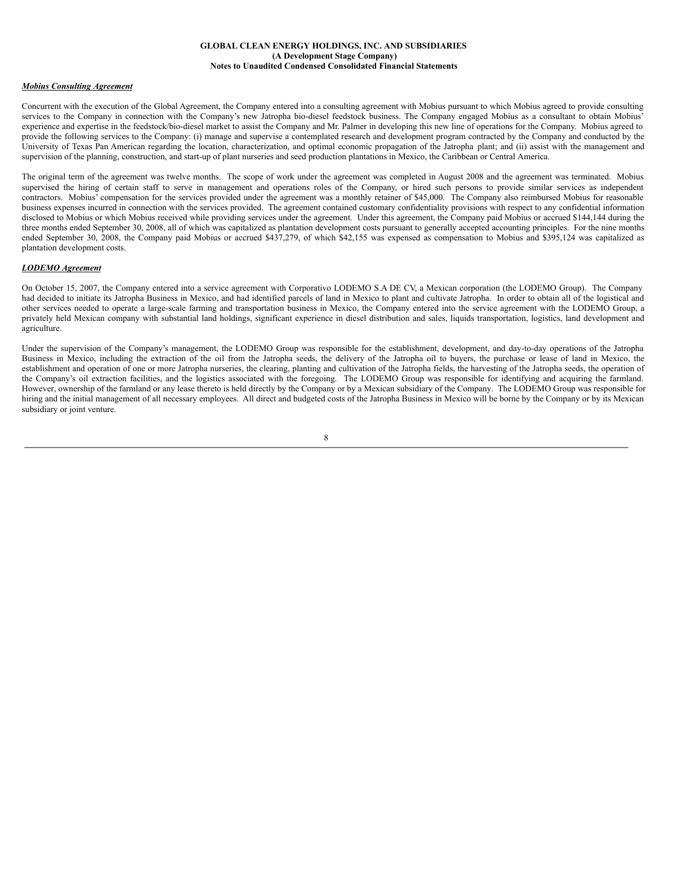#### Mobius Consulting Agreement

Concurrent with the execution of the Global Agreement, the Company entered into a consulting agreement with Mobius pursuant to which Mobius agreed to provide consulting services to the Company in connection with the Company's new Jatropha bio-diesel feedstock business. The Company engaged Mobius as a consultant to obtain Mobius' experience and expertise in the feedstock/bio-diesel market to assist the Company and Mr. Palmer in developing this new line of operations for the Company. Mobius agreed to provide the following services to the Company: (i) manage and supervise a contemplated research and development program contracted by the Company and conducted by the University of Texas Pan American regarding the location, characterization, and optimal economic propagation of the Jatropha plant; and (ii) assist with the management and supervision of the planning, construction, and start-up of plant nurseries and seed production plantations in Mexico, the Caribbean or Central America.

The original term of the agreement was twelve months. The scope of work under the agreement was completed in August 2008 and the agreement was terminated. Mobius supervised the hiring of certain staff to serve in management and operations roles of the Company, or hired such persons to provide similar services as independent contractors. Mobius' compensation for the services provided under the agreement was a monthly retainer of $45,000. The Company also reimbursed Mobius for reasonable business expenses incurred in connection with the services provided. The agreement contained customary confidentiality provisions with respect to any confidential information disclosed to Mobius or which Mobius received while providing services under the agreement. Under this agreement, the Company paid Mobius or accrued $144,144 during the three months ended September 30, 2008, all of which was capitalized as plantation development costs pursuant to generally accepted accounting principles. For the nine months ended September 30, 2008, the Company paid Mobius or accrued $437,279, of which $42,155 was expensed as compensation to Mobius and $395,124 was capitalized as plantation development costs.

#### LODEMO Agreement

On October 15, 2007, the Company entered into a service agreement with Corporativo LODEMO S.A DE CV, a Mexican corporation (the LODEMO Group). The Company had decided to initiate its Jatropha Business in Mexico, and had identified parcels of land in Mexico to plant and cultivate Jatropha. In order to obtain all of the logistical and other services needed to operate a large-scale farming and transportation business in Mexico, the Company entered into the service agreement with the LODEMO Group, a privately held Mexican company with substantial land holdings, significant experience in diesel distribution and sales, liquids transportation, logistics, land development and agriculture.

Under the supervision of the Company's management, the LODEMO Group was responsible for the establishment, development, and day-to-day operations of the Jatropha Business in Mexico, including the extraction of the oil from the Jatropha seeds, the delivery of the Jatropha oil to buyers, the purchase or lease of land in Mexico, the establishment and operation of one or more Jatropha nurseries, the clearing, planting and cultivation of the Jatropha fields, the harvesting of the Jatropha seeds, the operation of the Company's oil extraction facilities, and the logistics associated with the foregoing. The LODEMO Group was responsible for identifying and acquiring the farmland. However, ownership of the farmland or any lease thereto is held directly by the Company or by a Mexican subsidiary of the Company. The LODEMO Group was responsible for hiring and the initial management of all necessary employees. All direct and budgeted costs of the Jatropha Business in Mexico will be borne by the Company or by its Mexican subsidiary or joint venture.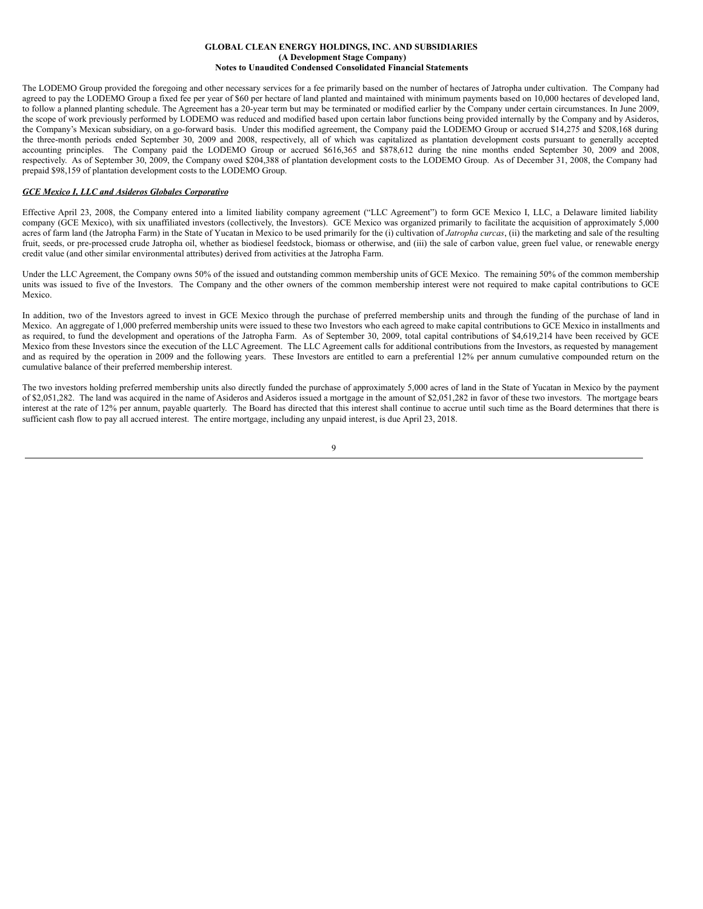The LODEMO Group provided the foregoing and other necessary services for a fee primarily based on the number of hectares of Jatropha under cultivation. The Company had agreed to pay the LODEMO Group a fixed fee per year of $60 per hectare of land planted and maintained with minimum payments based on 10,000 hectares of developed land, to follow a planned planting schedule. The Agreement has a 20-year term but may be terminated or modified earlier by the Company under certain circumstances. In June 2009, the scope of work previously performed by LODEMO was reduced and modified based upon certain labor functions being provided internally by the Company and by Asideros, the Company's Mexican subsidiary, on a go-forward basis. Under this modified agreement, the Company paid the LODEMO Group or accrued $14,275 and $208,168 during the three-month periods ended September 30, 2009 and 2008, respectively, all of which was capitalized as plantation development costs pursuant to generally accepted accounting principles. The Company paid the LODEMO Group or accrued $616,365 and $878,612 during the nine months ended September 30, 2009 and 2008, respectively. As of September 30, 2009, the Company owed $204,388 of plantation development costs to the LODEMO Group. As of December 31, 2008, the Company had prepaid $98,159 of plantation development costs to the LODEMO Group.

***GCE Mexico I, LLC and Asideros Globales Corporativo***

Effective April 23, 2008, the Company entered into a limited liability company agreement ("LLC Agreement") to form GCE Mexico I, LLC, a Delaware limited liability company (GCE Mexico), with six unaffiliated investors (collectively, the Investors). GCE Mexico was organized primarily to facilitate the acquisition of approximately 5,000 acres of farm land (the Jatropha Farm) in the State of Yucatan in Mexico to be used primarily for the (i) cultivation of *Jatropha curcas*, (ii) the marketing and sale of the resulting fruit, seeds, or pre-processed crude Jatropha oil, whether as biodiesel feedstock, biomass or otherwise, and (iii) the sale of carbon value, green fuel value, or renewable energy credit value (and other similar environmental attributes) derived from activities at the Jatropha Farm.

Under the LLC Agreement, the Company owns 50% of the issued and outstanding common membership units of GCE Mexico. The remaining 50% of the common membership units was issued to five of the Investors. The Company and the other owners of the common membership interest were not required to make capital contributions to GCE Mexico.

In addition, two of the Investors agreed to invest in GCE Mexico through the purchase of preferred membership units and through the funding of the purchase of land in Mexico. An aggregate of 1,000 preferred membership units were issued to these two Investors who each agreed to make capital contributions to GCE Mexico in installments and as required, to fund the development and operations of the Jatropha Farm. As of September 30, 2009, total capital contributions of $4,619,214 have been received by GCE Mexico from these Investors since the execution of the LLC Agreement. The LLC Agreement calls for additional contributions from the Investors, as requested by management and as required by the operation in 2009 and the following years. These Investors are entitled to earn a preferential 12% per annum cumulative compounded return on the cumulative balance of their preferred membership interest.

The two investors holding preferred membership units also directly funded the purchase of approximately 5,000 acres of land in the State of Yucatan in Mexico by the payment of $2,051,282. The land was acquired in the name of Asideros and Asideros issued a mortgage in the amount of $2,051,282 in favor of these two investors. The mortgage bears interest at the rate of 12% per annum, payable quarterly. The Board has directed that this interest shall continue to accrue until such time as the Board determines that there is sufficient cash flow to pay all accrued interest. The entire mortgage, including any unpaid interest, is due April 23, 2018.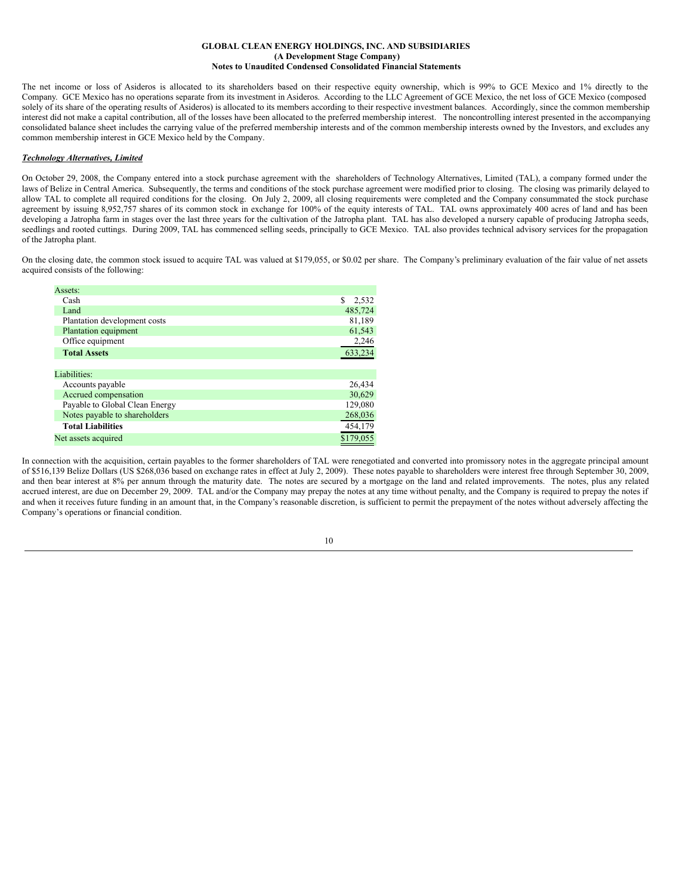The net income or loss of Asideros is allocated to its shareholders based on their respective equity ownership, which is 99% to GCE Mexico and 1% directly to the Company. GCE Mexico has no operations separate from its investment in Asideros. According to the LLC Agreement of GCE Mexico, the net loss of GCE Mexico (composed solely of its share of the operating results of Asideros) is allocated to its members according to their respective investment balances. Accordingly, since the common membership interest did not make a capital contribution, all of the losses have been allocated to the preferred membership interest. The noncontrolling interest presented in the accompanying consolidated balance sheet includes the carrying value of the preferred membership interests and of the common membership interests owned by the Investors, and excludes any common membership interest in GCE Mexico held by the Company.

***Technology Alternatives, Limited***

On October 29, 2008, the Company entered into a stock purchase agreement with the shareholders of Technology Alternatives, Limited (TAL), a company formed under the laws of Belize in Central America. Subsequently, the terms and conditions of the stock purchase agreement were modified prior to closing. The closing was primarily delayed to allow TAL to complete all required conditions for the closing. On July 2, 2009, all closing requirements were completed and the Company consummated the stock purchase agreement by issuing 8,952,757 shares of its common stock in exchange for 100% of the equity interests of TAL. TAL owns approximately 400 acres of land and has been developing a Jatropha farm in stages over the last three years for the cultivation of the Jatropha plant. TAL has also developed a nursery capable of producing Jatropha seeds, seedlings and rooted cuttings. During 2009, TAL has commenced selling seeds, principally to GCE Mexico. TAL also provides technical advisory services for the propagation of the Jatropha plant.

On the closing date, the common stock issued to acquire TAL was valued at $179,055, or $0.02 per share. The Company's preliminary evaluation of the fair value of net assets acquired consists of the following:

| | |
|---|---|
| Assets: | |
| Cash | $ 2,532 |
| Land | 485,724 |
| Plantation development costs | 81,189 |
| Plantation equipment | 61,543 |
| Office equipment | 2,246 |
| **Total Assets** | 633,234 |
| | |
| Liabilities: | |
| Accounts payable | 26,434 |
| Accrued compensation | 30,629 |
| Payable to Global Clean Energy | 129,080 |
| Notes payable to shareholders | 268,036 |
| **Total Liabilities** | 454,179 |
| Net assets acquired | $179,055 |

In connection with the acquisition, certain payables to the former shareholders of TAL were renegotiated and converted into promissory notes in the aggregate principal amount of $516,139 Belize Dollars (US $268,036 based on exchange rates in effect at July 2, 2009). These notes payable to shareholders were interest free through September 30, 2009, and then bear interest at 8% per annum through the maturity date. The notes are secured by a mortgage on the land and related improvements. The notes, plus any related accrued interest, are due on December 29, 2009. TAL and/or the Company may prepay the notes at any time without penalty, and the Company is required to prepay the notes if and when it receives future funding in an amount that, in the Company's reasonable discretion, is sufficient to permit the prepayment of the notes without adversely affecting the Company's operations or financial condition.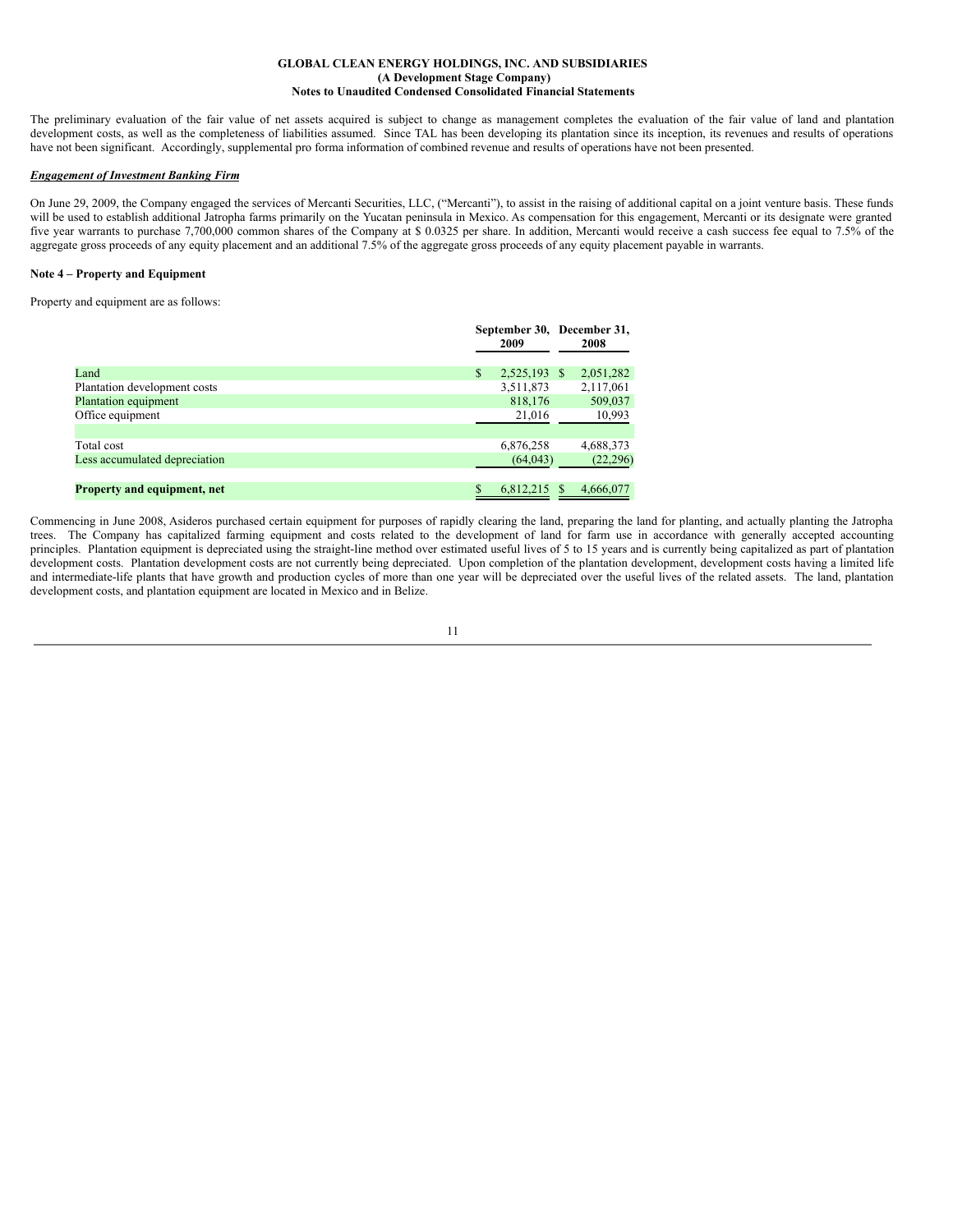The preliminary evaluation of the fair value of net assets acquired is subject to change as management completes the evaluation of the fair value of land and plantation development costs, as well as the completeness of liabilities assumed. Since TAL has been developing its plantation since its inception, its revenues and results of operations have not been significant. Accordingly, supplemental pro forma information of combined revenue and results of operations have not been presented.

***Engagement of Investment Banking Firm***

On June 29, 2009, the Company engaged the services of Mercanti Securities, LLC, ("Mercanti"), to assist in the raising of additional capital on a joint venture basis. These funds will be used to establish additional Jatropha farms primarily on the Yucatan peninsula in Mexico. As compensation for this engagement, Mercanti or its designate were granted five year warrants to purchase 7,700,000 common shares of the Company at $ 0.0325 per share. In addition, Mercanti would receive a cash success fee equal to 7.5% of the aggregate gross proceeds of any equity placement and an additional 7.5% of the aggregate gross proceeds of any equity placement payable in warrants.

**Note 4 – Property and Equipment**

Property and equipment are as follows:

| | September 30, 2009 | December 31, 2008 |
|---|---|---|
| Land | $ 2,525,193 | $ 2,051,282 |
| Plantation development costs | 3,511,873 | 2,117,061 |
| Plantation equipment | 818,176 | 509,037 |
| Office equipment | 21,016 | 10,993 |
| | | |
| Total cost | 6,876,258 | 4,688,373 |
| Less accumulated depreciation | (64,043) | (22,296) |
| | | |
| **Property and equipment, net** | $ 6,812,215 | $ 4,666,077 |

Commencing in June 2008, Asideros purchased certain equipment for purposes of rapidly clearing the land, preparing the land for planting, and actually planting the Jatropha trees. The Company has capitalized farming equipment and costs related to the development of land for farm use in accordance with generally accepted accounting principles. Plantation equipment is depreciated using the straight-line method over estimated useful lives of 5 to 15 years and is currently being capitalized as part of plantation development costs. Plantation development costs are not currently being depreciated. Upon completion of the plantation development, development costs having a limited life and intermediate-life plants that have growth and production cycles of more than one year will be depreciated over the useful lives of the related assets. The land, plantation development costs, and plantation equipment are located in Mexico and in Belize.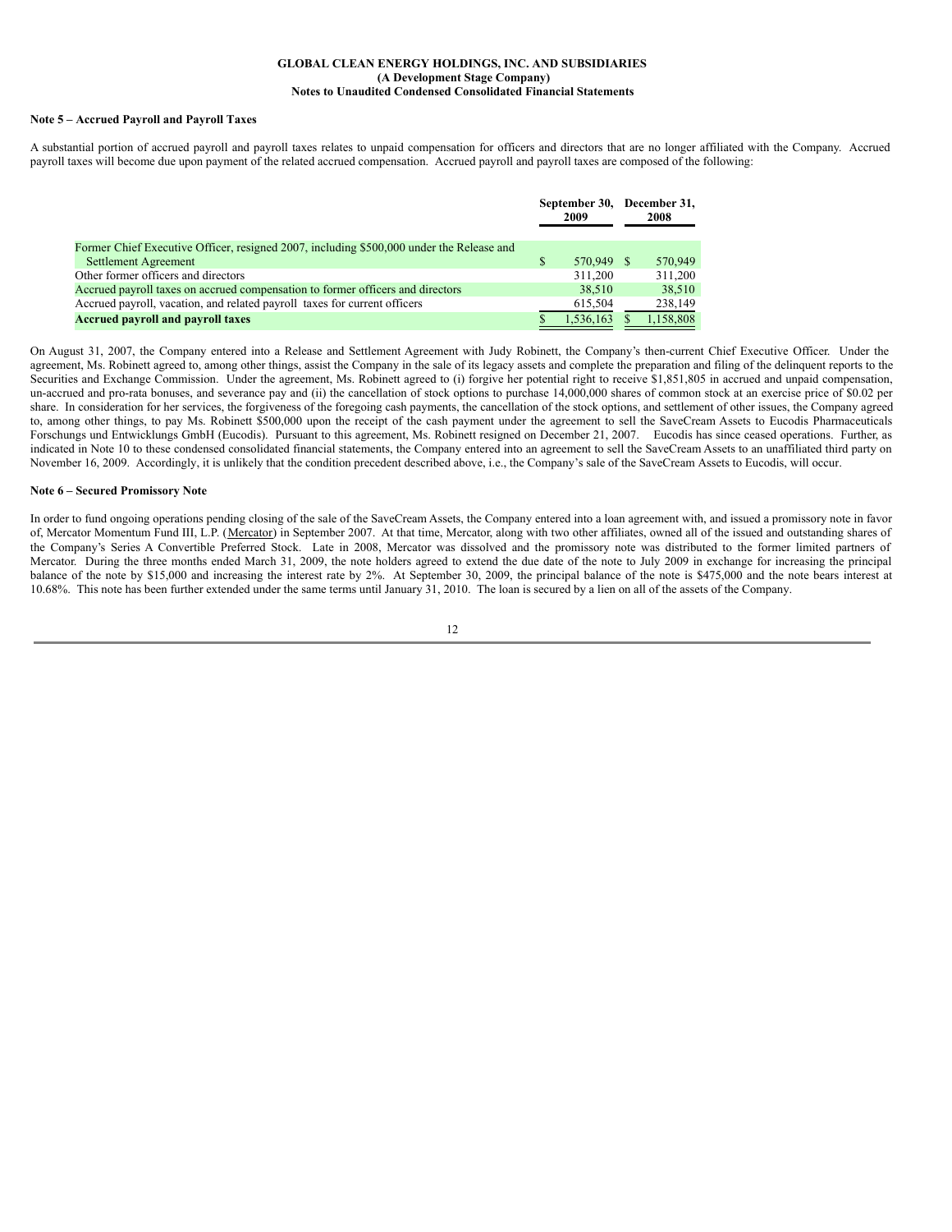**GLOBAL CLEAN ENERGY HOLDINGS, INC. AND SUBSIDIARIES**
**(A Development Stage Company)**
**Notes to Unaudited Condensed Consolidated Financial Statements**

**Note 5 – Accrued Payroll and Payroll Taxes**

A substantial portion of accrued payroll and payroll taxes relates to unpaid compensation for officers and directors that are no longer affiliated with the Company. Accrued payroll taxes will become due upon payment of the related accrued compensation. Accrued payroll and payroll taxes are composed of the following:

| | September 30, 2009 | December 31, 2008 |
|---|---|---|
| Former Chief Executive Officer, resigned 2007, including $500,000 under the Release and Settlement Agreement | $ 570,949 | $ 570,949 |
| Other former officers and directors | 311,200 | 311,200 |
| Accrued payroll taxes on accrued compensation to former officers and directors | 38,510 | 38,510 |
| Accrued payroll, vacation, and related payroll taxes for current officers | 615,504 | 238,149 |
| **Accrued payroll and payroll taxes** | $ 1,536,163 | $ 1,158,808 |

On August 31, 2007, the Company entered into a Release and Settlement Agreement with Judy Robinett, the Company's then-current Chief Executive Officer. Under the agreement, Ms. Robinett agreed to, among other things, assist the Company in the sale of its legacy assets and complete the preparation and filing of the delinquent reports to the Securities and Exchange Commission. Under the agreement, Ms. Robinett agreed to (i) forgive her potential right to receive $1,851,805 in accrued and unpaid compensation, un-accrued and pro-rata bonuses, and severance pay and (ii) the cancellation of stock options to purchase 14,000,000 shares of common stock at an exercise price of $0.02 per share. In consideration for her services, the forgiveness of the foregoing cash payments, the cancellation of the stock options, and settlement of other issues, the Company agreed to, among other things, to pay Ms. Robinett $500,000 upon the receipt of the cash payment under the agreement to sell the SaveCream Assets to Eucodis Pharmaceuticals Forschungs und Entwicklungs GmbH (Eucodis). Pursuant to this agreement, Ms. Robinett resigned on December 21, 2007. Eucodis has since ceased operations. Further, as indicated in Note 10 to these condensed consolidated financial statements, the Company entered into an agreement to sell the SaveCream Assets to an unaffiliated third party on November 16, 2009. Accordingly, it is unlikely that the condition precedent described above, i.e., the Company's sale of the SaveCream Assets to Eucodis, will occur.

**Note 6 – Secured Promissory Note**

In order to fund ongoing operations pending closing of the sale of the SaveCream Assets, the Company entered into a loan agreement with, and issued a promissory note in favor of, Mercator Momentum Fund III, L.P. (Mercator) in September 2007. At that time, Mercator, along with two other affiliates, owned all of the issued and outstanding shares of the Company's Series A Convertible Preferred Stock. Late in 2008, Mercator was dissolved and the promissory note was distributed to the former limited partners of Mercator. During the three months ended March 31, 2009, the note holders agreed to extend the due date of the note to July 2009 in exchange for increasing the principal balance of the note by $15,000 and increasing the interest rate by 2%. At September 30, 2009, the principal balance of the note is $475,000 and the note bears interest at 10.68%. This note has been further extended under the same terms until January 31, 2010. The loan is secured by a lien on all of the assets of the Company.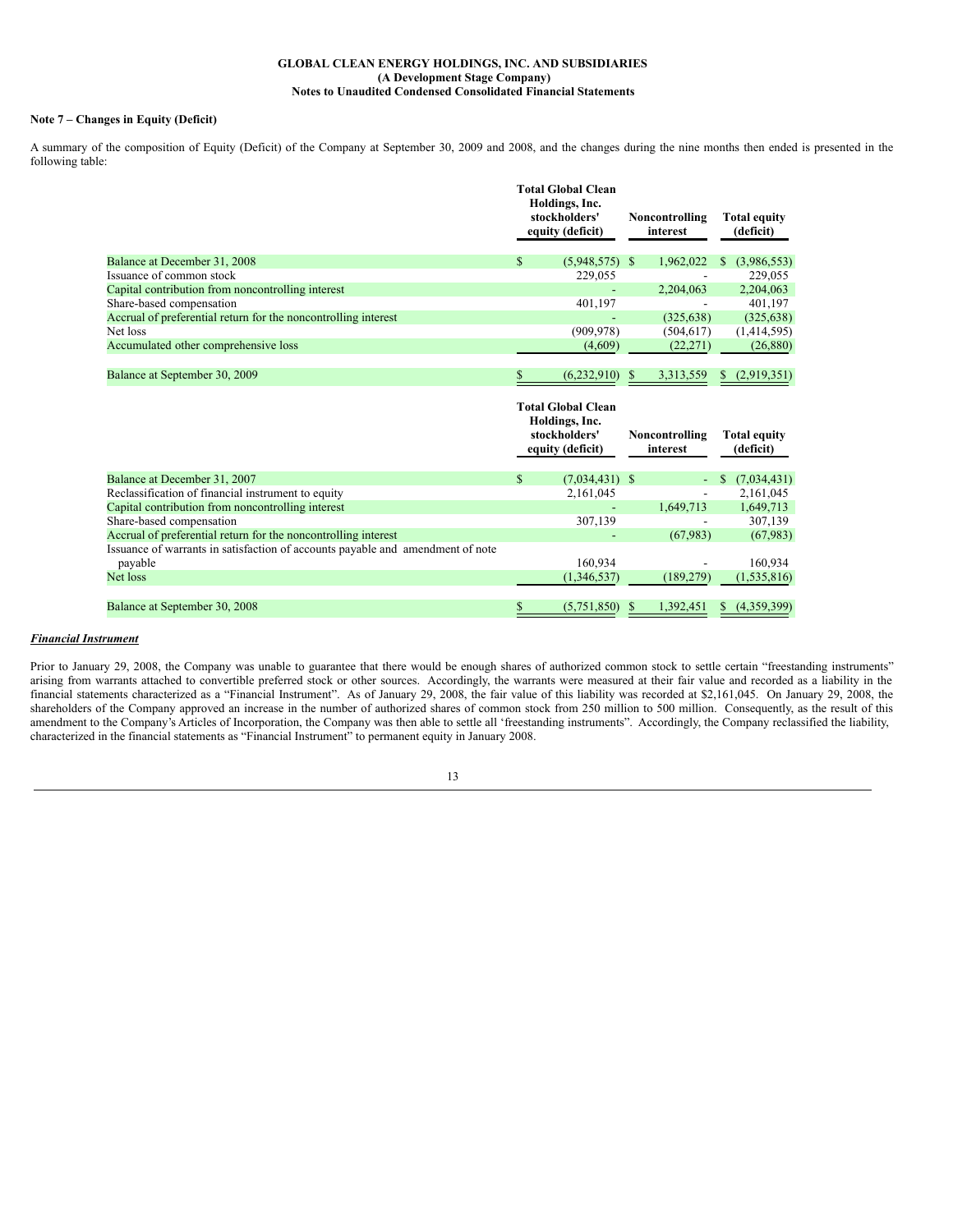**GLOBAL CLEAN ENERGY HOLDINGS, INC. AND SUBSIDIARIES**
**(A Development Stage Company)**
**Notes to Unaudited Condensed Consolidated Financial Statements**

**Note 7 – Changes in Equity (Deficit)**

A summary of the composition of Equity (Deficit) of the Company at September 30, 2009 and 2008, and the changes during the nine months then ended is presented in the following table:

| | Total Global Clean Holdings, Inc. stockholders' equity (deficit) | Noncontrolling interest | Total equity (deficit) |
|---|---|---|---|
| Balance at December 31, 2008 | $ (5,948,575) | $ 1,962,022 | $ (3,986,553) |
| Issuance of common stock | 229,055 | - | 229,055 |
| Capital contribution from noncontrolling interest | - | 2,204,063 | 2,204,063 |
| Share-based compensation | 401,197 | - | 401,197 |
| Accrual of preferential return for the noncontrolling interest | - | (325,638) | (325,638) |
| Net loss | (909,978) | (504,617) | (1,414,595) |
| Accumulated other comprehensive loss | (4,609) | (22,271) | (26,880) |
| Balance at September 30, 2009 | $ (6,232,910) | $ 3,313,559 | $ (2,919,351) |

| | Total Global Clean Holdings, Inc. stockholders' equity (deficit) | Noncontrolling interest | Total equity (deficit) |
|---|---|---|---|
| Balance at December 31, 2007 | $ (7,034,431) | $ - | $ (7,034,431) |
| Reclassification of financial instrument to equity | 2,161,045 | - | 2,161,045 |
| Capital contribution from noncontrolling interest | - | 1,649,713 | 1,649,713 |
| Share-based compensation | 307,139 | - | 307,139 |
| Accrual of preferential return for the noncontrolling interest | - | (67,983) | (67,983) |
| Issuance of warrants in satisfaction of accounts payable and amendment of note payable | 160,934 | - | 160,934 |
| Net loss | (1,346,537) | (189,279) | (1,535,816) |
| Balance at September 30, 2008 | $ (5,751,850) | $ 1,392,451 | $ (4,359,399) |

***Financial Instrument***

Prior to January 29, 2008, the Company was unable to guarantee that there would be enough shares of authorized common stock to settle certain "freestanding instruments" arising from warrants attached to convertible preferred stock or other sources. Accordingly, the warrants were measured at their fair value and recorded as a liability in the financial statements characterized as a "Financial Instrument". As of January 29, 2008, the fair value of this liability was recorded at $2,161,045. On January 29, 2008, the shareholders of the Company approved an increase in the number of authorized shares of common stock from 250 million to 500 million. Consequently, as the result of this amendment to the Company's Articles of Incorporation, the Company was then able to settle all 'freestanding instruments". Accordingly, the Company reclassified the liability, characterized in the financial statements as "Financial Instrument" to permanent equity in January 2008.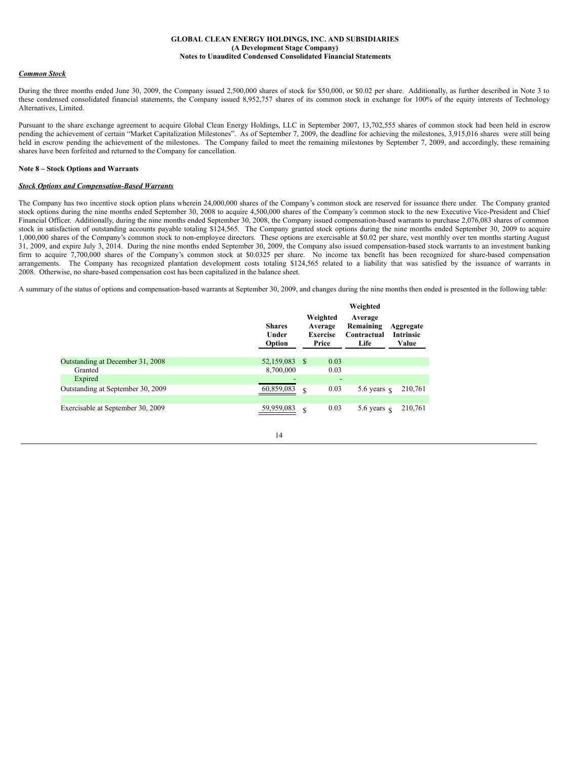**GLOBAL CLEAN ENERGY HOLDINGS, INC. AND SUBSIDIARIES**
**(A Development Stage Company)**
**Notes to Unaudited Condensed Consolidated Financial Statements**

***Common Stock***

During the three months ended June 30, 2009, the Company issued 2,500,000 shares of stock for $50,000, or $0.02 per share. Additionally, as further described in Note 3 to these condensed consolidated financial statements, the Company issued 8,952,757 shares of its common stock in exchange for 100% of the equity interests of Technology Alternatives, Limited.

Pursuant to the share exchange agreement to acquire Global Clean Energy Holdings, LLC in September 2007, 13,702,555 shares of common stock had been held in escrow pending the achievement of certain "Market Capitalization Milestones". As of September 7, 2009, the deadline for achieving the milestones, 3,915,016 shares were still being held in escrow pending the achievement of the milestones. The Company failed to meet the remaining milestones by September 7, 2009, and accordingly, these remaining shares have been forfeited and returned to the Company for cancellation.

**Note 8 – Stock Options and Warrants**

***Stock Options and Compensation-Based Warrants***

The Company has two incentive stock option plans wherein 24,000,000 shares of the Company's common stock are reserved for issuance there under. The Company granted stock options during the nine months ended September 30, 2008 to acquire 4,500,000 shares of the Company's common stock to the new Executive Vice-President and Chief Financial Officer. Additionally, during the nine months ended September 30, 2008, the Company issued compensation-based warrants to purchase 2,076,083 shares of common stock in satisfaction of outstanding accounts payable totaling $124,565. The Company granted stock options during the nine months ended September 30, 2009 to acquire 1,000,000 shares of the Company's common stock to non-employee directors. These options are exercisable at $0.02 per share, vest monthly over ten months starting August 31, 2009, and expire July 3, 2014. During the nine months ended September 30, 2009, the Company also issued compensation-based stock warrants to an investment banking firm to acquire 7,700,000 shares of the Company's common stock at $0.0325 per share. No income tax benefit has been recognized for share-based compensation arrangements. The Company has recognized plantation development costs totaling $124,565 related to a liability that was satisfied by the issuance of warrants in 2008. Otherwise, no share-based compensation cost has been capitalized in the balance sheet.

A summary of the status of options and compensation-based warrants at September 30, 2009, and changes during the nine months then ended is presented in the following table:

| | Shares Under Option | Weighted Average Exercise Price | Weighted Average Remaining Contractual Life | Aggregate Intrinsic Value |
|---|---|---|---|---|
| Outstanding at December 31, 2008 | 52,159,083 | $ 0.03 | | |
| Granted | 8,700,000 | 0.03 | | |
| Expired | - | - | | |
| Outstanding at September 30, 2009 | 60,859,083 | $ 0.03 | 5.6 years | $ 210,761 |
| Exercisable at September 30, 2009 | 59,959,083 | $ 0.03 | 5.6 years | $ 210,761 |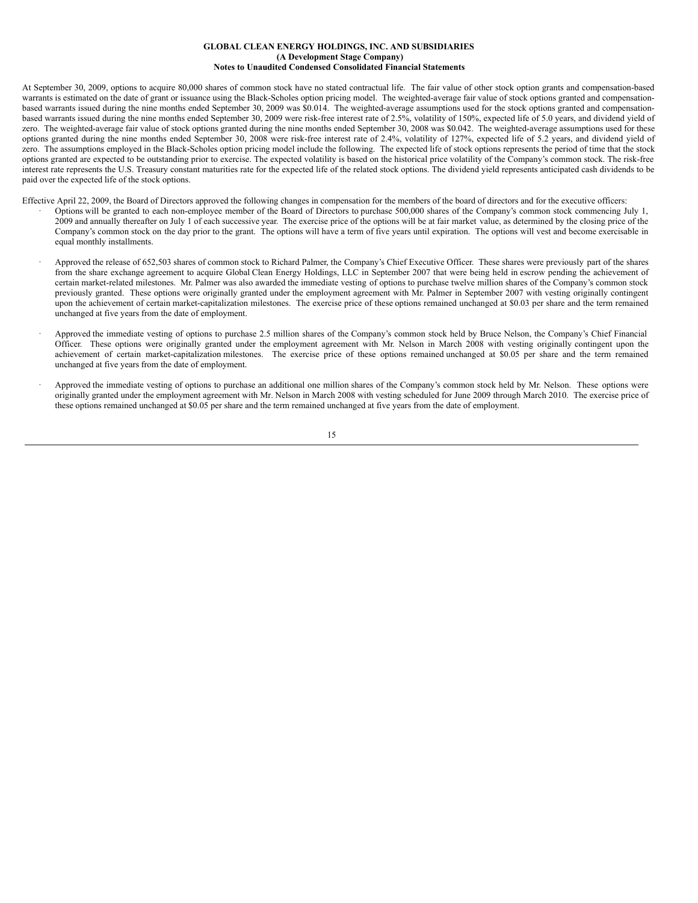At September 30, 2009, options to acquire 80,000 shares of common stock have no stated contractual life. The fair value of other stock option grants and compensation-based warrants is estimated on the date of grant or issuance using the Black-Scholes option pricing model. The weighted-average fair value of stock options granted and compensation-based warrants issued during the nine months ended September 30, 2009 was $0.014. The weighted-average assumptions used for the stock options granted and compensation-based warrants issued during the nine months ended September 30, 2009 were risk-free interest rate of 2.5%, volatility of 150%, expected life of 5.0 years, and dividend yield of zero. The weighted-average fair value of stock options granted during the nine months ended September 30, 2008 was $0.042. The weighted-average assumptions used for these options granted during the nine months ended September 30, 2008 were risk-free interest rate of 2.4%, volatility of 127%, expected life of 5.2 years, and dividend yield of zero. The assumptions employed in the Black-Scholes option pricing model include the following. The expected life of stock options represents the period of time that the stock options granted are expected to be outstanding prior to exercise. The expected volatility is based on the historical price volatility of the Company's common stock. The risk-free interest rate represents the U.S. Treasury constant maturities rate for the expected life of the related stock options. The dividend yield represents anticipated cash dividends to be paid over the expected life of the stock options.

Effective April 22, 2009, the Board of Directors approved the following changes in compensation for the members of the board of directors and for the executive officers:

- Options will be granted to each non-employee member of the Board of Directors to purchase 500,000 shares of the Company's common stock commencing July 1, 2009 and annually thereafter on July 1 of each successive year. The exercise price of the options will be at fair market value, as determined by the closing price of the Company's common stock on the day prior to the grant. The options will have a term of five years until expiration. The options will vest and become exercisable in equal monthly installments.

- Approved the release of 652,503 shares of common stock to Richard Palmer, the Company's Chief Executive Officer. These shares were previously part of the shares from the share exchange agreement to acquire Global Clean Energy Holdings, LLC in September 2007 that were being held in escrow pending the achievement of certain market-related milestones. Mr. Palmer was also awarded the immediate vesting of options to purchase twelve million shares of the Company's common stock previously granted. These options were originally granted under the employment agreement with Mr. Palmer in September 2007 with vesting originally contingent upon the achievement of certain market-capitalization milestones. The exercise price of these options remained unchanged at $0.03 per share and the term remained unchanged at five years from the date of employment.

- Approved the immediate vesting of options to purchase 2.5 million shares of the Company's common stock held by Bruce Nelson, the Company's Chief Financial Officer. These options were originally granted under the employment agreement with Mr. Nelson in March 2008 with vesting originally contingent upon the achievement of certain market-capitalization milestones. The exercise price of these options remained unchanged at $0.05 per share and the term remained unchanged at five years from the date of employment.

- Approved the immediate vesting of options to purchase an additional one million shares of the Company's common stock held by Mr. Nelson. These options were originally granted under the employment agreement with Mr. Nelson in March 2008 with vesting scheduled for June 2009 through March 2010. The exercise price of these options remained unchanged at $0.05 per share and the term remained unchanged at five years from the date of employment.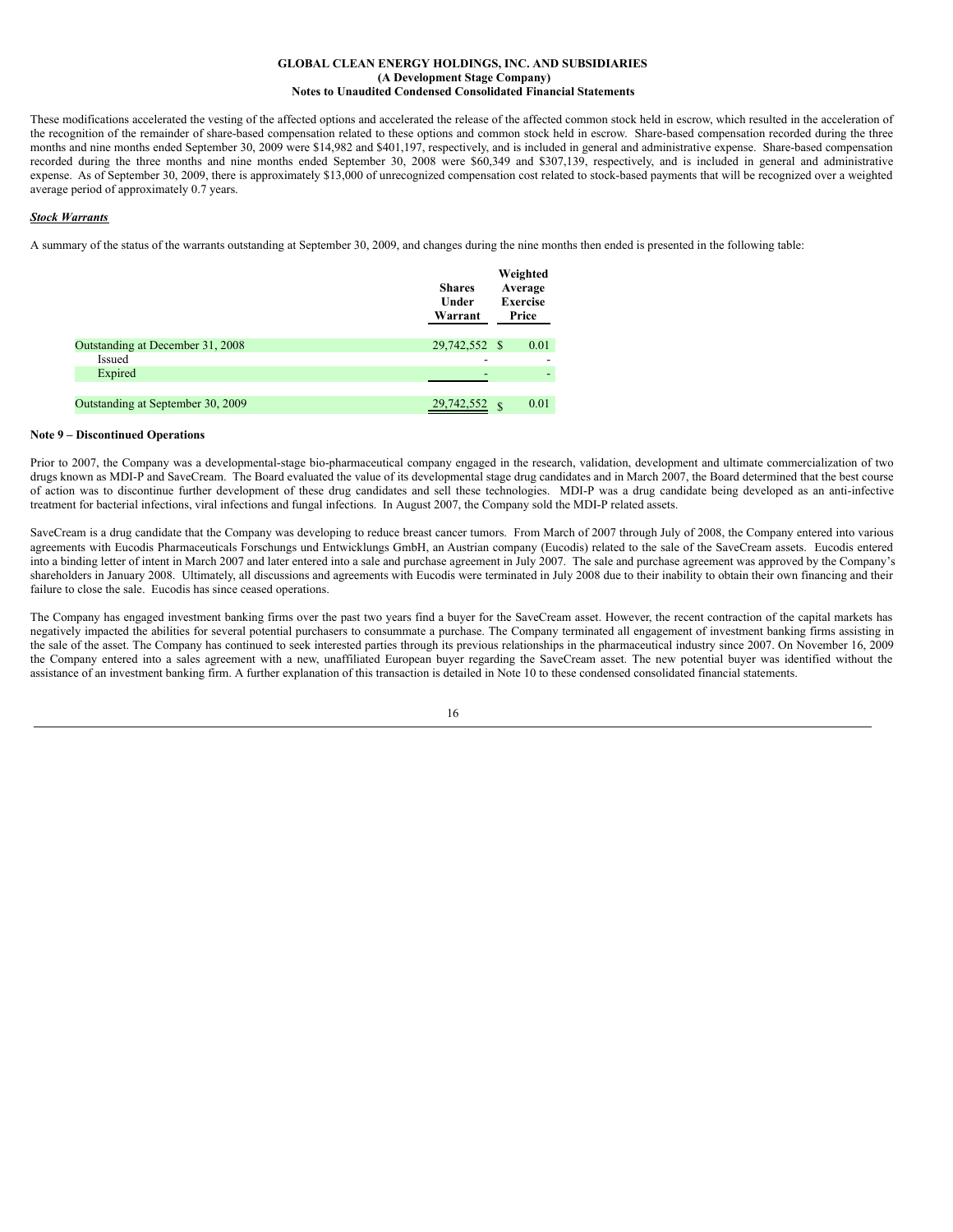These modifications accelerated the vesting of the affected options and accelerated the release of the affected common stock held in escrow, which resulted in the acceleration of the recognition of the remainder of share-based compensation related to these options and common stock held in escrow. Share-based compensation recorded during the three months and nine months ended September 30, 2009 were $14,982 and $401,197, respectively, and is included in general and administrative expense. Share-based compensation recorded during the three months and nine months ended September 30, 2008 were $60,349 and $307,139, respectively, and is included in general and administrative expense. As of September 30, 2009, there is approximately $13,000 of unrecognized compensation cost related to stock-based payments that will be recognized over a weighted average period of approximately 0.7 years.

***Stock Warrants***

A summary of the status of the warrants outstanding at September 30, 2009, and changes during the nine months then ended is presented in the following table:

| | Shares Under Warrant | Weighted Average Exercise Price |
|---|---|---|
| Outstanding at December 31, 2008 | 29,742,552 | $ 0.01 |
| Issued | - | - |
| Expired | - | - |
| Outstanding at September 30, 2009 | 29,742,552 | $ 0.01 |

**Note 9 – Discontinued Operations**

Prior to 2007, the Company was a developmental-stage bio-pharmaceutical company engaged in the research, validation, development and ultimate commercialization of two drugs known as MDI-P and SaveCream. The Board evaluated the value of its developmental stage drug candidates and in March 2007, the Board determined that the best course of action was to discontinue further development of these drug candidates and sell these technologies. MDI-P was a drug candidate being developed as an anti-infective treatment for bacterial infections, viral infections and fungal infections. In August 2007, the Company sold the MDI-P related assets.

SaveCream is a drug candidate that the Company was developing to reduce breast cancer tumors. From March of 2007 through July of 2008, the Company entered into various agreements with Eucodis Pharmaceuticals Forschungs und Entwicklungs GmbH, an Austrian company (Eucodis) related to the sale of the SaveCream assets. Eucodis entered into a binding letter of intent in March 2007 and later entered into a sale and purchase agreement in July 2007. The sale and purchase agreement was approved by the Company's shareholders in January 2008. Ultimately, all discussions and agreements with Eucodis were terminated in July 2008 due to their inability to obtain their own financing and their failure to close the sale. Eucodis has since ceased operations.

The Company has engaged investment banking firms over the past two years find a buyer for the SaveCream asset. However, the recent contraction of the capital markets has negatively impacted the abilities for several potential purchasers to consummate a purchase. The Company terminated all engagement of investment banking firms assisting in the sale of the asset. The Company has continued to seek interested parties through its previous relationships in the pharmaceutical industry since 2007. On November 16, 2009 the Company entered into a sales agreement with a new, unaffiliated European buyer regarding the SaveCream asset. The new potential buyer was identified without the assistance of an investment banking firm. A further explanation of this transaction is detailed in Note 10 to these condensed consolidated financial statements.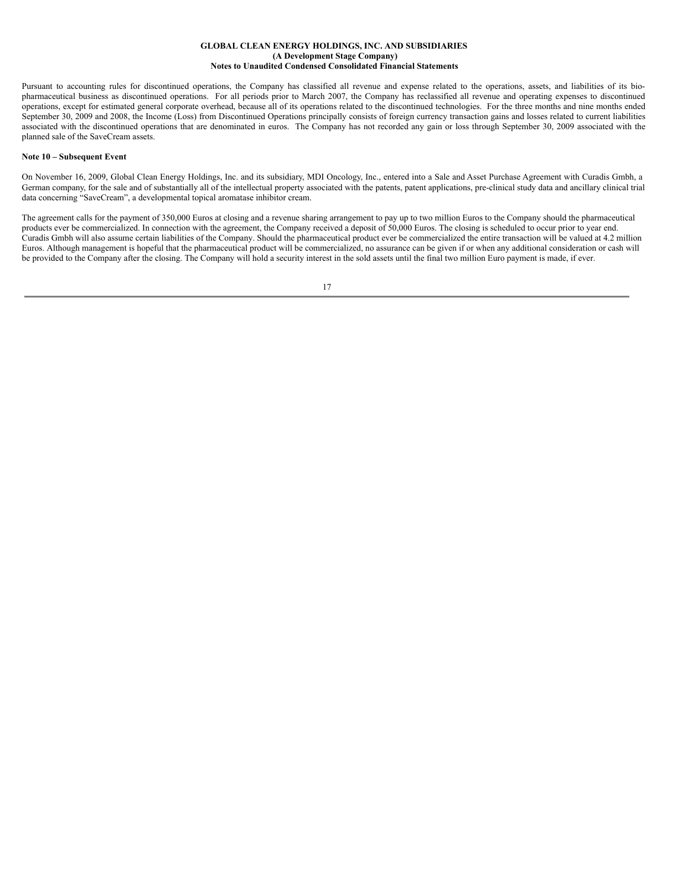Pursuant to accounting rules for discontinued operations, the Company has classified all revenue and expense related to the operations, assets, and liabilities of its bio-pharmaceutical business as discontinued operations. For all periods prior to March 2007, the Company has reclassified all revenue and operating expenses to discontinued operations, except for estimated general corporate overhead, because all of its operations related to the discontinued technologies. For the three months and nine months ended September 30, 2009 and 2008, the Income (Loss) from Discontinued Operations principally consists of foreign currency transaction gains and losses related to current liabilities associated with the discontinued operations that are denominated in euros. The Company has not recorded any gain or loss through September 30, 2009 associated with the planned sale of the SaveCream assets.

**Note 10 – Subsequent Event**

On November 16, 2009, Global Clean Energy Holdings, Inc. and its subsidiary, MDI Oncology, Inc., entered into a Sale and Asset Purchase Agreement with Curadis Gmbh, a German company, for the sale and of substantially all of the intellectual property associated with the patents, patent applications, pre-clinical study data and ancillary clinical trial data concerning "SaveCream", a developmental topical aromatase inhibitor cream.

The agreement calls for the payment of 350,000 Euros at closing and a revenue sharing arrangement to pay up to two million Euros to the Company should the pharmaceutical products ever be commercialized. In connection with the agreement, the Company received a deposit of 50,000 Euros. The closing is scheduled to occur prior to year end. Curadis Gmbh will also assume certain liabilities of the Company. Should the pharmaceutical product ever be commercialized the entire transaction will be valued at 4.2 million Euros. Although management is hopeful that the pharmaceutical product will be commercialized, no assurance can be given if or when any additional consideration or cash will be provided to the Company after the closing. The Company will hold a security interest in the sold assets until the final two million Euro payment is made, if ever.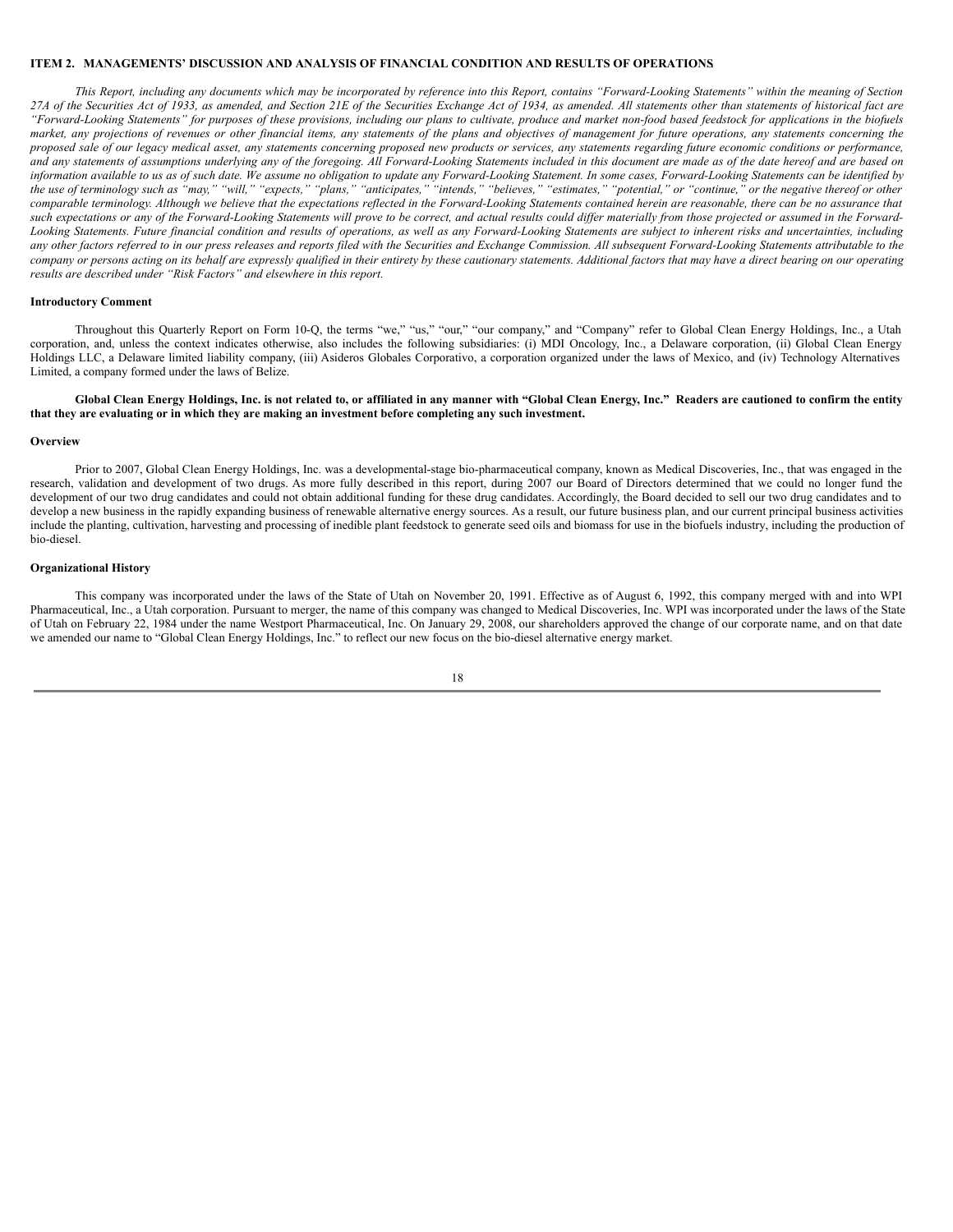## ITEM 2. MANAGEMENTS' DISCUSSION AND ANALYSIS OF FINANCIAL CONDITION AND RESULTS OF OPERATIONS

*This Report, including any documents which may be incorporated by reference into this Report, contains "Forward-Looking Statements" within the meaning of Section 27A of the Securities Act of 1933, as amended, and Section 21E of the Securities Exchange Act of 1934, as amended. All statements other than statements of historical fact are "Forward-Looking Statements" for purposes of these provisions, including our plans to cultivate, produce and market non-food based feedstock for applications in the biofuels market, any projections of revenues or other financial items, any statements of the plans and objectives of management for future operations, any statements concerning the proposed sale of our legacy medical asset, any statements concerning proposed new products or services, any statements regarding future economic conditions or performance, and any statements of assumptions underlying any of the foregoing. All Forward-Looking Statements included in this document are made as of the date hereof and are based on information available to us as of such date. We assume no obligation to update any Forward-Looking Statement. In some cases, Forward-Looking Statements can be identified by the use of terminology such as "may," "will," "expects," "plans," "anticipates," "intends," "believes," "estimates," "potential," or "continue," or the negative thereof or other comparable terminology. Although we believe that the expectations reflected in the Forward-Looking Statements contained herein are reasonable, there can be no assurance that such expectations or any of the Forward-Looking Statements will prove to be correct, and actual results could differ materially from those projected or assumed in the Forward-Looking Statements. Future financial condition and results of operations, as well as any Forward-Looking Statements are subject to inherent risks and uncertainties, including any other factors referred to in our press releases and reports filed with the Securities and Exchange Commission. All subsequent Forward-Looking Statements attributable to the company or persons acting on its behalf are expressly qualified in their entirety by these cautionary statements. Additional factors that may have a direct bearing on our operating results are described under "Risk Factors" and elsewhere in this report.*

### Introductory Comment

Throughout this Quarterly Report on Form 10-Q, the terms "we," "us," "our," "our company," and "Company" refer to Global Clean Energy Holdings, Inc., a Utah corporation, and, unless the context indicates otherwise, also includes the following subsidiaries: (i) MDI Oncology, Inc., a Delaware corporation, (ii) Global Clean Energy Holdings LLC, a Delaware limited liability company, (iii) Asideros Globales Corporativo, a corporation organized under the laws of Mexico, and (iv) Technology Alternatives Limited, a company formed under the laws of Belize.

**Global Clean Energy Holdings, Inc. is not related to, or affiliated in any manner with "Global Clean Energy, Inc." Readers are cautioned to confirm the entity that they are evaluating or in which they are making an investment before completing any such investment.**

### Overview

Prior to 2007, Global Clean Energy Holdings, Inc. was a developmental-stage bio-pharmaceutical company, known as Medical Discoveries, Inc., that was engaged in the research, validation and development of two drugs. As more fully described in this report, during 2007 our Board of Directors determined that we could no longer fund the development of our two drug candidates and could not obtain additional funding for these drug candidates. Accordingly, the Board decided to sell our two drug candidates and to develop a new business in the rapidly expanding business of renewable alternative energy sources. As a result, our future business plan, and our current principal business activities include the planting, cultivation, harvesting and processing of inedible plant feedstock to generate seed oils and biomass for use in the biofuels industry, including the production of bio-diesel.

### Organizational History

This company was incorporated under the laws of the State of Utah on November 20, 1991. Effective as of August 6, 1992, this company merged with and into WPI Pharmaceutical, Inc., a Utah corporation. Pursuant to merger, the name of this company was changed to Medical Discoveries, Inc. WPI was incorporated under the laws of the State of Utah on February 22, 1984 under the name Westport Pharmaceutical, Inc. On January 29, 2008, our shareholders approved the change of our corporate name, and on that date we amended our name to "Global Clean Energy Holdings, Inc." to reflect our new focus on the bio-diesel alternative energy market.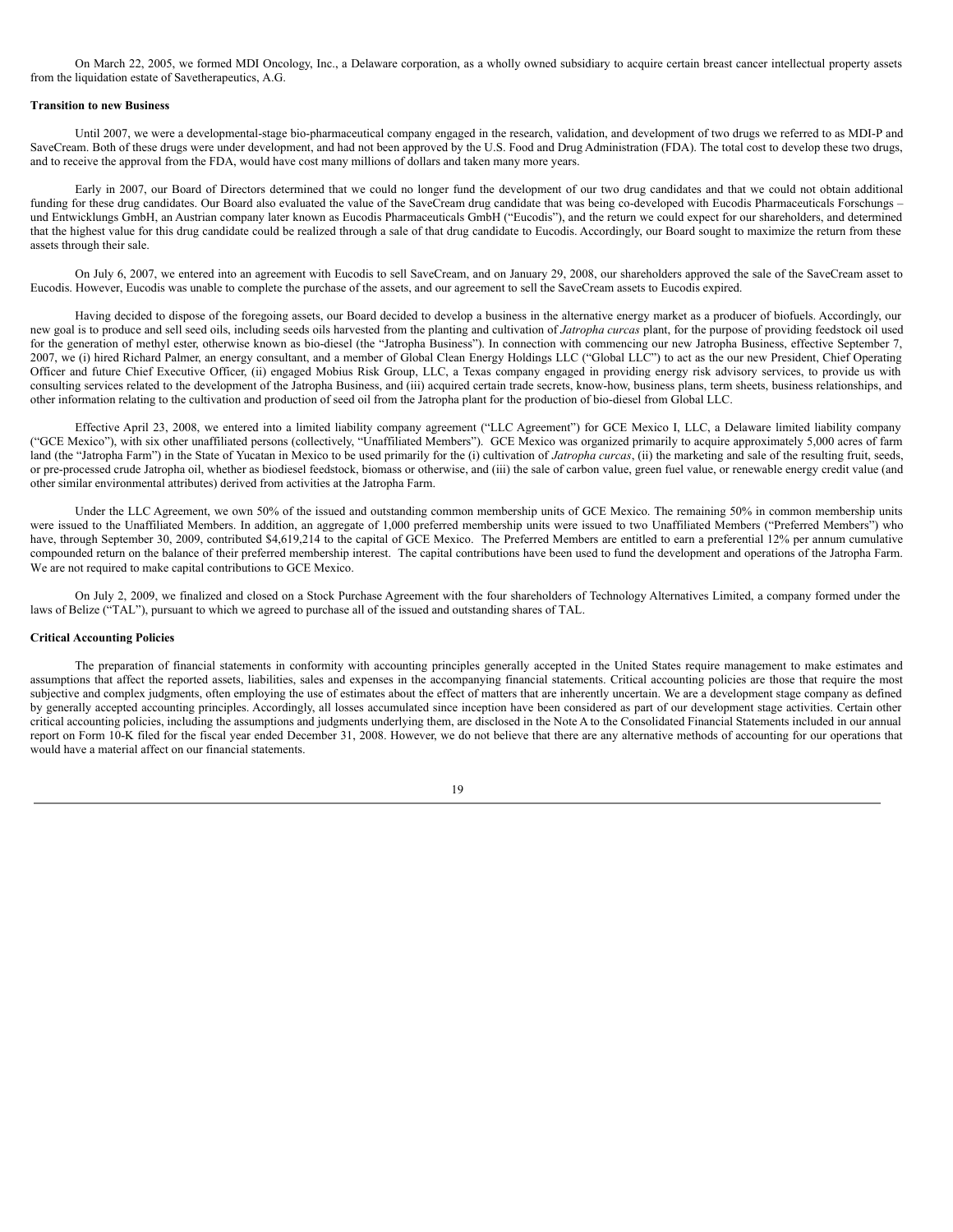On March 22, 2005, we formed MDI Oncology, Inc., a Delaware corporation, as a wholly owned subsidiary to acquire certain breast cancer intellectual property assets from the liquidation estate of Savetherapeutics, A.G.

**Transition to new Business**

Until 2007, we were a developmental-stage bio-pharmaceutical company engaged in the research, validation, and development of two drugs we referred to as MDI-P and SaveCream. Both of these drugs were under development, and had not been approved by the U.S. Food and Drug Administration (FDA). The total cost to develop these two drugs, and to receive the approval from the FDA, would have cost many millions of dollars and taken many more years.

Early in 2007, our Board of Directors determined that we could no longer fund the development of our two drug candidates and that we could not obtain additional funding for these drug candidates. Our Board also evaluated the value of the SaveCream drug candidate that was being co-developed with Eucodis Pharmaceuticals Forschungs – und Entwicklungs GmbH, an Austrian company later known as Eucodis Pharmaceuticals GmbH ("Eucodis"), and the return we could expect for our shareholders, and determined that the highest value for this drug candidate could be realized through a sale of that drug candidate to Eucodis. Accordingly, our Board sought to maximize the return from these assets through their sale.

On July 6, 2007, we entered into an agreement with Eucodis to sell SaveCream, and on January 29, 2008, our shareholders approved the sale of the SaveCream asset to Eucodis. However, Eucodis was unable to complete the purchase of the assets, and our agreement to sell the SaveCream assets to Eucodis expired.

Having decided to dispose of the foregoing assets, our Board decided to develop a business in the alternative energy market as a producer of biofuels. Accordingly, our new goal is to produce and sell seed oils, including seeds oils harvested from the planting and cultivation of *Jatropha curcas* plant, for the purpose of providing feedstock oil used for the generation of methyl ester, otherwise known as bio-diesel (the "Jatropha Business"). In connection with commencing our new Jatropha Business, effective September 7, 2007, we (i) hired Richard Palmer, an energy consultant, and a member of Global Clean Energy Holdings LLC ("Global LLC") to act as the our new President, Chief Operating Officer and future Chief Executive Officer, (ii) engaged Mobius Risk Group, LLC, a Texas company engaged in providing energy risk advisory services, to provide us with consulting services related to the development of the Jatropha Business, and (iii) acquired certain trade secrets, know-how, business plans, term sheets, business relationships, and other information relating to the cultivation and production of seed oil from the Jatropha plant for the production of bio-diesel from Global LLC.

Effective April 23, 2008, we entered into a limited liability company agreement ("LLC Agreement") for GCE Mexico I, LLC, a Delaware limited liability company ("GCE Mexico"), with six other unaffiliated persons (collectively, "Unaffiliated Members"). GCE Mexico was organized primarily to acquire approximately 5,000 acres of farm land (the "Jatropha Farm") in the State of Yucatan in Mexico to be used primarily for the (i) cultivation of *Jatropha curcas*, (ii) the marketing and sale of the resulting fruit, seeds, or pre-processed crude Jatropha oil, whether as biodiesel feedstock, biomass or otherwise, and (iii) the sale of carbon value, green fuel value, or renewable energy credit value (and other similar environmental attributes) derived from activities at the Jatropha Farm.

Under the LLC Agreement, we own 50% of the issued and outstanding common membership units of GCE Mexico. The remaining 50% in common membership units were issued to the Unaffiliated Members. In addition, an aggregate of 1,000 preferred membership units were issued to two Unaffiliated Members ("Preferred Members") who have, through September 30, 2009, contributed $4,619,214 to the capital of GCE Mexico. The Preferred Members are entitled to earn a preferential 12% per annum cumulative compounded return on the balance of their preferred membership interest. The capital contributions have been used to fund the development and operations of the Jatropha Farm. We are not required to make capital contributions to GCE Mexico.

On July 2, 2009, we finalized and closed on a Stock Purchase Agreement with the four shareholders of Technology Alternatives Limited, a company formed under the laws of Belize ("TAL"), pursuant to which we agreed to purchase all of the issued and outstanding shares of TAL.

**Critical Accounting Policies**

The preparation of financial statements in conformity with accounting principles generally accepted in the United States require management to make estimates and assumptions that affect the reported assets, liabilities, sales and expenses in the accompanying financial statements. Critical accounting policies are those that require the most subjective and complex judgments, often employing the use of estimates about the effect of matters that are inherently uncertain. We are a development stage company as defined by generally accepted accounting principles. Accordingly, all losses accumulated since inception have been considered as part of our development stage activities. Certain other critical accounting policies, including the assumptions and judgments underlying them, are disclosed in the Note A to the Consolidated Financial Statements included in our annual report on Form 10-K filed for the fiscal year ended December 31, 2008. However, we do not believe that there are any alternative methods of accounting for our operations that would have a material affect on our financial statements.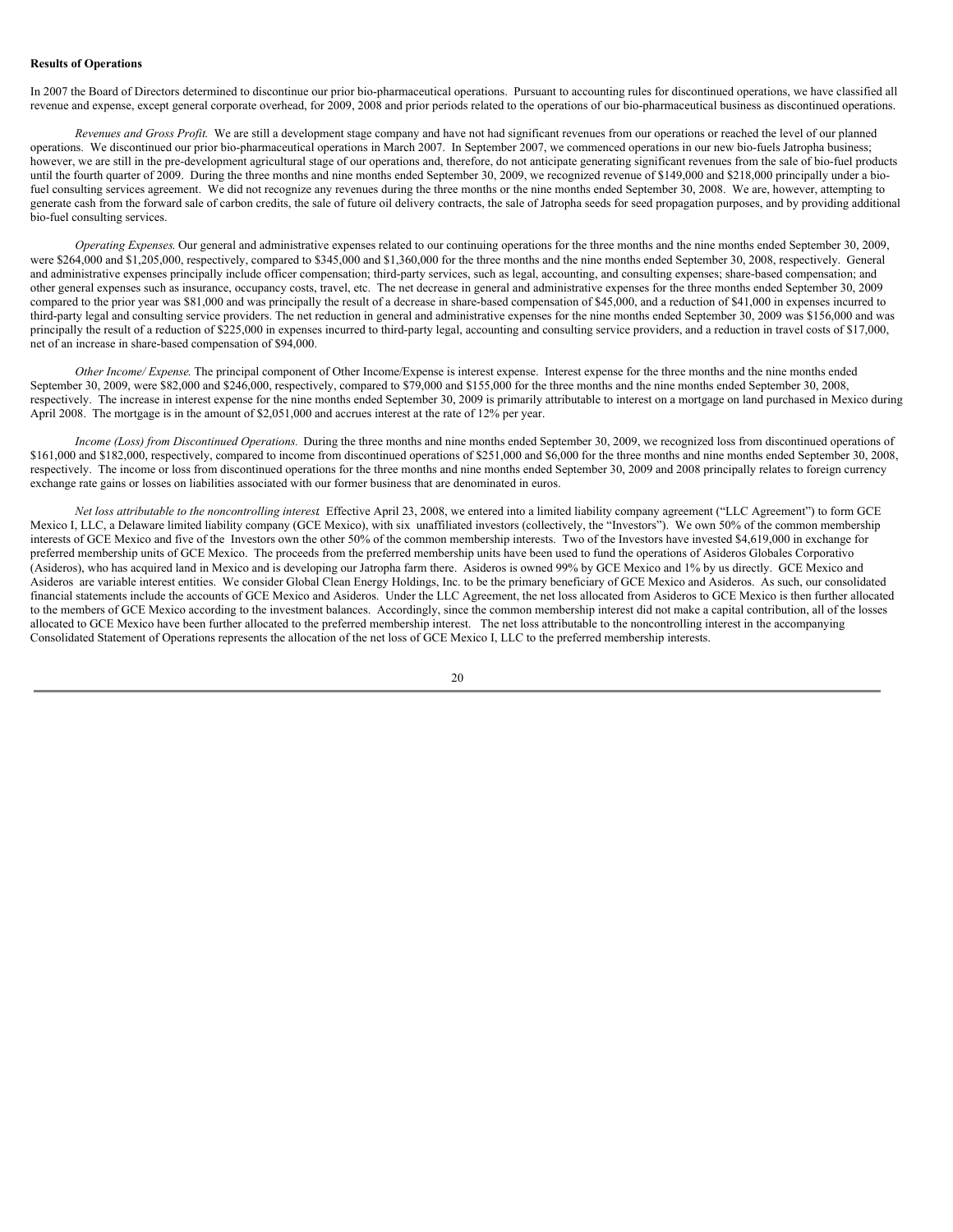**Results of Operations**

In 2007 the Board of Directors determined to discontinue our prior bio-pharmaceutical operations. Pursuant to accounting rules for discontinued operations, we have classified all revenue and expense, except general corporate overhead, for 2009, 2008 and prior periods related to the operations of our bio-pharmaceutical business as discontinued operations.

*Revenues and Gross Profit.* We are still a development stage company and have not had significant revenues from our operations or reached the level of our planned operations. We discontinued our prior bio-pharmaceutical operations in March 2007. In September 2007, we commenced operations in our new bio-fuels Jatropha business; however, we are still in the pre-development agricultural stage of our operations and, therefore, do not anticipate generating significant revenues from the sale of bio-fuel products until the fourth quarter of 2009. During the three months and nine months ended September 30, 2009, we recognized revenue of $149,000 and $218,000 principally under a bio-fuel consulting services agreement. We did not recognize any revenues during the three months or the nine months ended September 30, 2008. We are, however, attempting to generate cash from the forward sale of carbon credits, the sale of future oil delivery contracts, the sale of Jatropha seeds for seed propagation purposes, and by providing additional bio-fuel consulting services.

*Operating Expenses.* Our general and administrative expenses related to our continuing operations for the three months and the nine months ended September 30, 2009, were $264,000 and $1,205,000, respectively, compared to $345,000 and $1,360,000 for the three months and the nine months ended September 30, 2008, respectively. General and administrative expenses principally include officer compensation; third-party services, such as legal, accounting, and consulting expenses; share-based compensation; and other general expenses such as insurance, occupancy costs, travel, etc. The net decrease in general and administrative expenses for the three months ended September 30, 2009 compared to the prior year was $81,000 and was principally the result of a decrease in share-based compensation of $45,000, and a reduction of $41,000 in expenses incurred to third-party legal and consulting service providers. The net reduction in general and administrative expenses for the nine months ended September 30, 2009 was $156,000 and was principally the result of a reduction of $225,000 in expenses incurred to third-party legal, accounting and consulting service providers, and a reduction in travel costs of $17,000, net of an increase in share-based compensation of $94,000.

*Other Income/ Expense.* The principal component of Other Income/Expense is interest expense. Interest expense for the three months and the nine months ended September 30, 2009, were $82,000 and $246,000, respectively, compared to $79,000 and $155,000 for the three months and the nine months ended September 30, 2008, respectively. The increase in interest expense for the nine months ended September 30, 2009 is primarily attributable to interest on a mortgage on land purchased in Mexico during April 2008. The mortgage is in the amount of $2,051,000 and accrues interest at the rate of 12% per year.

*Income (Loss) from Discontinued Operations.* During the three months and nine months ended September 30, 2009, we recognized loss from discontinued operations of $161,000 and $182,000, respectively, compared to income from discontinued operations of $251,000 and $6,000 for the three months and nine months ended September 30, 2008, respectively. The income or loss from discontinued operations for the three months and nine months ended September 30, 2009 and 2008 principally relates to foreign currency exchange rate gains or losses on liabilities associated with our former business that are denominated in euros.

*Net loss attributable to the noncontrolling interest.* Effective April 23, 2008, we entered into a limited liability company agreement ("LLC Agreement") to form GCE Mexico I, LLC, a Delaware limited liability company (GCE Mexico), with six unaffiliated investors (collectively, the "Investors"). We own 50% of the common membership interests of GCE Mexico and five of the Investors own the other 50% of the common membership interests. Two of the Investors have invested $4,619,000 in exchange for preferred membership units of GCE Mexico. The proceeds from the preferred membership units have been used to fund the operations of Asideros Globales Corporativo (Asideros), who has acquired land in Mexico and is developing our Jatropha farm there. Asideros is owned 99% by GCE Mexico and 1% by us directly. GCE Mexico and Asideros are variable interest entities. We consider Global Clean Energy Holdings, Inc. to be the primary beneficiary of GCE Mexico and Asideros. As such, our consolidated financial statements include the accounts of GCE Mexico and Asideros. Under the LLC Agreement, the net loss allocated from Asideros to GCE Mexico is then further allocated to the members of GCE Mexico according to the investment balances. Accordingly, since the common membership interest did not make a capital contribution, all of the losses allocated to GCE Mexico have been further allocated to the preferred membership interest. The net loss attributable to the noncontrolling interest in the accompanying Consolidated Statement of Operations represents the allocation of the net loss of GCE Mexico I, LLC to the preferred membership interests.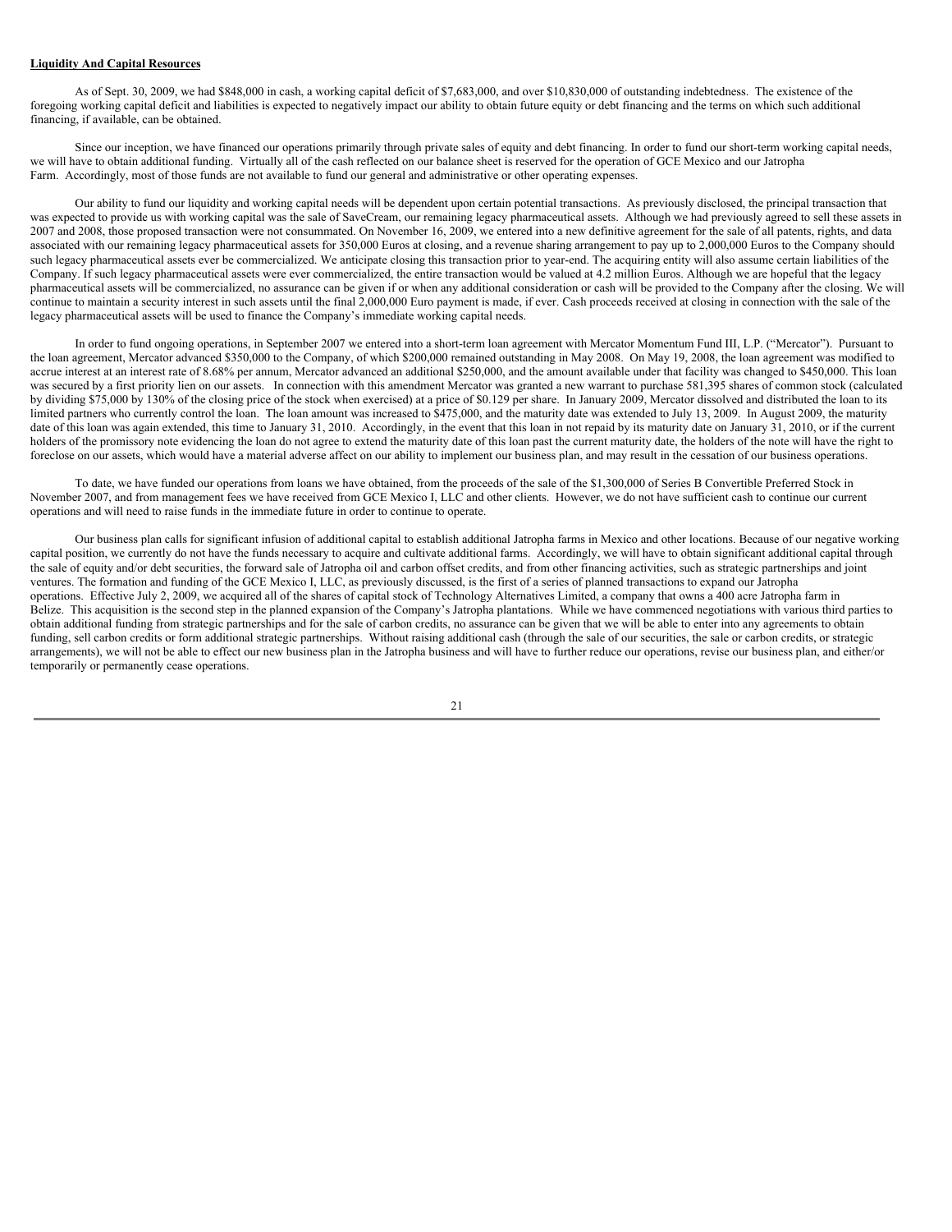**Liquidity And Capital Resources**

As of Sept. 30, 2009, we had $848,000 in cash, a working capital deficit of $7,683,000, and over $10,830,000 of outstanding indebtedness. The existence of the foregoing working capital deficit and liabilities is expected to negatively impact our ability to obtain future equity or debt financing and the terms on which such additional financing, if available, can be obtained.

Since our inception, we have financed our operations primarily through private sales of equity and debt financing. In order to fund our short-term working capital needs, we will have to obtain additional funding. Virtually all of the cash reflected on our balance sheet is reserved for the operation of GCE Mexico and our Jatropha Farm. Accordingly, most of those funds are not available to fund our general and administrative or other operating expenses.

Our ability to fund our liquidity and working capital needs will be dependent upon certain potential transactions. As previously disclosed, the principal transaction that was expected to provide us with working capital was the sale of SaveCream, our remaining legacy pharmaceutical assets. Although we had previously agreed to sell these assets in 2007 and 2008, those proposed transaction were not consummated. On November 16, 2009, we entered into a new definitive agreement for the sale of all patents, rights, and data associated with our remaining legacy pharmaceutical assets for 350,000 Euros at closing, and a revenue sharing arrangement to pay up to 2,000,000 Euros to the Company should such legacy pharmaceutical assets ever be commercialized. We anticipate closing this transaction prior to year-end. The acquiring entity will also assume certain liabilities of the Company. If such legacy pharmaceutical assets were ever commercialized, the entire transaction would be valued at 4.2 million Euros. Although we are hopeful that the legacy pharmaceutical assets will be commercialized, no assurance can be given if or when any additional consideration or cash will be provided to the Company after the closing. We will continue to maintain a security interest in such assets until the final 2,000,000 Euro payment is made, if ever. Cash proceeds received at closing in connection with the sale of the legacy pharmaceutical assets will be used to finance the Company's immediate working capital needs.

In order to fund ongoing operations, in September 2007 we entered into a short-term loan agreement with Mercator Momentum Fund III, L.P. ("Mercator"). Pursuant to the loan agreement, Mercator advanced $350,000 to the Company, of which $200,000 remained outstanding in May 2008. On May 19, 2008, the loan agreement was modified to accrue interest at an interest rate of 8.68% per annum, Mercator advanced an additional $250,000, and the amount available under that facility was changed to $450,000. This loan was secured by a first priority lien on our assets. In connection with this amendment Mercator was granted a new warrant to purchase 581,395 shares of common stock (calculated by dividing $75,000 by 130% of the closing price of the stock when exercised) at a price of $0.129 per share. In January 2009, Mercator dissolved and distributed the loan to its limited partners who currently control the loan. The loan amount was increased to $475,000, and the maturity date was extended to July 13, 2009. In August 2009, the maturity date of this loan was again extended, this time to January 31, 2010. Accordingly, in the event that this loan in not repaid by its maturity date on January 31, 2010, or if the current holders of the promissory note evidencing the loan do not agree to extend the maturity date of this loan past the current maturity date, the holders of the note will have the right to foreclose on our assets, which would have a material adverse affect on our ability to implement our business plan, and may result in the cessation of our business operations.

To date, we have funded our operations from loans we have obtained, from the proceeds of the sale of the $1,300,000 of Series B Convertible Preferred Stock in November 2007, and from management fees we have received from GCE Mexico I, LLC and other clients. However, we do not have sufficient cash to continue our current operations and will need to raise funds in the immediate future in order to continue to operate.

Our business plan calls for significant infusion of additional capital to establish additional Jatropha farms in Mexico and other locations. Because of our negative working capital position, we currently do not have the funds necessary to acquire and cultivate additional farms. Accordingly, we will have to obtain significant additional capital through the sale of equity and/or debt securities, the forward sale of Jatropha oil and carbon offset credits, and from other financing activities, such as strategic partnerships and joint ventures. The formation and funding of the GCE Mexico I, LLC, as previously discussed, is the first of a series of planned transactions to expand our Jatropha operations. Effective July 2, 2009, we acquired all of the shares of capital stock of Technology Alternatives Limited, a company that owns a 400 acre Jatropha farm in Belize. This acquisition is the second step in the planned expansion of the Company's Jatropha plantations. While we have commenced negotiations with various third parties to obtain additional funding from strategic partnerships and for the sale of carbon credits, no assurance can be given that we will be able to enter into any agreements to obtain funding, sell carbon credits or form additional strategic partnerships. Without raising additional cash (through the sale of our securities, the sale or carbon credits, or strategic arrangements), we will not be able to effect our new business plan in the Jatropha business and will have to further reduce our operations, revise our business plan, and either/or temporarily or permanently cease operations.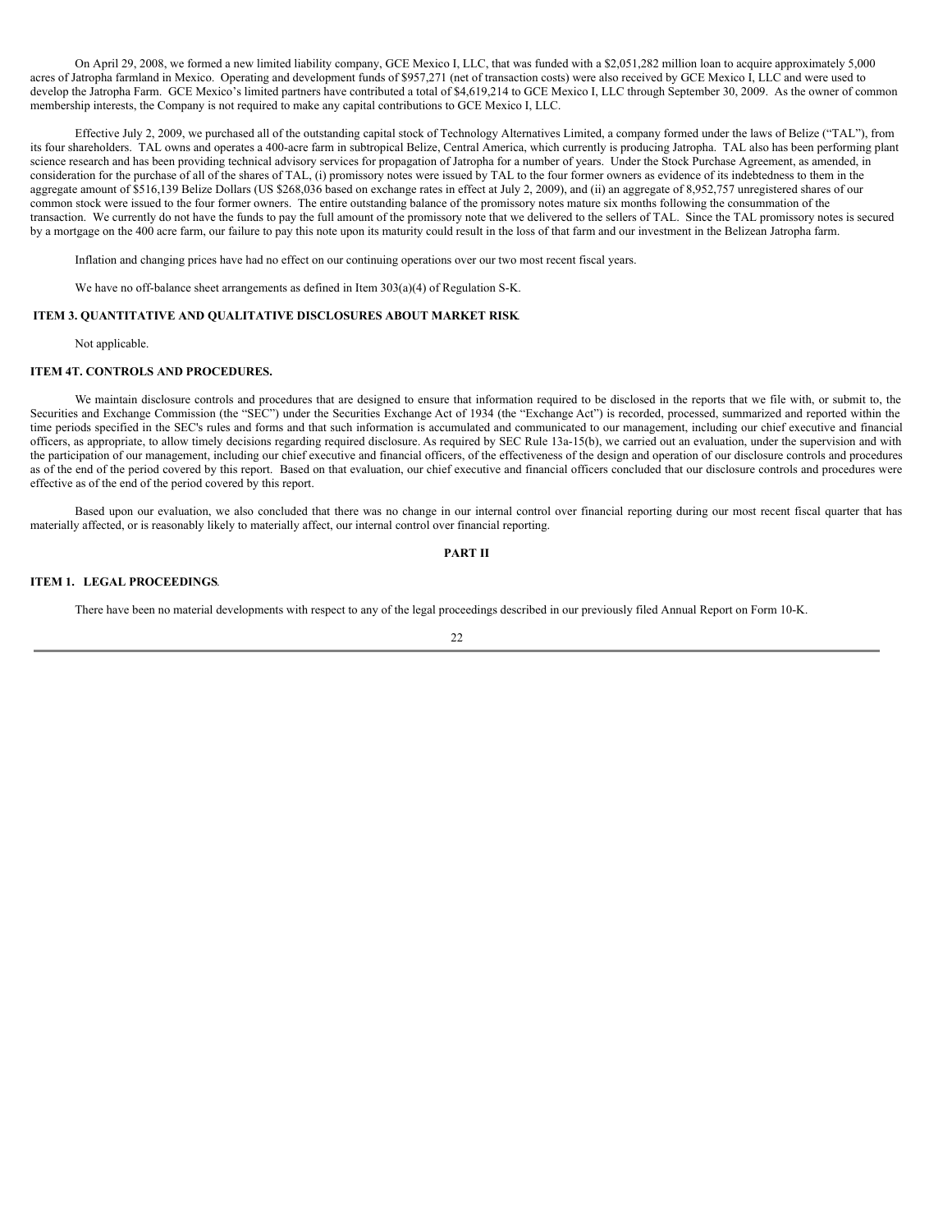On April 29, 2008, we formed a new limited liability company, GCE Mexico I, LLC, that was funded with a $2,051,282 million loan to acquire approximately 5,000 acres of Jatropha farmland in Mexico. Operating and development funds of $957,271 (net of transaction costs) were also received by GCE Mexico I, LLC and were used to develop the Jatropha Farm. GCE Mexico's limited partners have contributed a total of $4,619,214 to GCE Mexico I, LLC through September 30, 2009. As the owner of common membership interests, the Company is not required to make any capital contributions to GCE Mexico I, LLC.

Effective July 2, 2009, we purchased all of the outstanding capital stock of Technology Alternatives Limited, a company formed under the laws of Belize ("TAL"), from its four shareholders. TAL owns and operates a 400-acre farm in subtropical Belize, Central America, which currently is producing Jatropha. TAL also has been performing plant science research and has been providing technical advisory services for propagation of Jatropha for a number of years. Under the Stock Purchase Agreement, as amended, in consideration for the purchase of all of the shares of TAL, (i) promissory notes were issued by TAL to the four former owners as evidence of its indebtedness to them in the aggregate amount of $516,139 Belize Dollars (US $268,036 based on exchange rates in effect at July 2, 2009), and (ii) an aggregate of 8,952,757 unregistered shares of our common stock were issued to the four former owners. The entire outstanding balance of the promissory notes mature six months following the consummation of the transaction. We currently do not have the funds to pay the full amount of the promissory note that we delivered to the sellers of TAL. Since the TAL promissory notes is secured by a mortgage on the 400 acre farm, our failure to pay this note upon its maturity could result in the loss of that farm and our investment in the Belizean Jatropha farm.

Inflation and changing prices have had no effect on our continuing operations over our two most recent fiscal years.

We have no off-balance sheet arrangements as defined in Item 303(a)(4) of Regulation S-K.

## ITEM 3. QUANTITATIVE AND QUALITATIVE DISCLOSURES ABOUT MARKET RISK.

Not applicable.

## ITEM 4T. CONTROLS AND PROCEDURES.

We maintain disclosure controls and procedures that are designed to ensure that information required to be disclosed in the reports that we file with, or submit to, the Securities and Exchange Commission (the "SEC") under the Securities Exchange Act of 1934 (the "Exchange Act") is recorded, processed, summarized and reported within the time periods specified in the SEC's rules and forms and that such information is accumulated and communicated to our management, including our chief executive and financial officers, as appropriate, to allow timely decisions regarding required disclosure. As required by SEC Rule 13a-15(b), we carried out an evaluation, under the supervision and with the participation of our management, including our chief executive and financial officers, of the effectiveness of the design and operation of our disclosure controls and procedures as of the end of the period covered by this report. Based on that evaluation, our chief executive and financial officers concluded that our disclosure controls and procedures were effective as of the end of the period covered by this report.

Based upon our evaluation, we also concluded that there was no change in our internal control over financial reporting during our most recent fiscal quarter that has materially affected, or is reasonably likely to materially affect, our internal control over financial reporting.

# PART II

## ITEM 1. LEGAL PROCEEDINGS.

There have been no material developments with respect to any of the legal proceedings described in our previously filed Annual Report on Form 10-K.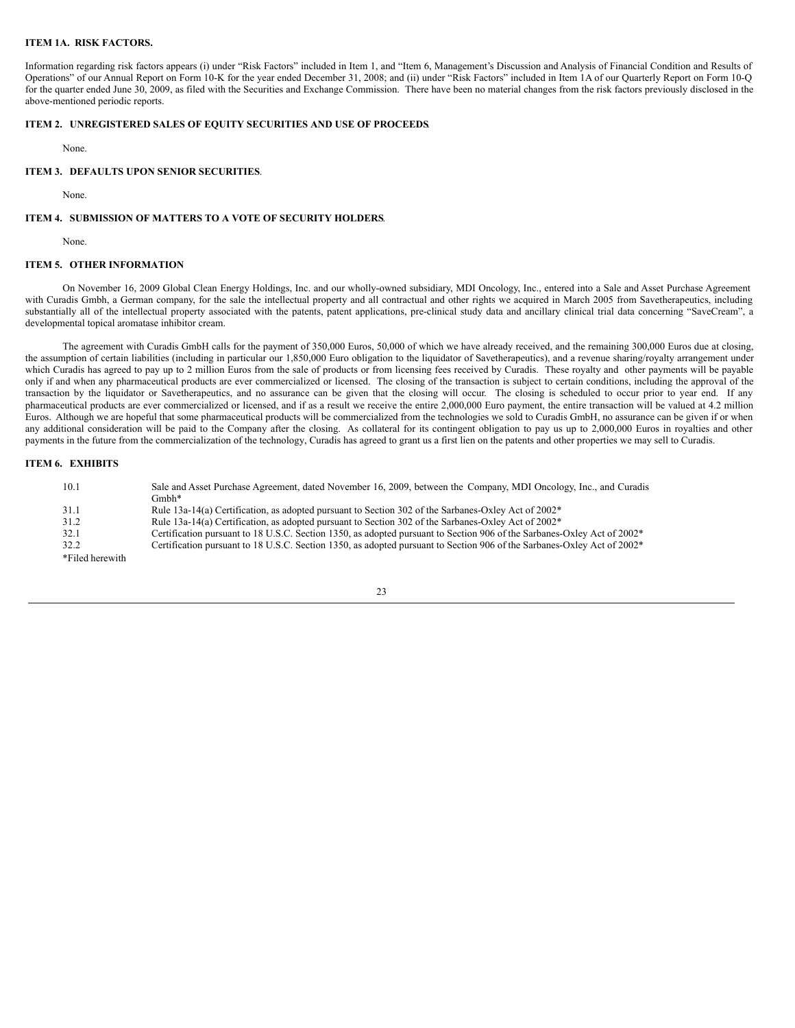### ITEM 1A. RISK FACTORS.

Information regarding risk factors appears (i) under "Risk Factors" included in Item 1, and "Item 6, Management's Discussion and Analysis of Financial Condition and Results of Operations" of our Annual Report on Form 10-K for the year ended December 31, 2008; and (ii) under "Risk Factors" included in Item 1A of our Quarterly Report on Form 10-Q for the quarter ended June 30, 2009, as filed with the Securities and Exchange Commission. There have been no material changes from the risk factors previously disclosed in the above-mentioned periodic reports.

### ITEM 2. UNREGISTERED SALES OF EQUITY SECURITIES AND USE OF PROCEEDS.

None.

### ITEM 3. DEFAULTS UPON SENIOR SECURITIES.

None.

### ITEM 4. SUBMISSION OF MATTERS TO A VOTE OF SECURITY HOLDERS.

None.

### ITEM 5. OTHER INFORMATION

On November 16, 2009 Global Clean Energy Holdings, Inc. and our wholly-owned subsidiary, MDI Oncology, Inc., entered into a Sale and Asset Purchase Agreement with Curadis Gmbh, a German company, for the sale the intellectual property and all contractual and other rights we acquired in March 2005 from Savetherapeutics, including substantially all of the intellectual property associated with the patents, patent applications, pre-clinical study data and ancillary clinical trial data concerning "SaveCream", a developmental topical aromatase inhibitor cream.

The agreement with Curadis GmbH calls for the payment of 350,000 Euros, 50,000 of which we have already received, and the remaining 300,000 Euros due at closing, the assumption of certain liabilities (including in particular our 1,850,000 Euro obligation to the liquidator of Savetherapeutics), and a revenue sharing/royalty arrangement under which Curadis has agreed to pay up to 2 million Euros from the sale of products or from licensing fees received by Curadis. These royalty and other payments will be payable only if and when any pharmaceutical products are ever commercialized or licensed. The closing of the transaction is subject to certain conditions, including the approval of the transaction by the liquidator or Savetherapeutics, and no assurance can be given that the closing will occur. The closing is scheduled to occur prior to year end. If any pharmaceutical products are ever commercialized or licensed, and if as a result we receive the entire 2,000,000 Euro payment, the entire transaction will be valued at 4.2 million Euros. Although we are hopeful that some pharmaceutical products will be commercialized from the technologies we sold to Curadis GmbH, no assurance can be given if or when any additional consideration will be paid to the Company after the closing. As collateral for its contingent obligation to pay us up to 2,000,000 Euros in royalties and other payments in the future from the commercialization of the technology, Curadis has agreed to grant us a first lien on the patents and other properties we may sell to Curadis.

### ITEM 6. EXHIBITS

| | |
|---|---|
| 10.1 | Sale and Asset Purchase Agreement, dated November 16, 2009, between the Company, MDI Oncology, Inc., and Curadis Gmbh* |
| 31.1 | Rule 13a-14(a) Certification, as adopted pursuant to Section 302 of the Sarbanes-Oxley Act of 2002* |
| 31.2 | Rule 13a-14(a) Certification, as adopted pursuant to Section 302 of the Sarbanes-Oxley Act of 2002* |
| 32.1 | Certification pursuant to 18 U.S.C. Section 1350, as adopted pursuant to Section 906 of the Sarbanes-Oxley Act of 2002* |
| 32.2 | Certification pursuant to 18 U.S.C. Section 1350, as adopted pursuant to Section 906 of the Sarbanes-Oxley Act of 2002* |

*Filed herewith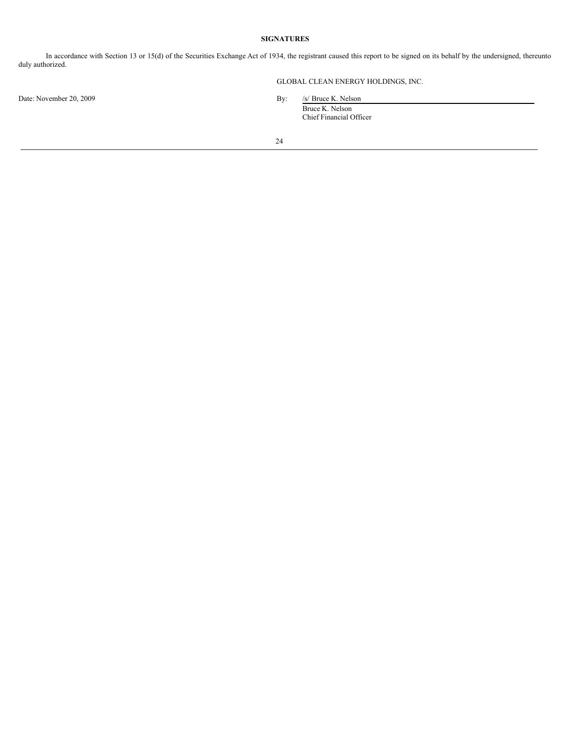**SIGNATURES**

In accordance with Section 13 or 15(d) of the Securities Exchange Act of 1934, the registrant caused this report to be signed on its behalf by the undersigned, thereunto duly authorized.

GLOBAL CLEAN ENERGY HOLDINGS, INC.

Date: November 20, 2009

By: /s/ Bruce K. Nelson
Bruce K. Nelson
Chief Financial Officer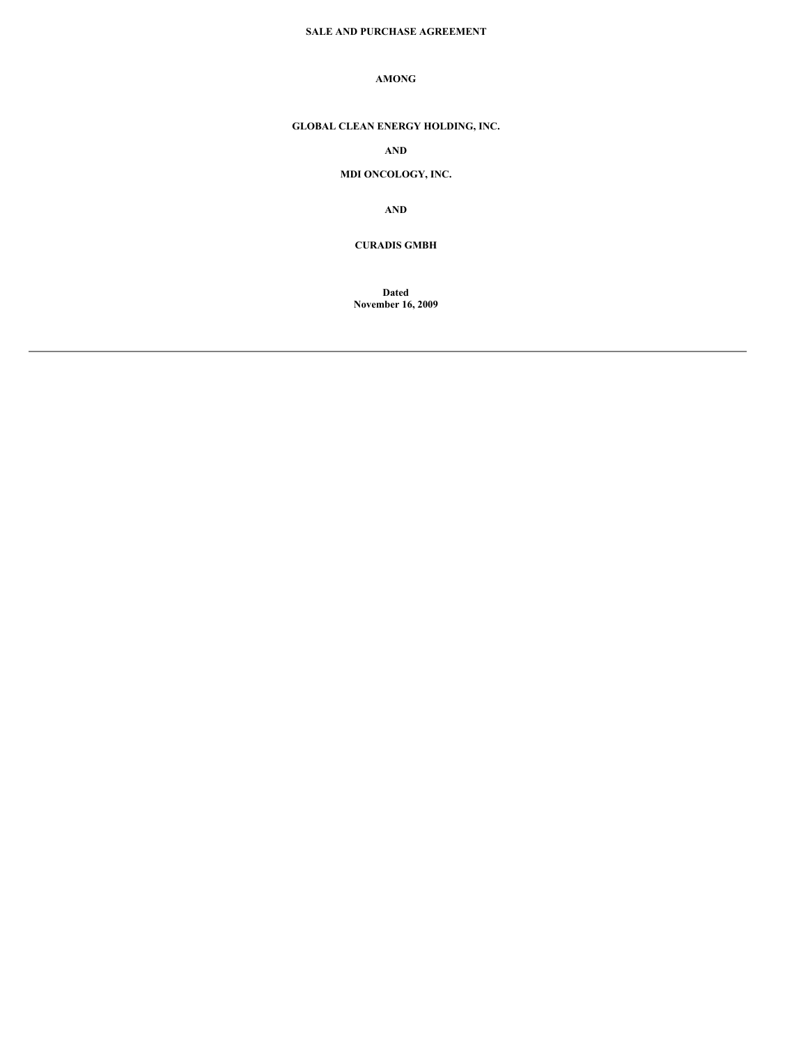**SALE AND PURCHASE AGREEMENT**

**AMONG**

**GLOBAL CLEAN ENERGY HOLDING, INC.**

**AND**

**MDI ONCOLOGY, INC.**

**AND**

**CURADIS GMBH**

**Dated**
**November 16, 2009**

---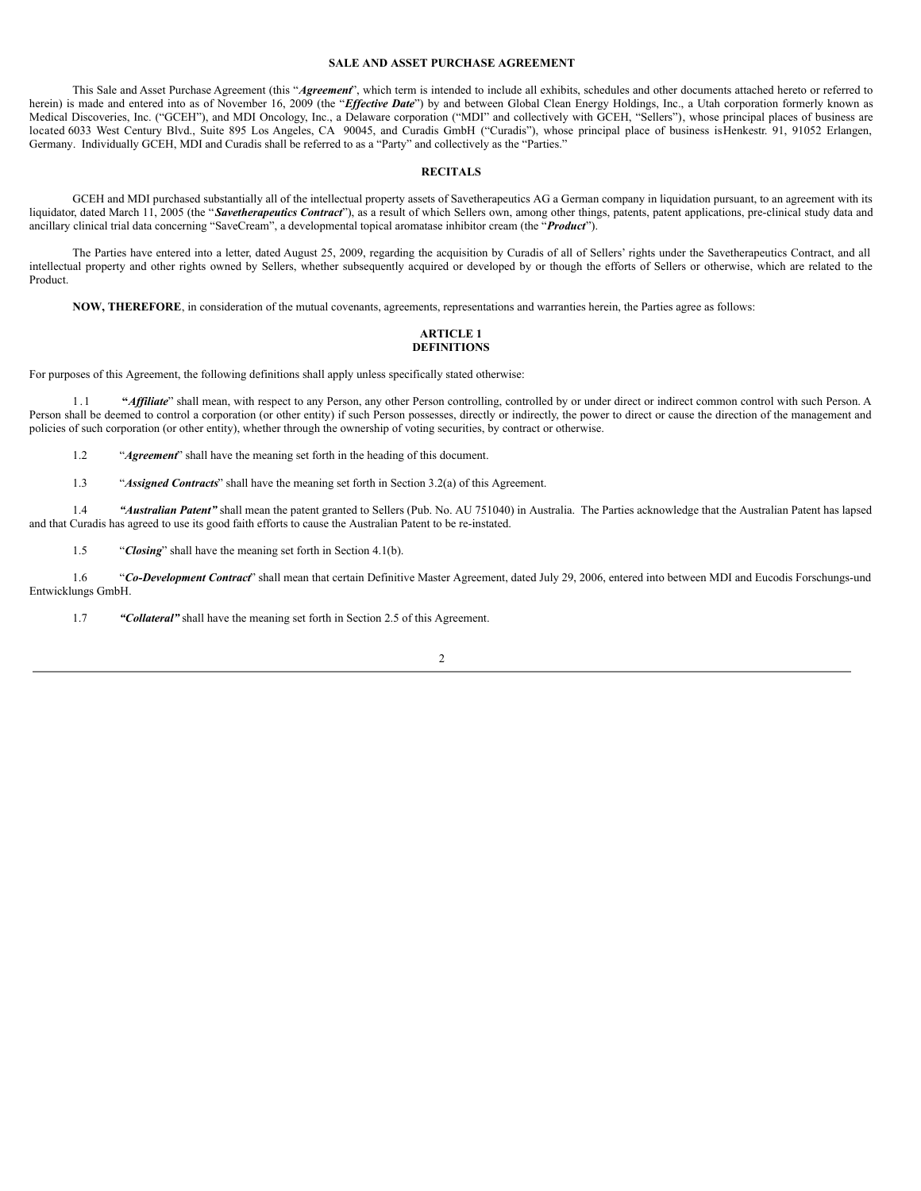**SALE AND ASSET PURCHASE AGREEMENT**

This Sale and Asset Purchase Agreement (this "***Agreement***", which term is intended to include all exhibits, schedules and other documents attached hereto or referred to herein) is made and entered into as of November 16, 2009 (the "***Effective Date***") by and between Global Clean Energy Holdings, Inc., a Utah corporation formerly known as Medical Discoveries, Inc. ("GCEH"), and MDI Oncology, Inc., a Delaware corporation ("MDI" and collectively with GCEH, "Sellers"), whose principal places of business are located 6033 West Century Blvd., Suite 895 Los Angeles, CA 90045, and Curadis GmbH ("Curadis"), whose principal place of business is Henkestr. 91, 91052 Erlangen, Germany. Individually GCEH, MDI and Curadis shall be referred to as a "Party" and collectively as the "Parties."

**RECITALS**

GCEH and MDI purchased substantially all of the intellectual property assets of Savetherapeutics AG a German company in liquidation pursuant, to an agreement with its liquidator, dated March 11, 2005 (the "***Savetherapeutics Contract***"), as a result of which Sellers own, among other things, patents, patent applications, pre-clinical study data and ancillary clinical trial data concerning "SaveCream", a developmental topical aromatase inhibitor cream (the "***Product***").

The Parties have entered into a letter, dated August 25, 2009, regarding the acquisition by Curadis of all of Sellers' rights under the Savetherapeutics Contract, and all intellectual property and other rights owned by Sellers, whether subsequently acquired or developed by or though the efforts of Sellers or otherwise, which are related to the Product.

**NOW, THEREFORE**, in consideration of the mutual covenants, agreements, representations and warranties herein, the Parties agree as follows:

**ARTICLE 1**
**DEFINITIONS**

For purposes of this Agreement, the following definitions shall apply unless specifically stated otherwise:

1.1 "***Affiliate***" shall mean, with respect to any Person, any other Person controlling, controlled by or under direct or indirect common control with such Person. A Person shall be deemed to control a corporation (or other entity) if such Person possesses, directly or indirectly, the power to direct or cause the direction of the management and policies of such corporation (or other entity), whether through the ownership of voting securities, by contract or otherwise.

1.2 "***Agreement***" shall have the meaning set forth in the heading of this document.

1.3 "***Assigned Contracts***" shall have the meaning set forth in Section 3.2(a) of this Agreement.

1.4 ***"Australian Patent"*** shall mean the patent granted to Sellers (Pub. No. AU 751040) in Australia. The Parties acknowledge that the Australian Patent has lapsed and that Curadis has agreed to use its good faith efforts to cause the Australian Patent to be re-instated.

1.5 "***Closing***" shall have the meaning set forth in Section 4.1(b).

1.6 "***Co-Development Contract***" shall mean that certain Definitive Master Agreement, dated July 29, 2006, entered into between MDI and Eucodis Forschungs-und Entwicklungs GmbH.

1.7 ***"Collateral"*** shall have the meaning set forth in Section 2.5 of this Agreement.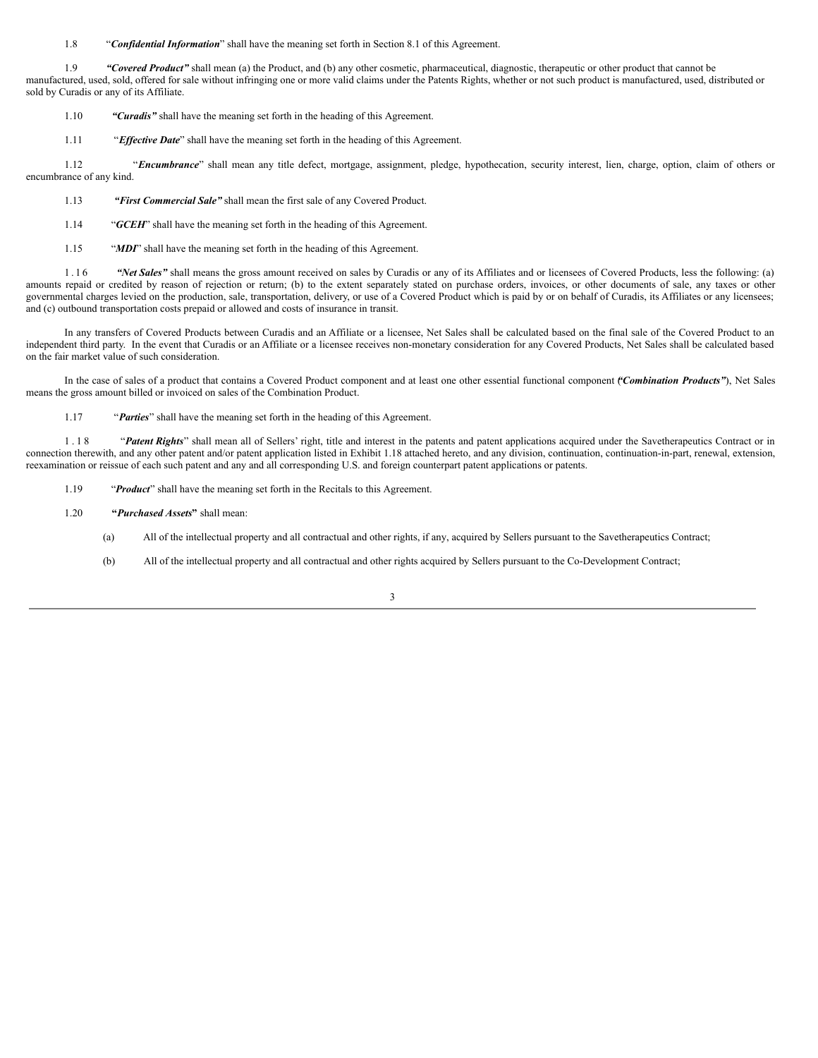1.8 "***Confidential Information***" shall have the meaning set forth in Section 8.1 of this Agreement.

1.9 ***"Covered Product"*** shall mean (a) the Product, and (b) any other cosmetic, pharmaceutical, diagnostic, therapeutic or other product that cannot be manufactured, used, sold, offered for sale without infringing one or more valid claims under the Patents Rights, whether or not such product is manufactured, used, distributed or sold by Curadis or any of its Affiliate.

1.10 ***"Curadis"*** shall have the meaning set forth in the heading of this Agreement.

1.11 "***Effective Date***" shall have the meaning set forth in the heading of this Agreement.

1.12 "***Encumbrance***" shall mean any title defect, mortgage, assignment, pledge, hypothecation, security interest, lien, charge, option, claim of others or encumbrance of any kind.

1.13 ***"First Commercial Sale"*** shall mean the first sale of any Covered Product.

1.14 "***GCEH***" shall have the meaning set forth in the heading of this Agreement.

1.15 "***MDI***" shall have the meaning set forth in the heading of this Agreement.

1.16 ***"Net Sales"*** shall means the gross amount received on sales by Curadis or any of its Affiliates and or licensees of Covered Products, less the following: (a) amounts repaid or credited by reason of rejection or return; (b) to the extent separately stated on purchase orders, invoices, or other documents of sale, any taxes or other governmental charges levied on the production, sale, transportation, delivery, or use of a Covered Product which is paid by or on behalf of Curadis, its Affiliates or any licensees; and (c) outbound transportation costs prepaid or allowed and costs of insurance in transit.

In any transfers of Covered Products between Curadis and an Affiliate or a licensee, Net Sales shall be calculated based on the final sale of the Covered Product to an independent third party. In the event that Curadis or an Affiliate or a licensee receives non-monetary consideration for any Covered Products, Net Sales shall be calculated based on the fair market value of such consideration.

In the case of sales of a product that contains a Covered Product component and at least one other essential functional component (***"Combination Products"***), Net Sales means the gross amount billed or invoiced on sales of the Combination Product.

1.17 "***Parties***" shall have the meaning set forth in the heading of this Agreement.

1.18 "***Patent Rights***" shall mean all of Sellers' right, title and interest in the patents and patent applications acquired under the Savetherapeutics Contract or in connection therewith, and any other patent and/or patent application listed in Exhibit 1.18 attached hereto, and any division, continuation, continuation-in-part, renewal, extension, reexamination or reissue of each such patent and any and all corresponding U.S. and foreign counterpart patent applications or patents.

1.19 "***Product***" shall have the meaning set forth in the Recitals to this Agreement.

1.20 **"*Purchased Assets*"** shall mean:

(a) All of the intellectual property and all contractual and other rights, if any, acquired by Sellers pursuant to the Savetherapeutics Contract;

(b) All of the intellectual property and all contractual and other rights acquired by Sellers pursuant to the Co-Development Contract;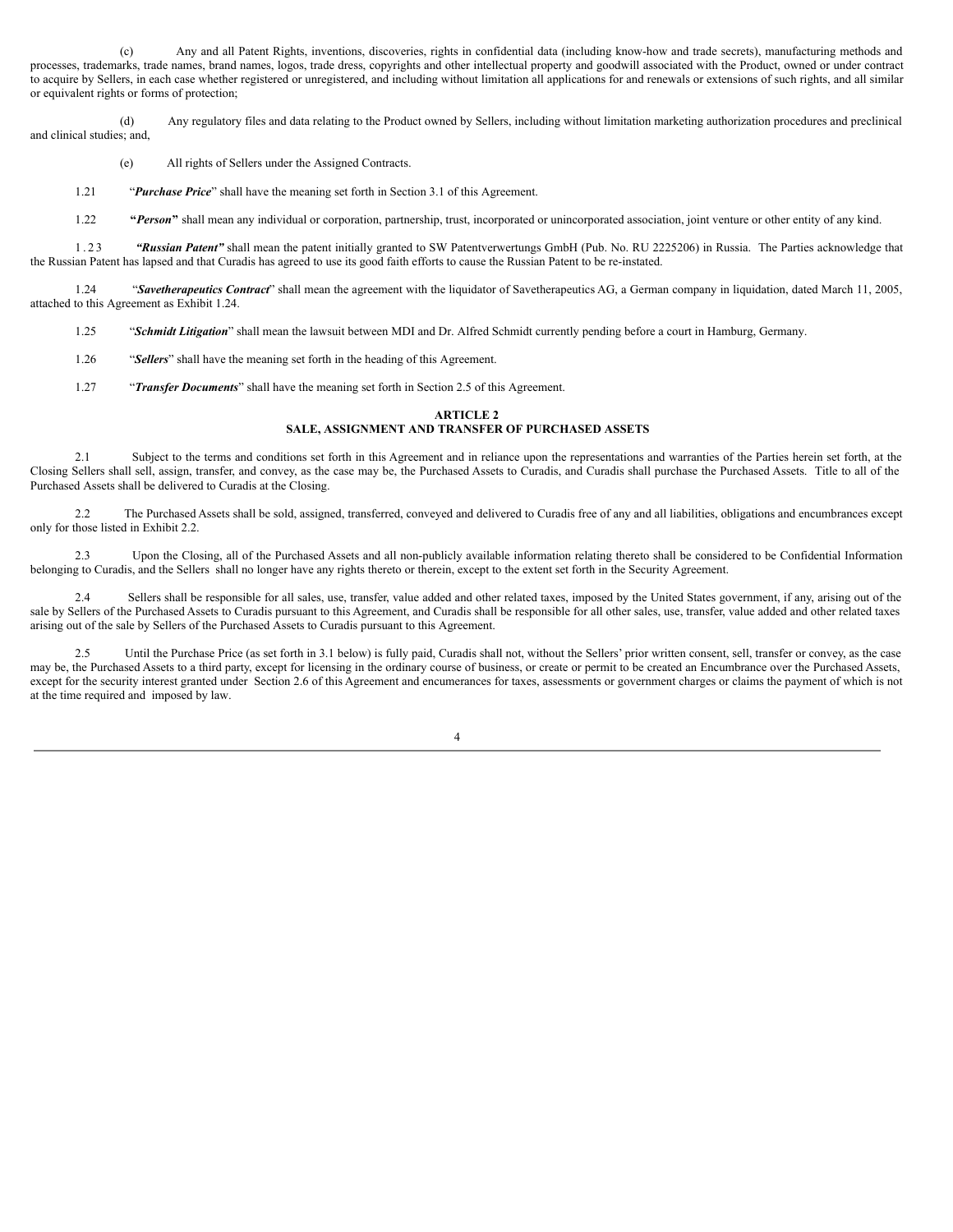(c) Any and all Patent Rights, inventions, discoveries, rights in confidential data (including know-how and trade secrets), manufacturing methods and processes, trademarks, trade names, brand names, logos, trade dress, copyrights and other intellectual property and goodwill associated with the Product, owned or under contract to acquire by Sellers, in each case whether registered or unregistered, and including without limitation all applications for and renewals or extensions of such rights, and all similar or equivalent rights or forms of protection;

(d) Any regulatory files and data relating to the Product owned by Sellers, including without limitation marketing authorization procedures and preclinical and clinical studies; and,

(e) All rights of Sellers under the Assigned Contracts.

1.21 "***Purchase Price***" shall have the meaning set forth in Section 3.1 of this Agreement.

1.22 **"*Person*"** shall mean any individual or corporation, partnership, trust, incorporated or unincorporated association, joint venture or other entity of any kind.

1.23 ***"Russian Patent"*** shall mean the patent initially granted to SW Patentverwertungs GmbH (Pub. No. RU 2225206) in Russia. The Parties acknowledge that the Russian Patent has lapsed and that Curadis has agreed to use its good faith efforts to cause the Russian Patent to be re-instated.

1.24 "***Savetherapeutics Contract***" shall mean the agreement with the liquidator of Savetherapeutics AG, a German company in liquidation, dated March 11, 2005, attached to this Agreement as Exhibit 1.24.

1.25 "***Schmidt Litigation***" shall mean the lawsuit between MDI and Dr. Alfred Schmidt currently pending before a court in Hamburg, Germany.

1.26 "***Sellers***" shall have the meaning set forth in the heading of this Agreement.

1.27 "***Transfer Documents***" shall have the meaning set forth in Section 2.5 of this Agreement.

## ARTICLE 2
## SALE, ASSIGNMENT AND TRANSFER OF PURCHASED ASSETS

2.1 Subject to the terms and conditions set forth in this Agreement and in reliance upon the representations and warranties of the Parties herein set forth, at the Closing Sellers shall sell, assign, transfer, and convey, as the case may be, the Purchased Assets to Curadis, and Curadis shall purchase the Purchased Assets. Title to all of the Purchased Assets shall be delivered to Curadis at the Closing.

2.2 The Purchased Assets shall be sold, assigned, transferred, conveyed and delivered to Curadis free of any and all liabilities, obligations and encumbrances except only for those listed in Exhibit 2.2.

2.3 Upon the Closing, all of the Purchased Assets and all non-publicly available information relating thereto shall be considered to be Confidential Information belonging to Curadis, and the Sellers shall no longer have any rights thereto or therein, except to the extent set forth in the Security Agreement.

2.4 Sellers shall be responsible for all sales, use, transfer, value added and other related taxes, imposed by the United States government, if any, arising out of the sale by Sellers of the Purchased Assets to Curadis pursuant to this Agreement, and Curadis shall be responsible for all other sales, use, transfer, value added and other related taxes arising out of the sale by Sellers of the Purchased Assets to Curadis pursuant to this Agreement.

2.5 Until the Purchase Price (as set forth in 3.1 below) is fully paid, Curadis shall not, without the Sellers' prior written consent, sell, transfer or convey, as the case may be, the Purchased Assets to a third party, except for licensing in the ordinary course of business, or create or permit to be created an Encumbrance over the Purchased Assets, except for the security interest granted under Section 2.6 of this Agreement and encumerances for taxes, assessments or government charges or claims the payment of which is not at the time required and imposed by law.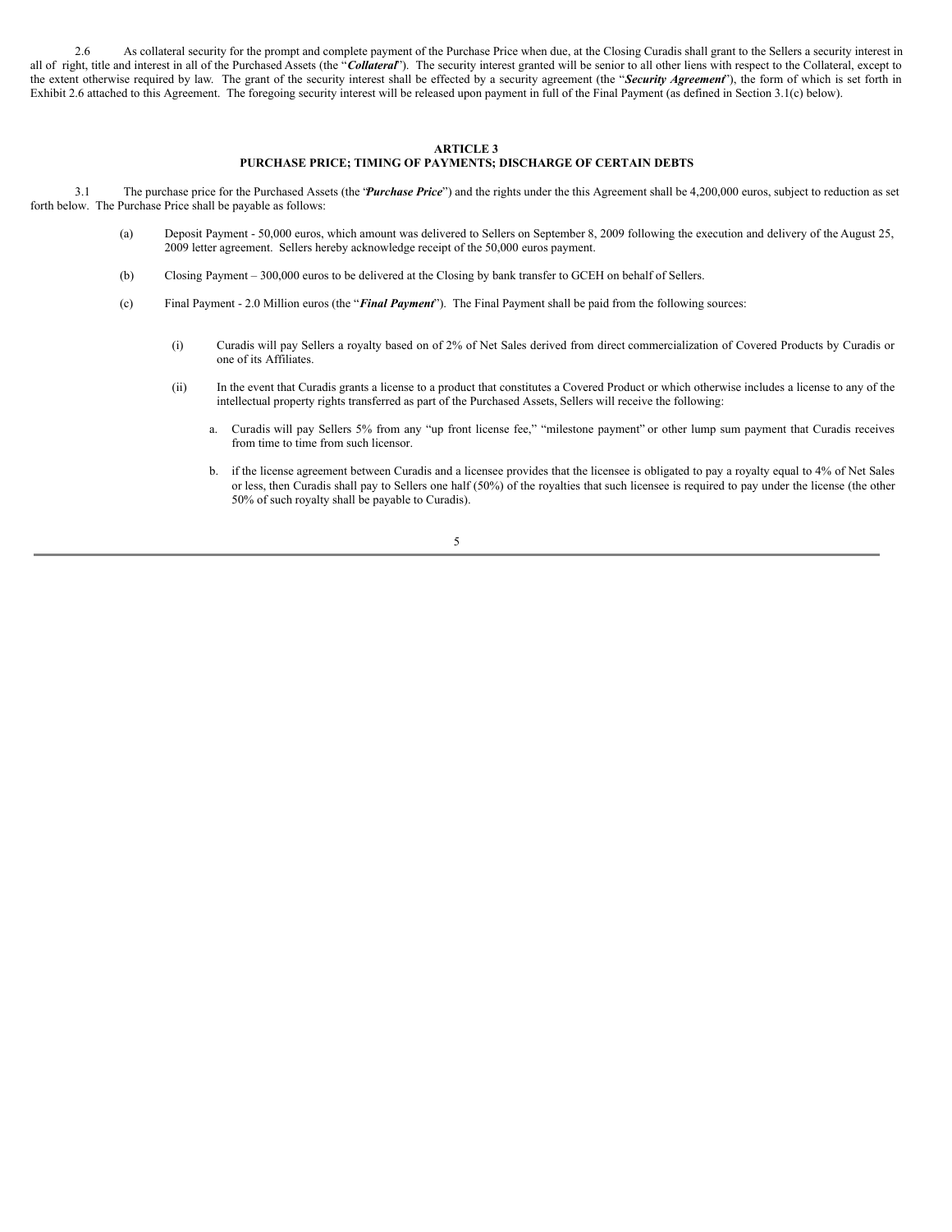2.6 As collateral security for the prompt and complete payment of the Purchase Price when due, at the Closing Curadis shall grant to the Sellers a security interest in all of right, title and interest in all of the Purchased Assets (the "***Collateral***"). The security interest granted will be senior to all other liens with respect to the Collateral, except to the extent otherwise required by law. The grant of the security interest shall be effected by a security agreement (the "***Security Agreement***"), the form of which is set forth in Exhibit 2.6 attached to this Agreement. The foregoing security interest will be released upon payment in full of the Final Payment (as defined in Section 3.1(c) below).

**ARTICLE 3**
**PURCHASE PRICE; TIMING OF PAYMENTS; DISCHARGE OF CERTAIN DEBTS**

3.1 The purchase price for the Purchased Assets (the "***Purchase Price***") and the rights under the this Agreement shall be 4,200,000 euros, subject to reduction as set forth below. The Purchase Price shall be payable as follows:

(a) Deposit Payment - 50,000 euros, which amount was delivered to Sellers on September 8, 2009 following the execution and delivery of the August 25, 2009 letter agreement. Sellers hereby acknowledge receipt of the 50,000 euros payment.

(b) Closing Payment – 300,000 euros to be delivered at the Closing by bank transfer to GCEH on behalf of Sellers.

(c) Final Payment - 2.0 Million euros (the "***Final Payment***"). The Final Payment shall be paid from the following sources:

(i) Curadis will pay Sellers a royalty based on of 2% of Net Sales derived from direct commercialization of Covered Products by Curadis or one of its Affiliates.

(ii) In the event that Curadis grants a license to a product that constitutes a Covered Product or which otherwise includes a license to any of the intellectual property rights transferred as part of the Purchased Assets, Sellers will receive the following:

a. Curadis will pay Sellers 5% from any "up front license fee," "milestone payment" or other lump sum payment that Curadis receives from time to time from such licensor.

b. if the license agreement between Curadis and a licensee provides that the licensee is obligated to pay a royalty equal to 4% of Net Sales or less, then Curadis shall pay to Sellers one half (50%) of the royalties that such licensee is required to pay under the license (the other 50% of such royalty shall be payable to Curadis).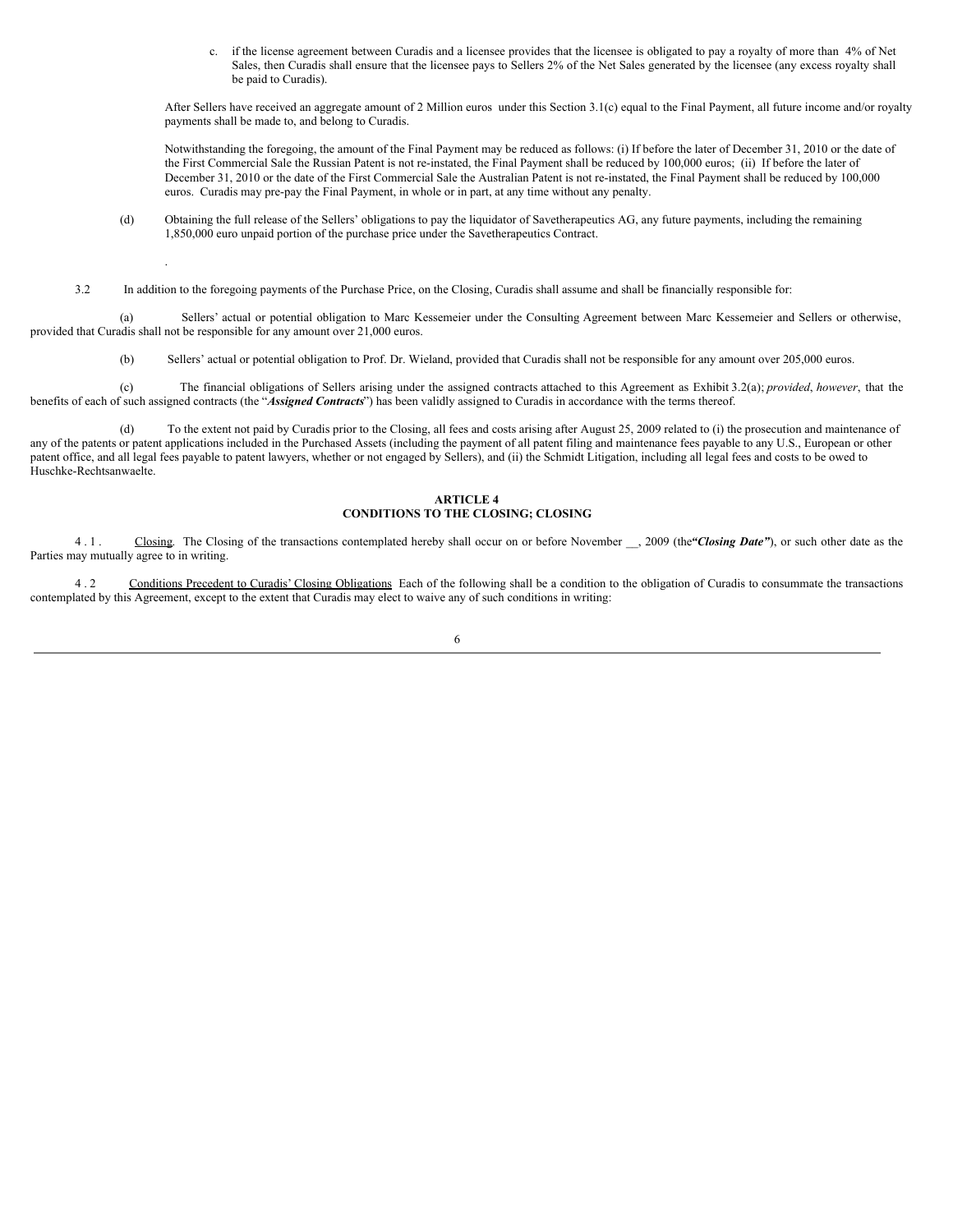c. if the license agreement between Curadis and a licensee provides that the licensee is obligated to pay a royalty of more than 4% of Net Sales, then Curadis shall ensure that the licensee pays to Sellers 2% of the Net Sales generated by the licensee (any excess royalty shall be paid to Curadis).

After Sellers have received an aggregate amount of 2 Million euros under this Section 3.1(c) equal to the Final Payment, all future income and/or royalty payments shall be made to, and belong to Curadis.

Notwithstanding the foregoing, the amount of the Final Payment may be reduced as follows: (i) If before the later of December 31, 2010 or the date of the First Commercial Sale the Russian Patent is not re-instated, the Final Payment shall be reduced by 100,000 euros; (ii) If before the later of December 31, 2010 or the date of the First Commercial Sale the Australian Patent is not re-instated, the Final Payment shall be reduced by 100,000 euros. Curadis may pre-pay the Final Payment, in whole or in part, at any time without any penalty.

(d) Obtaining the full release of the Sellers' obligations to pay the liquidator of Savetherapeutics AG, any future payments, including the remaining 1,850,000 euro unpaid portion of the purchase price under the Savetherapeutics Contract.

.

3.2 In addition to the foregoing payments of the Purchase Price, on the Closing, Curadis shall assume and shall be financially responsible for:

(a) Sellers' actual or potential obligation to Marc Kessemeier under the Consulting Agreement between Marc Kessemeier and Sellers or otherwise, provided that Curadis shall not be responsible for any amount over 21,000 euros.

(b) Sellers' actual or potential obligation to Prof. Dr. Wieland, provided that Curadis shall not be responsible for any amount over 205,000 euros.

(c) The financial obligations of Sellers arising under the assigned contracts attached to this Agreement as Exhibit 3.2(a); *provided*, *however*, that the benefits of each of such assigned contracts (the "***Assigned Contracts***") has been validly assigned to Curadis in accordance with the terms thereof.

(d) To the extent not paid by Curadis prior to the Closing, all fees and costs arising after August 25, 2009 related to (i) the prosecution and maintenance of any of the patents or patent applications included in the Purchased Assets (including the payment of all patent filing and maintenance fees payable to any U.S., European or other patent office, and all legal fees payable to patent lawyers, whether or not engaged by Sellers), and (ii) the Schmidt Litigation, including all legal fees and costs to be owed to Huschke-Rechtsanwaelte.

## ARTICLE 4
## CONDITIONS TO THE CLOSING; CLOSING

4 . 1 . Closing. The Closing of the transactions contemplated hereby shall occur on or before November __, 2009 (the***"Closing Date"***), or such other date as the Parties may mutually agree to in writing.

4 . 2 Conditions Precedent to Curadis' Closing Obligations Each of the following shall be a condition to the obligation of Curadis to consummate the transactions contemplated by this Agreement, except to the extent that Curadis may elect to waive any of such conditions in writing: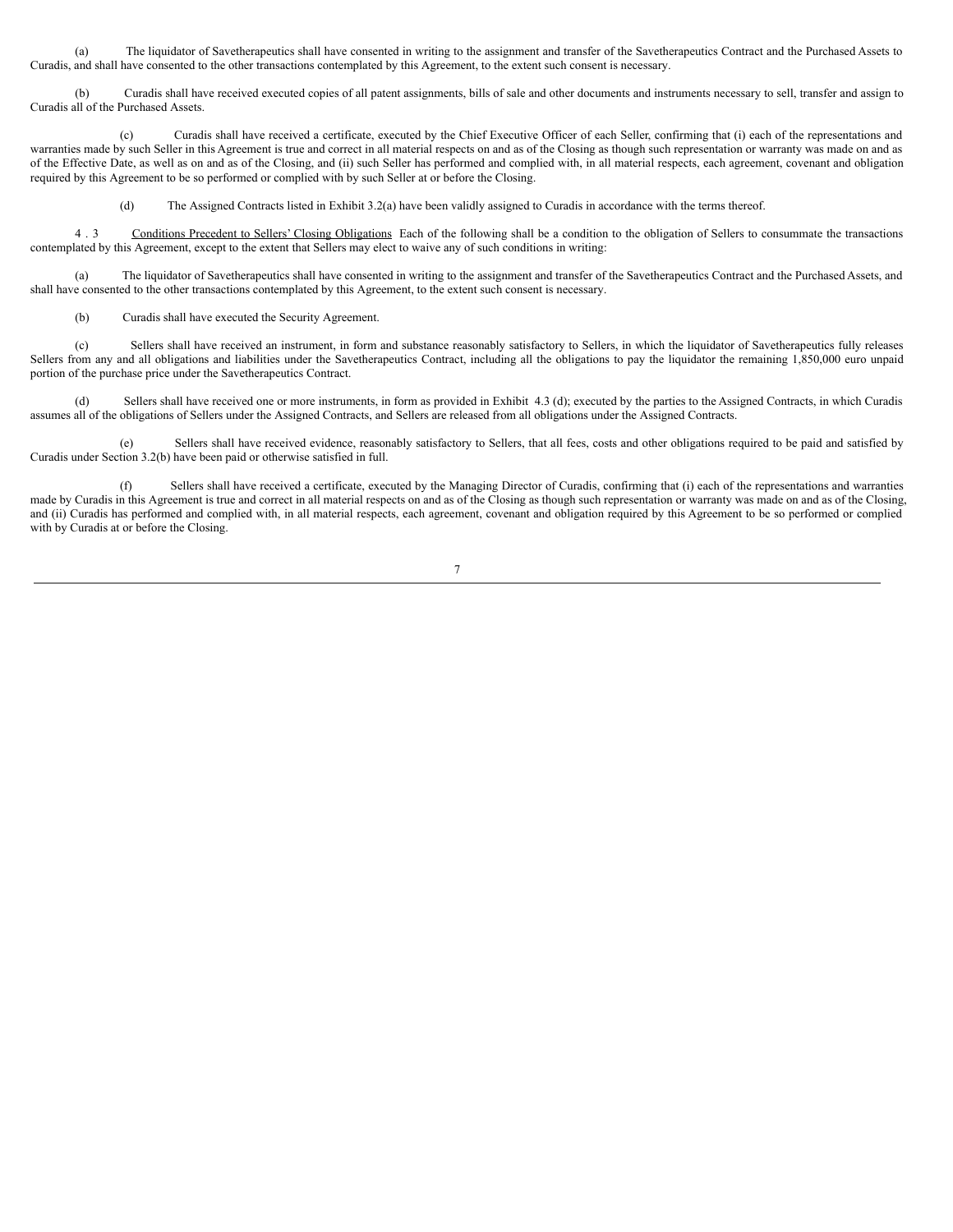(a) The liquidator of Savetherapeutics shall have consented in writing to the assignment and transfer of the Savetherapeutics Contract and the Purchased Assets to Curadis, and shall have consented to the other transactions contemplated by this Agreement, to the extent such consent is necessary.

(b) Curadis shall have received executed copies of all patent assignments, bills of sale and other documents and instruments necessary to sell, transfer and assign to Curadis all of the Purchased Assets.

(c) Curadis shall have received a certificate, executed by the Chief Executive Officer of each Seller, confirming that (i) each of the representations and warranties made by such Seller in this Agreement is true and correct in all material respects on and as of the Closing as though such representation or warranty was made on and as of the Effective Date, as well as on and as of the Closing, and (ii) such Seller has performed and complied with, in all material respects, each agreement, covenant and obligation required by this Agreement to be so performed or complied with by such Seller at or before the Closing.

(d) The Assigned Contracts listed in Exhibit 3.2(a) have been validly assigned to Curadis in accordance with the terms thereof.

4 . 3 <u>Conditions Precedent to Sellers' Closing Obligations</u> Each of the following shall be a condition to the obligation of Sellers to consummate the transactions contemplated by this Agreement, except to the extent that Sellers may elect to waive any of such conditions in writing:

(a) The liquidator of Savetherapeutics shall have consented in writing to the assignment and transfer of the Savetherapeutics Contract and the Purchased Assets, and shall have consented to the other transactions contemplated by this Agreement, to the extent such consent is necessary.

(b) Curadis shall have executed the Security Agreement.

(c) Sellers shall have received an instrument, in form and substance reasonably satisfactory to Sellers, in which the liquidator of Savetherapeutics fully releases Sellers from any and all obligations and liabilities under the Savetherapeutics Contract, including all the obligations to pay the liquidator the remaining 1,850,000 euro unpaid portion of the purchase price under the Savetherapeutics Contract.

(d) Sellers shall have received one or more instruments, in form as provided in Exhibit 4.3 (d); executed by the parties to the Assigned Contracts, in which Curadis assumes all of the obligations of Sellers under the Assigned Contracts, and Sellers are released from all obligations under the Assigned Contracts.

(e) Sellers shall have received evidence, reasonably satisfactory to Sellers, that all fees, costs and other obligations required to be paid and satisfied by Curadis under Section 3.2(b) have been paid or otherwise satisfied in full.

(f) Sellers shall have received a certificate, executed by the Managing Director of Curadis, confirming that (i) each of the representations and warranties made by Curadis in this Agreement is true and correct in all material respects on and as of the Closing as though such representation or warranty was made on and as of the Closing, and (ii) Curadis has performed and complied with, in all material respects, each agreement, covenant and obligation required by this Agreement to be so performed or complied with by Curadis at or before the Closing.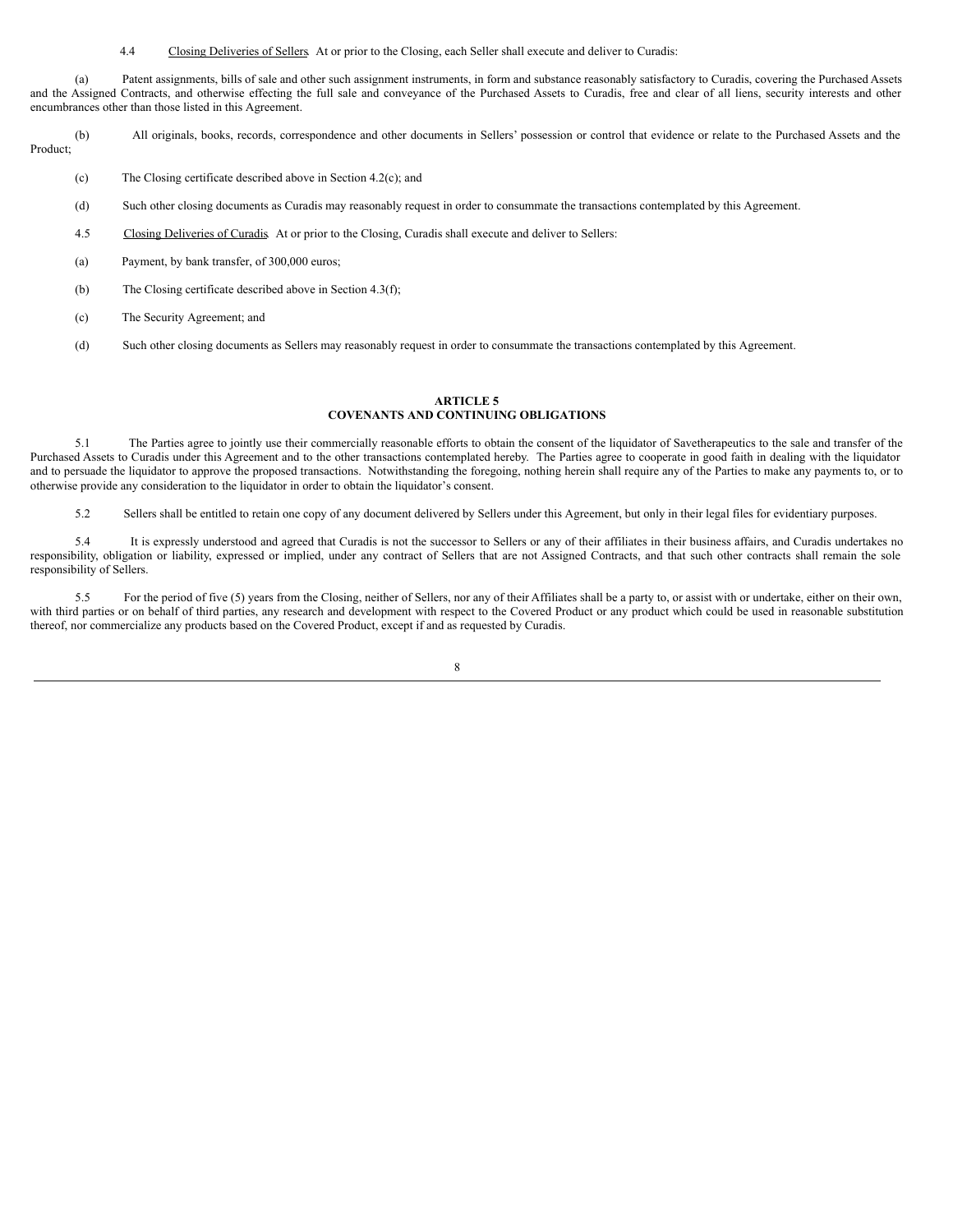4.4 Closing Deliveries of Sellers. At or prior to the Closing, each Seller shall execute and deliver to Curadis:

(a) Patent assignments, bills of sale and other such assignment instruments, in form and substance reasonably satisfactory to Curadis, covering the Purchased Assets and the Assigned Contracts, and otherwise effecting the full sale and conveyance of the Purchased Assets to Curadis, free and clear of all liens, security interests and other encumbrances other than those listed in this Agreement.

(b) All originals, books, records, correspondence and other documents in Sellers' possession or control that evidence or relate to the Purchased Assets and the Product;

(c) The Closing certificate described above in Section 4.2(c); and

(d) Such other closing documents as Curadis may reasonably request in order to consummate the transactions contemplated by this Agreement.

4.5 Closing Deliveries of Curadis. At or prior to the Closing, Curadis shall execute and deliver to Sellers:

(a) Payment, by bank transfer, of 300,000 euros;

(b) The Closing certificate described above in Section 4.3(f);

(c) The Security Agreement; and

(d) Such other closing documents as Sellers may reasonably request in order to consummate the transactions contemplated by this Agreement.

## ARTICLE 5
## COVENANTS AND CONTINUING OBLIGATIONS

5.1 The Parties agree to jointly use their commercially reasonable efforts to obtain the consent of the liquidator of Savetherapeutics to the sale and transfer of the Purchased Assets to Curadis under this Agreement and to the other transactions contemplated hereby. The Parties agree to cooperate in good faith in dealing with the liquidator and to persuade the liquidator to approve the proposed transactions. Notwithstanding the foregoing, nothing herein shall require any of the Parties to make any payments to, or to otherwise provide any consideration to the liquidator in order to obtain the liquidator's consent.

5.2 Sellers shall be entitled to retain one copy of any document delivered by Sellers under this Agreement, but only in their legal files for evidentiary purposes.

5.4 It is expressly understood and agreed that Curadis is not the successor to Sellers or any of their affiliates in their business affairs, and Curadis undertakes no responsibility, obligation or liability, expressed or implied, under any contract of Sellers that are not Assigned Contracts, and that such other contracts shall remain the sole responsibility of Sellers.

5.5 For the period of five (5) years from the Closing, neither of Sellers, nor any of their Affiliates shall be a party to, or assist with or undertake, either on their own, with third parties or on behalf of third parties, any research and development with respect to the Covered Product or any product which could be used in reasonable substitution thereof, nor commercialize any products based on the Covered Product, except if and as requested by Curadis.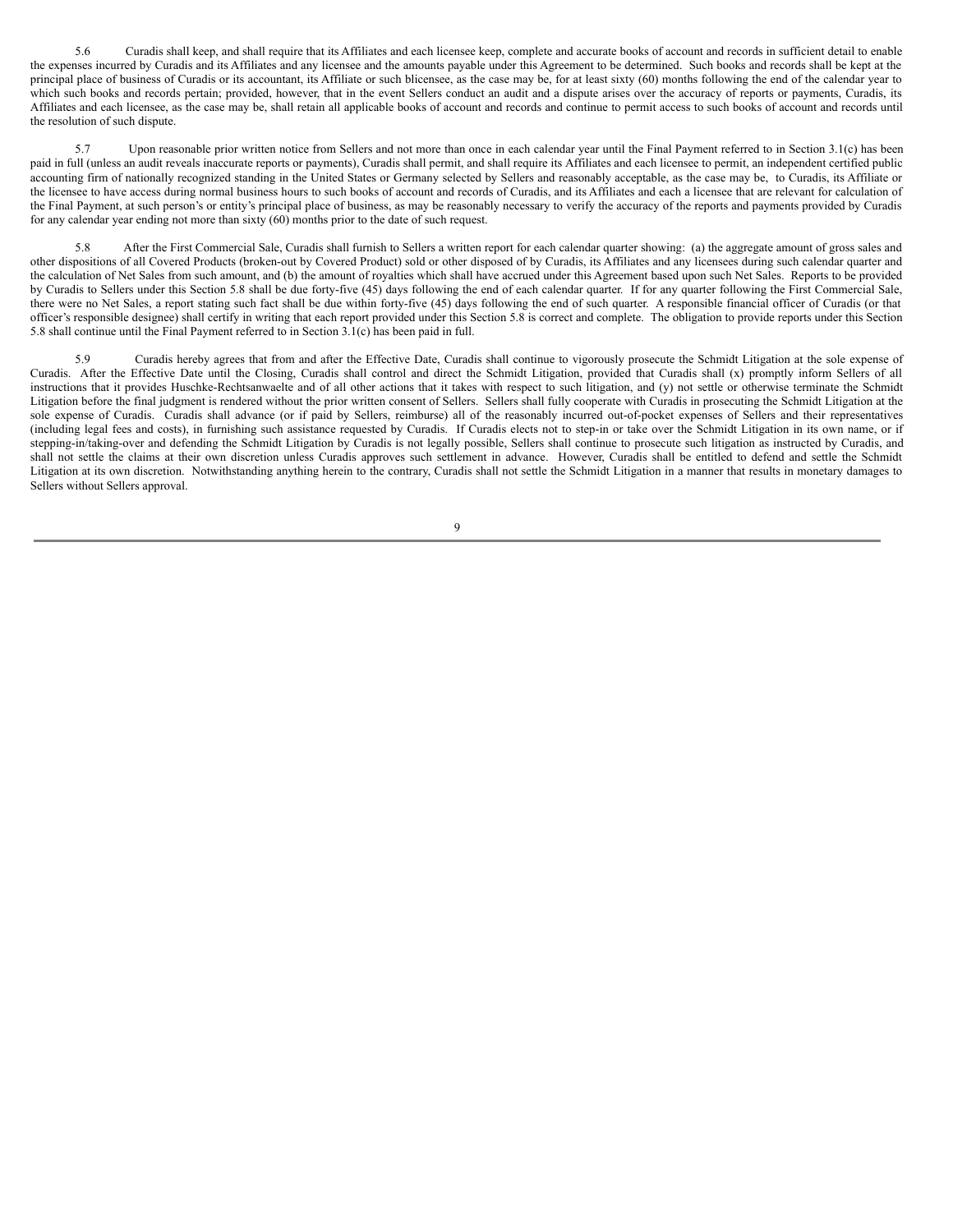5.6 Curadis shall keep, and shall require that its Affiliates and each licensee keep, complete and accurate books of account and records in sufficient detail to enable the expenses incurred by Curadis and its Affiliates and any licensee and the amounts payable under this Agreement to be determined. Such books and records shall be kept at the principal place of business of Curadis or its accountant, its Affiliate or such blicensee, as the case may be, for at least sixty (60) months following the end of the calendar year to which such books and records pertain; provided, however, that in the event Sellers conduct an audit and a dispute arises over the accuracy of reports or payments, Curadis, its Affiliates and each licensee, as the case may be, shall retain all applicable books of account and records and continue to permit access to such books of account and records until the resolution of such dispute.

5.7 Upon reasonable prior written notice from Sellers and not more than once in each calendar year until the Final Payment referred to in Section 3.1(c) has been paid in full (unless an audit reveals inaccurate reports or payments), Curadis shall permit, and shall require its Affiliates and each licensee to permit, an independent certified public accounting firm of nationally recognized standing in the United States or Germany selected by Sellers and reasonably acceptable, as the case may be, to Curadis, its Affiliate or the licensee to have access during normal business hours to such books of account and records of Curadis, and its Affiliates and each a licensee that are relevant for calculation of the Final Payment, at such person's or entity's principal place of business, as may be reasonably necessary to verify the accuracy of the reports and payments provided by Curadis for any calendar year ending not more than sixty (60) months prior to the date of such request.

5.8 After the First Commercial Sale, Curadis shall furnish to Sellers a written report for each calendar quarter showing: (a) the aggregate amount of gross sales and other dispositions of all Covered Products (broken-out by Covered Product) sold or other disposed of by Curadis, its Affiliates and any licensees during such calendar quarter and the calculation of Net Sales from such amount, and (b) the amount of royalties which shall have accrued under this Agreement based upon such Net Sales. Reports to be provided by Curadis to Sellers under this Section 5.8 shall be due forty-five (45) days following the end of each calendar quarter. If for any quarter following the First Commercial Sale, there were no Net Sales, a report stating such fact shall be due within forty-five (45) days following the end of such quarter. A responsible financial officer of Curadis (or that officer's responsible designee) shall certify in writing that each report provided under this Section 5.8 is correct and complete. The obligation to provide reports under this Section 5.8 shall continue until the Final Payment referred to in Section 3.1(c) has been paid in full.

5.9 Curadis hereby agrees that from and after the Effective Date, Curadis shall continue to vigorously prosecute the Schmidt Litigation at the sole expense of Curadis. After the Effective Date until the Closing, Curadis shall control and direct the Schmidt Litigation, provided that Curadis shall (x) promptly inform Sellers of all instructions that it provides Huschke-Rechtsanwaelte and of all other actions that it takes with respect to such litigation, and (y) not settle or otherwise terminate the Schmidt Litigation before the final judgment is rendered without the prior written consent of Sellers. Sellers shall fully cooperate with Curadis in prosecuting the Schmidt Litigation at the sole expense of Curadis. Curadis shall advance (or if paid by Sellers, reimburse) all of the reasonably incurred out-of-pocket expenses of Sellers and their representatives (including legal fees and costs), in furnishing such assistance requested by Curadis. If Curadis elects not to step-in or take over the Schmidt Litigation in its own name, or if stepping-in/taking-over and defending the Schmidt Litigation by Curadis is not legally possible, Sellers shall continue to prosecute such litigation as instructed by Curadis, and shall not settle the claims at their own discretion unless Curadis approves such settlement in advance. However, Curadis shall be entitled to defend and settle the Schmidt Litigation at its own discretion. Notwithstanding anything herein to the contrary, Curadis shall not settle the Schmidt Litigation in a manner that results in monetary damages to Sellers without Sellers approval.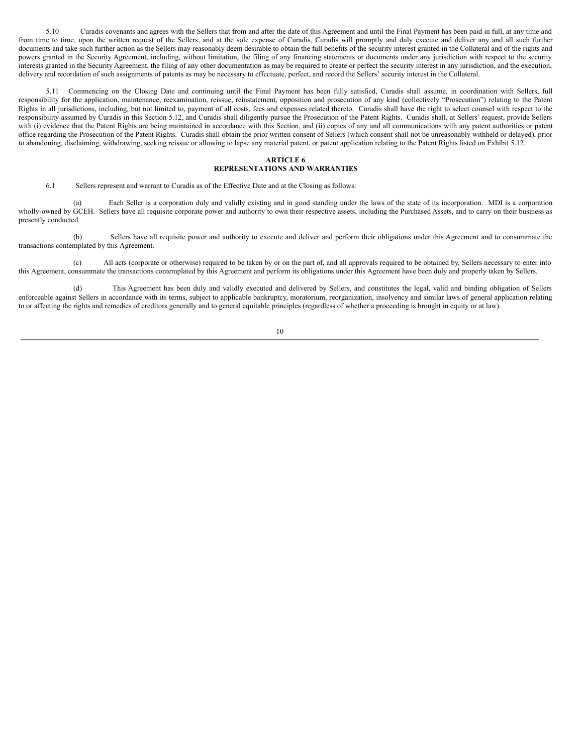5.10 Curadis covenants and agrees with the Sellers that from and after the date of this Agreement and until the Final Payment has been paid in full, at any time and from time to time, upon the written request of the Sellers, and at the sole expense of Curadis, Curadis will promptly and duly execute and deliver any and all such further documents and take such further action as the Sellers may reasonably deem desirable to obtain the full benefits of the security interest granted in the Collateral and of the rights and powers granted in the Security Agreement, including, without limitation, the filing of any financing statements or documents under any jurisdiction with respect to the security interests granted in the Security Agreement, the filing of any other documentation as may be required to create or perfect the security interest in any jurisdiction, and the execution, delivery and recordation of such assignments of patents as may be necessary to effectuate, perfect, and record the Sellers' security interest in the Collateral.

5.11 Commencing on the Closing Date and continuing until the Final Payment has been fully satisfied, Curadis shall assume, in coordination with Sellers, full responsibility for the application, maintenance, reexamination, reissue, reinstatement, opposition and prosecution of any kind (collectively "Prosecution") relating to the Patent Rights in all jurisdictions, including, but not limited to, payment of all costs, fees and expenses related thereto. Curadis shall have the right to select counsel with respect to the responsibility assumed by Curadis in this Section 5.12, and Curadis shall diligently pursue the Prosecution of the Patent Rights. Curadis shall, at Sellers' request, provide Sellers with (i) evidence that the Patent Rights are being maintained in accordance with this Section, and (ii) copies of any and all communications with any patent authorities or patent office regarding the Prosecution of the Patent Rights. Curadis shall obtain the prior written consent of Sellers (which consent shall not be unreasonably withheld or delayed), prior to abandoning, disclaiming, withdrawing, seeking reissue or allowing to lapse any material patent, or patent application relating to the Patent Rights listed on Exhibit 5.12.

## ARTICLE 6
## REPRESENTATIONS AND WARRANTIES

6.1 Sellers represent and warrant to Curadis as of the Effective Date and at the Closing as follows:

(a) Each Seller is a corporation duly and validly existing and in good standing under the laws of the state of its incorporation. MDI is a corporation wholly-owned by GCEH. Sellers have all requisite corporate power and authority to own their respective assets, including the Purchased Assets, and to carry on their business as presently conducted.

(b) Sellers have all requisite power and authority to execute and deliver and perform their obligations under this Agreement and to consummate the transactions contemplated by this Agreement.

(c) All acts (corporate or otherwise) required to be taken by or on the part of, and all approvals required to be obtained by, Sellers necessary to enter into this Agreement, consummate the transactions contemplated by this Agreement and perform its obligations under this Agreement have been duly and properly taken by Sellers.

(d) This Agreement has been duly and validly executed and delivered by Sellers, and constitutes the legal, valid and binding obligation of Sellers enforceable against Sellers in accordance with its terms, subject to applicable bankruptcy, moratorium, reorganization, insolvency and similar laws of general application relating to or affecting the rights and remedies of creditors generally and to general equitable principles (regardless of whether a proceeding is brought in equity or at law).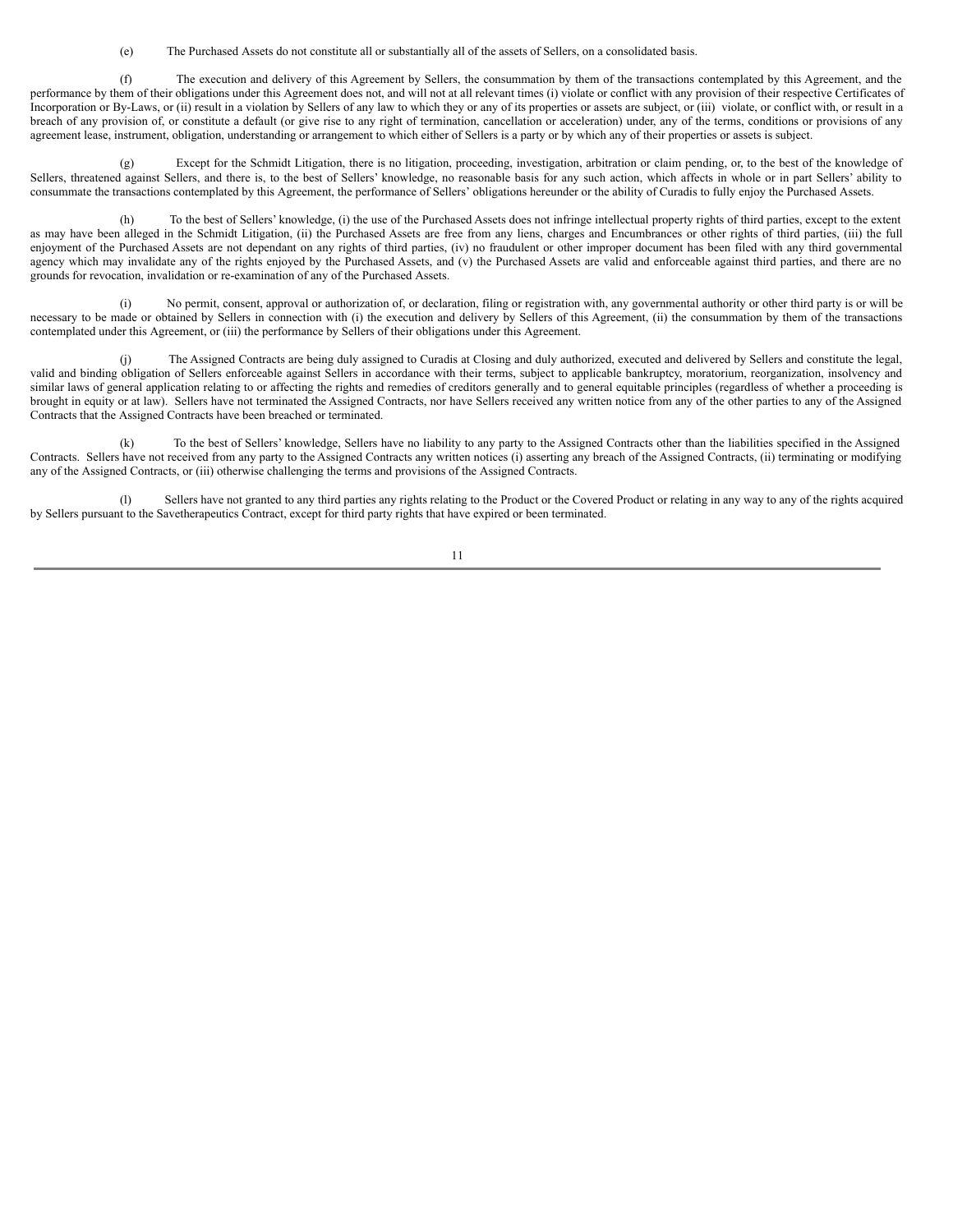(e) The Purchased Assets do not constitute all or substantially all of the assets of Sellers, on a consolidated basis.

(f) The execution and delivery of this Agreement by Sellers, the consummation by them of the transactions contemplated by this Agreement, and the performance by them of their obligations under this Agreement does not, and will not at all relevant times (i) violate or conflict with any provision of their respective Certificates of Incorporation or By-Laws, or (ii) result in a violation by Sellers of any law to which they or any of its properties or assets are subject, or (iii) violate, or conflict with, or result in a breach of any provision of, or constitute a default (or give rise to any right of termination, cancellation or acceleration) under, any of the terms, conditions or provisions of any agreement lease, instrument, obligation, understanding or arrangement to which either of Sellers is a party or by which any of their properties or assets is subject.

(g) Except for the Schmidt Litigation, there is no litigation, proceeding, investigation, arbitration or claim pending, or, to the best of the knowledge of Sellers, threatened against Sellers, and there is, to the best of Sellers' knowledge, no reasonable basis for any such action, which affects in whole or in part Sellers' ability to consummate the transactions contemplated by this Agreement, the performance of Sellers' obligations hereunder or the ability of Curadis to fully enjoy the Purchased Assets.

(h) To the best of Sellers' knowledge, (i) the use of the Purchased Assets does not infringe intellectual property rights of third parties, except to the extent as may have been alleged in the Schmidt Litigation, (ii) the Purchased Assets are free from any liens, charges and Encumbrances or other rights of third parties, (iii) the full enjoyment of the Purchased Assets are not dependant on any rights of third parties, (iv) no fraudulent or other improper document has been filed with any third governmental agency which may invalidate any of the rights enjoyed by the Purchased Assets, and (v) the Purchased Assets are valid and enforceable against third parties, and there are no grounds for revocation, invalidation or re-examination of any of the Purchased Assets.

(i) No permit, consent, approval or authorization of, or declaration, filing or registration with, any governmental authority or other third party is or will be necessary to be made or obtained by Sellers in connection with (i) the execution and delivery by Sellers of this Agreement, (ii) the consummation by them of the transactions contemplated under this Agreement, or (iii) the performance by Sellers of their obligations under this Agreement.

(j) The Assigned Contracts are being duly assigned to Curadis at Closing and duly authorized, executed and delivered by Sellers and constitute the legal, valid and binding obligation of Sellers enforceable against Sellers in accordance with their terms, subject to applicable bankruptcy, moratorium, reorganization, insolvency and similar laws of general application relating to or affecting the rights and remedies of creditors generally and to general equitable principles (regardless of whether a proceeding is brought in equity or at law). Sellers have not terminated the Assigned Contracts, nor have Sellers received any written notice from any of the other parties to any of the Assigned Contracts that the Assigned Contracts have been breached or terminated.

(k) To the best of Sellers' knowledge, Sellers have no liability to any party to the Assigned Contracts other than the liabilities specified in the Assigned Contracts. Sellers have not received from any party to the Assigned Contracts any written notices (i) asserting any breach of the Assigned Contracts, (ii) terminating or modifying any of the Assigned Contracts, or (iii) otherwise challenging the terms and provisions of the Assigned Contracts.

(l) Sellers have not granted to any third parties any rights relating to the Product or the Covered Product or relating in any way to any of the rights acquired by Sellers pursuant to the Savetherapeutics Contract, except for third party rights that have expired or been terminated.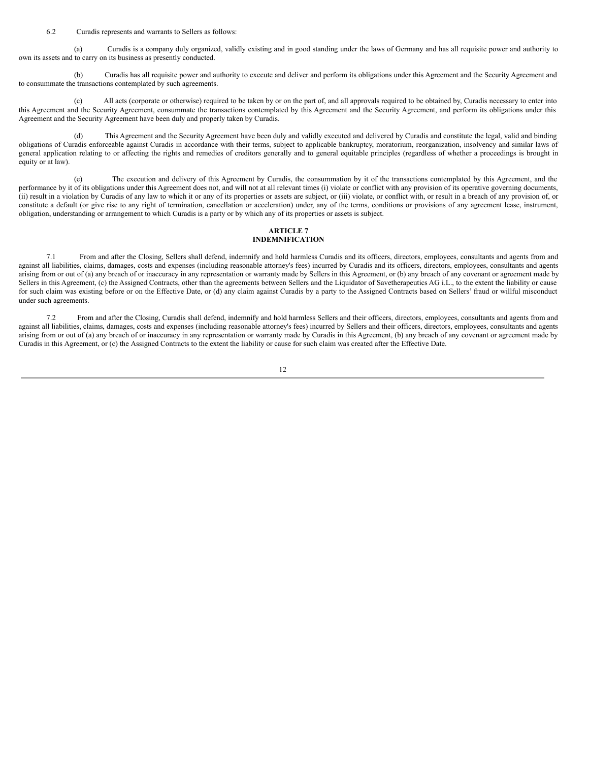6.2 Curadis represents and warrants to Sellers as follows:

(a) Curadis is a company duly organized, validly existing and in good standing under the laws of Germany and has all requisite power and authority to own its assets and to carry on its business as presently conducted.

(b) Curadis has all requisite power and authority to execute and deliver and perform its obligations under this Agreement and the Security Agreement and to consummate the transactions contemplated by such agreements.

(c) All acts (corporate or otherwise) required to be taken by or on the part of, and all approvals required to be obtained by, Curadis necessary to enter into this Agreement and the Security Agreement, consummate the transactions contemplated by this Agreement and the Security Agreement, and perform its obligations under this Agreement and the Security Agreement have been duly and properly taken by Curadis.

(d) This Agreement and the Security Agreement have been duly and validly executed and delivered by Curadis and constitute the legal, valid and binding obligations of Curadis enforceable against Curadis in accordance with their terms, subject to applicable bankruptcy, moratorium, reorganization, insolvency and similar laws of general application relating to or affecting the rights and remedies of creditors generally and to general equitable principles (regardless of whether a proceedings is brought in equity or at law).

(e) The execution and delivery of this Agreement by Curadis, the consummation by it of the transactions contemplated by this Agreement, and the performance by it of its obligations under this Agreement does not, and will not at all relevant times (i) violate or conflict with any provision of its operative governing documents, (ii) result in a violation by Curadis of any law to which it or any of its properties or assets are subject, or (iii) violate, or conflict with, or result in a breach of any provision of, or constitute a default (or give rise to any right of termination, cancellation or acceleration) under, any of the terms, conditions or provisions of any agreement lease, instrument, obligation, understanding or arrangement to which Curadis is a party or by which any of its properties or assets is subject.

## ARTICLE 7
## INDEMNIFICATION

7.1 From and after the Closing, Sellers shall defend, indemnify and hold harmless Curadis and its officers, directors, employees, consultants and agents from and against all liabilities, claims, damages, costs and expenses (including reasonable attorney's fees) incurred by Curadis and its officers, directors, employees, consultants and agents arising from or out of (a) any breach of or inaccuracy in any representation or warranty made by Sellers in this Agreement, or (b) any breach of any covenant or agreement made by Sellers in this Agreement, (c) the Assigned Contracts, other than the agreements between Sellers and the Liquidator of Savetherapeutics AG i.L., to the extent the liability or cause for such claim was existing before or on the Effective Date, or (d) any claim against Curadis by a party to the Assigned Contracts based on Sellers' fraud or willful misconduct under such agreements.

7.2 From and after the Closing, Curadis shall defend, indemnify and hold harmless Sellers and their officers, directors, employees, consultants and agents from and against all liabilities, claims, damages, costs and expenses (including reasonable attorney's fees) incurred by Sellers and their officers, directors, employees, consultants and agents arising from or out of (a) any breach of or inaccuracy in any representation or warranty made by Curadis in this Agreement, (b) any breach of any covenant or agreement made by Curadis in this Agreement, or (c) the Assigned Contracts to the extent the liability or cause for such claim was created after the Effective Date.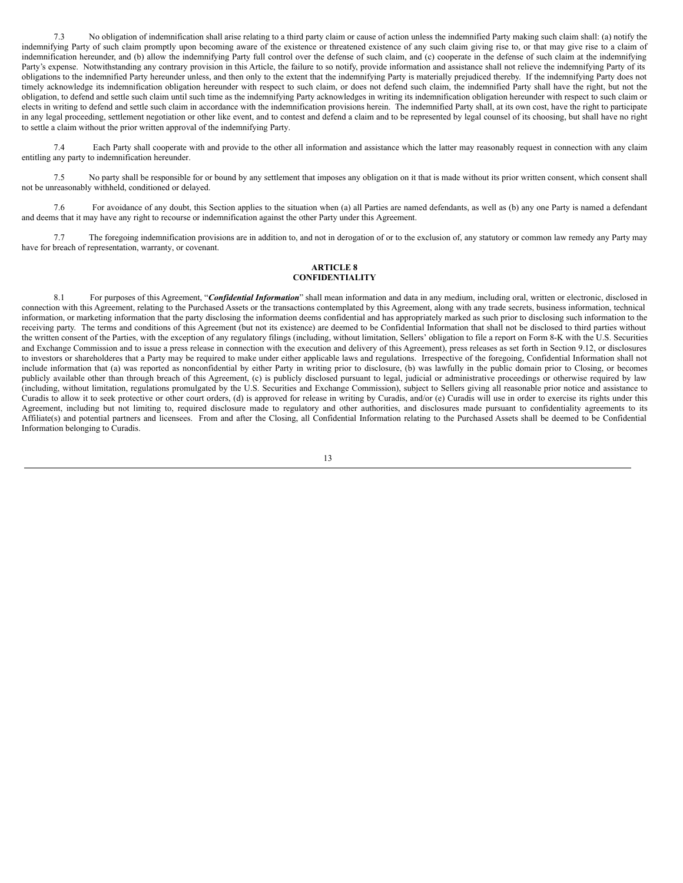7.3 No obligation of indemnification shall arise relating to a third party claim or cause of action unless the indemnified Party making such claim shall: (a) notify the indemnifying Party of such claim promptly upon becoming aware of the existence or threatened existence of any such claim giving rise to, or that may give rise to a claim of indemnification hereunder, and (b) allow the indemnifying Party full control over the defense of such claim, and (c) cooperate in the defense of such claim at the indemnifying Party's expense. Notwithstanding any contrary provision in this Article, the failure to so notify, provide information and assistance shall not relieve the indemnifying Party of its obligations to the indemnified Party hereunder unless, and then only to the extent that the indemnifying Party is materially prejudiced thereby. If the indemnifying Party does not timely acknowledge its indemnification obligation hereunder with respect to such claim, or does not defend such claim, the indemnified Party shall have the right, but not the obligation, to defend and settle such claim until such time as the indemnifying Party acknowledges in writing its indemnification obligation hereunder with respect to such claim or elects in writing to defend and settle such claim in accordance with the indemnification provisions herein. The indemnified Party shall, at its own cost, have the right to participate in any legal proceeding, settlement negotiation or other like event, and to contest and defend a claim and to be represented by legal counsel of its choosing, but shall have no right to settle a claim without the prior written approval of the indemnifying Party.

7.4 Each Party shall cooperate with and provide to the other all information and assistance which the latter may reasonably request in connection with any claim entitling any party to indemnification hereunder.

7.5 No party shall be responsible for or bound by any settlement that imposes any obligation on it that is made without its prior written consent, which consent shall not be unreasonably withheld, conditioned or delayed.

7.6 For avoidance of any doubt, this Section applies to the situation when (a) all Parties are named defendants, as well as (b) any one Party is named a defendant and deems that it may have any right to recourse or indemnification against the other Party under this Agreement.

7.7 The foregoing indemnification provisions are in addition to, and not in derogation of or to the exclusion of, any statutory or common law remedy any Party may have for breach of representation, warranty, or covenant.

## ARTICLE 8
## CONFIDENTIALITY

8.1 For purposes of this Agreement, "***Confidential Information***" shall mean information and data in any medium, including oral, written or electronic, disclosed in connection with this Agreement, relating to the Purchased Assets or the transactions contemplated by this Agreement, along with any trade secrets, business information, technical information, or marketing information that the party disclosing the information deems confidential and has appropriately marked as such prior to disclosing such information to the receiving party. The terms and conditions of this Agreement (but not its existence) are deemed to be Confidential Information that shall not be disclosed to third parties without the written consent of the Parties, with the exception of any regulatory filings (including, without limitation, Sellers' obligation to file a report on Form 8-K with the U.S. Securities and Exchange Commission and to issue a press release in connection with the execution and delivery of this Agreement), press releases as set forth in Section 9.12, or disclosures to investors or shareholderes that a Party may be required to make under either applicable laws and regulations. Irrespective of the foregoing, Confidential Information shall not include information that (a) was reported as nonconfidential by either Party in writing prior to disclosure, (b) was lawfully in the public domain prior to Closing, or becomes publicly available other than through breach of this Agreement, (c) is publicly disclosed pursuant to legal, judicial or administrative proceedings or otherwise required by law (including, without limitation, regulations promulgated by the U.S. Securities and Exchange Commission), subject to Sellers giving all reasonable prior notice and assistance to Curadis to allow it to seek protective or other court orders, (d) is approved for release in writing by Curadis, and/or (e) Curadis will use in order to exercise its rights under this Agreement, including but not limiting to, required disclosure made to regulatory and other authorities, and disclosures made pursuant to confidentiality agreements to its Affiliate(s) and potential partners and licensees. From and after the Closing, all Confidential Information relating to the Purchased Assets shall be deemed to be Confidential Information belonging to Curadis.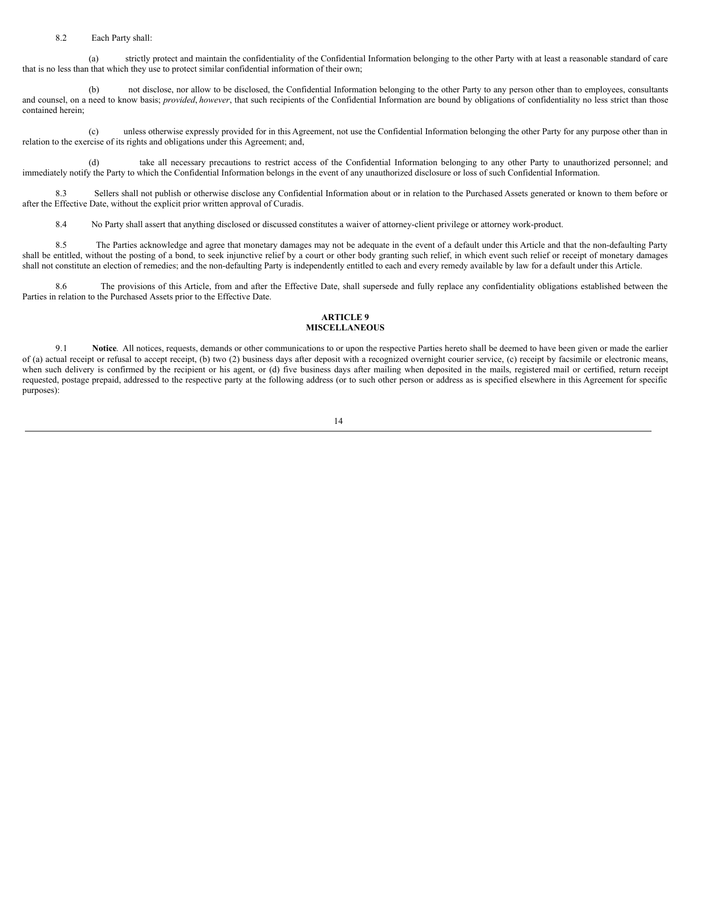8.2 Each Party shall:

(a) strictly protect and maintain the confidentiality of the Confidential Information belonging to the other Party with at least a reasonable standard of care that is no less than that which they use to protect similar confidential information of their own;

(b) not disclose, nor allow to be disclosed, the Confidential Information belonging to the other Party to any person other than to employees, consultants and counsel, on a need to know basis; *provided*, *however*, that such recipients of the Confidential Information are bound by obligations of confidentiality no less strict than those contained herein;

(c) unless otherwise expressly provided for in this Agreement, not use the Confidential Information belonging the other Party for any purpose other than in relation to the exercise of its rights and obligations under this Agreement; and,

(d) take all necessary precautions to restrict access of the Confidential Information belonging to any other Party to unauthorized personnel; and immediately notify the Party to which the Confidential Information belongs in the event of any unauthorized disclosure or loss of such Confidential Information.

8.3 Sellers shall not publish or otherwise disclose any Confidential Information about or in relation to the Purchased Assets generated or known to them before or after the Effective Date, without the explicit prior written approval of Curadis.

8.4 No Party shall assert that anything disclosed or discussed constitutes a waiver of attorney-client privilege or attorney work-product.

8.5 The Parties acknowledge and agree that monetary damages may not be adequate in the event of a default under this Article and that the non-defaulting Party shall be entitled, without the posting of a bond, to seek injunctive relief by a court or other body granting such relief, in which event such relief or receipt of monetary damages shall not constitute an election of remedies; and the non-defaulting Party is independently entitled to each and every remedy available by law for a default under this Article.

8.6 The provisions of this Article, from and after the Effective Date, shall supersede and fully replace any confidentiality obligations established between the Parties in relation to the Purchased Assets prior to the Effective Date.

## ARTICLE 9
## MISCELLANEOUS

9.1 **Notice**. All notices, requests, demands or other communications to or upon the respective Parties hereto shall be deemed to have been given or made the earlier of (a) actual receipt or refusal to accept receipt, (b) two (2) business days after deposit with a recognized overnight courier service, (c) receipt by facsimile or electronic means, when such delivery is confirmed by the recipient or his agent, or (d) five business days after mailing when deposited in the mails, registered mail or certified, return receipt requested, postage prepaid, addressed to the respective party at the following address (or to such other person or address as is specified elsewhere in this Agreement for specific purposes):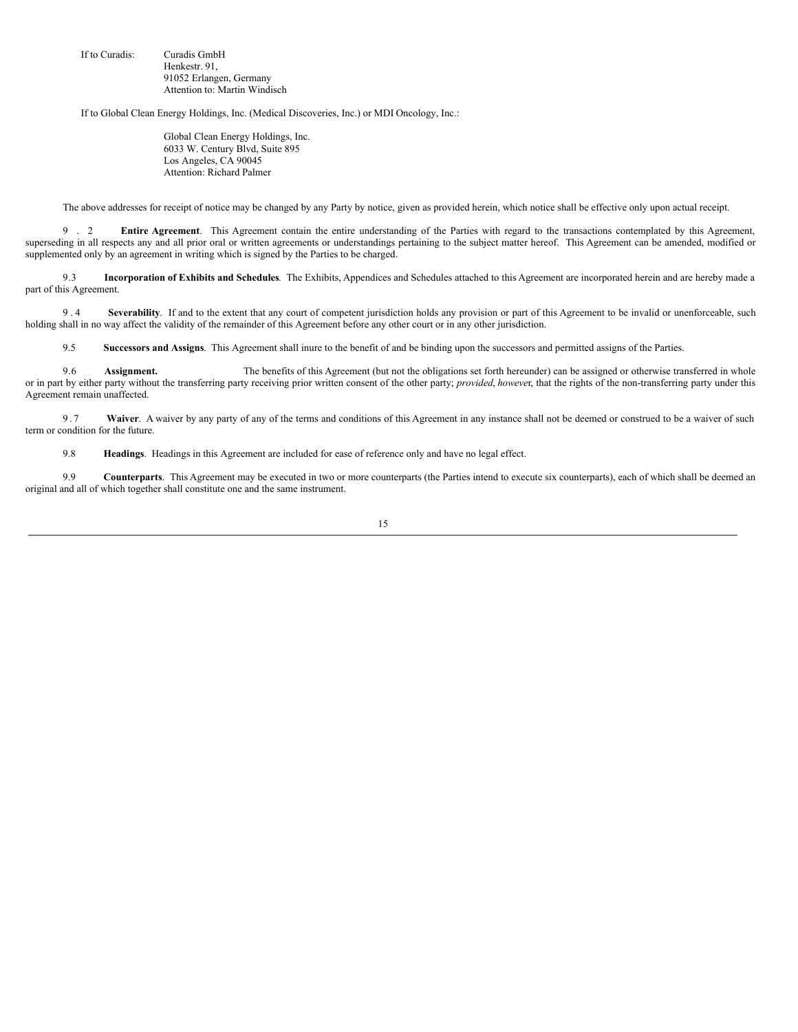If to Curadis: Curadis GmbH
Henkestr. 91,
91052 Erlangen, Germany
Attention to: Martin Windisch

If to Global Clean Energy Holdings, Inc. (Medical Discoveries, Inc.) or MDI Oncology, Inc.:

Global Clean Energy Holdings, Inc.
6033 W. Century Blvd, Suite 895
Los Angeles, CA 90045
Attention: Richard Palmer

The above addresses for receipt of notice may be changed by any Party by notice, given as provided herein, which notice shall be effective only upon actual receipt.

9.2 **Entire Agreement**. This Agreement contain the entire understanding of the Parties with regard to the transactions contemplated by this Agreement, superseding in all respects any and all prior oral or written agreements or understandings pertaining to the subject matter hereof. This Agreement can be amended, modified or supplemented only by an agreement in writing which is signed by the Parties to be charged.

9.3 **Incorporation of Exhibits and Schedules**. The Exhibits, Appendices and Schedules attached to this Agreement are incorporated herein and are hereby made a part of this Agreement.

9.4 **Severability**. If and to the extent that any court of competent jurisdiction holds any provision or part of this Agreement to be invalid or unenforceable, such holding shall in no way affect the validity of the remainder of this Agreement before any other court or in any other jurisdiction.

9.5 **Successors and Assigns**. This Agreement shall inure to the benefit of and be binding upon the successors and permitted assigns of the Parties.

9.6 **Assignment.** The benefits of this Agreement (but not the obligations set forth hereunder) can be assigned or otherwise transferred in whole or in part by either party without the transferring party receiving prior written consent of the other party; *provided*, *howeve*r, that the rights of the non-transferring party under this Agreement remain unaffected.

9.7 **Waiver**. A waiver by any party of any of the terms and conditions of this Agreement in any instance shall not be deemed or construed to be a waiver of such term or condition for the future.

9.8 **Headings**. Headings in this Agreement are included for ease of reference only and have no legal effect.

9.9 **Counterparts**. This Agreement may be executed in two or more counterparts (the Parties intend to execute six counterparts), each of which shall be deemed an original and all of which together shall constitute one and the same instrument.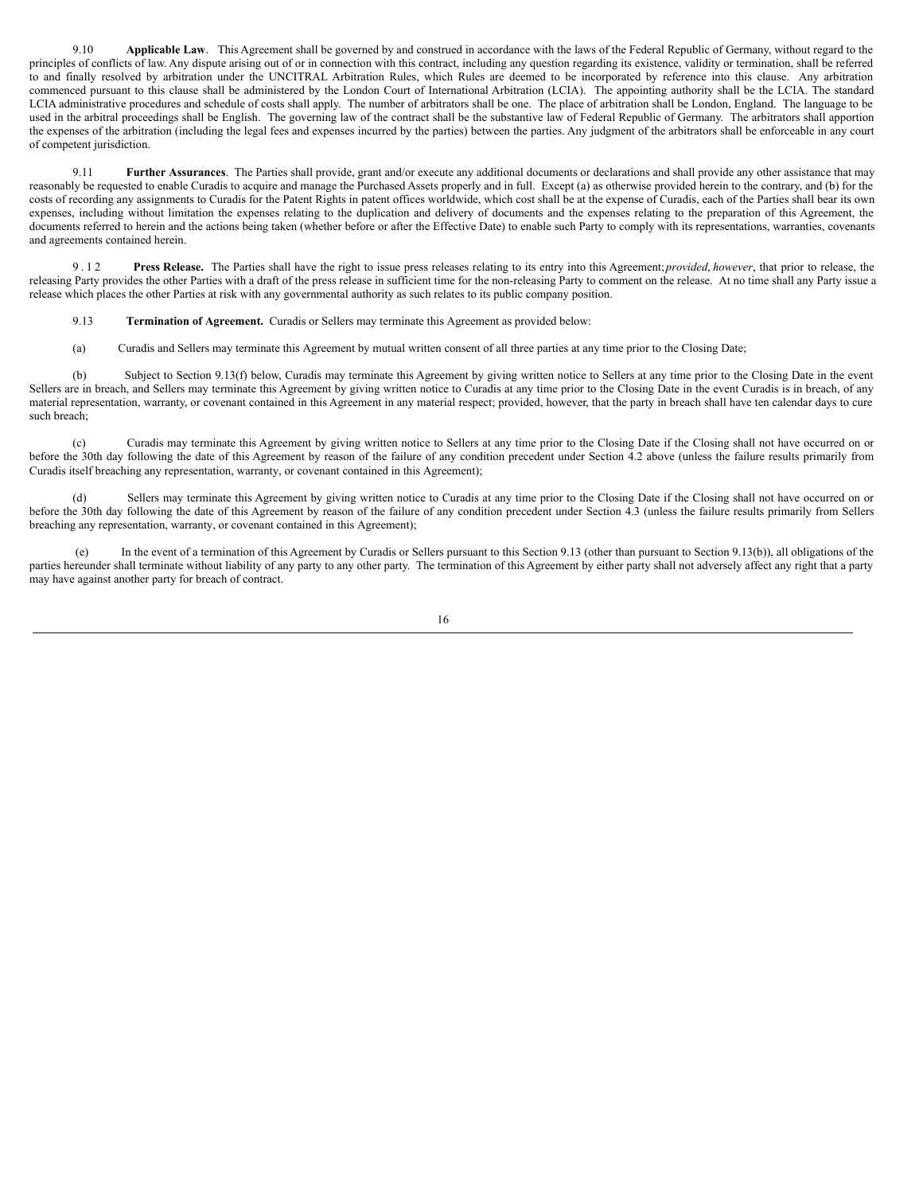9.10 **Applicable Law**. This Agreement shall be governed by and construed in accordance with the laws of the Federal Republic of Germany, without regard to the principles of conflicts of law. Any dispute arising out of or in connection with this contract, including any question regarding its existence, validity or termination, shall be referred to and finally resolved by arbitration under the UNCITRAL Arbitration Rules, which Rules are deemed to be incorporated by reference into this clause. Any arbitration commenced pursuant to this clause shall be administered by the London Court of International Arbitration (LCIA). The appointing authority shall be the LCIA. The standard LCIA administrative procedures and schedule of costs shall apply. The number of arbitrators shall be one. The place of arbitration shall be London, England. The language to be used in the arbitral proceedings shall be English. The governing law of the contract shall be the substantive law of Federal Republic of Germany. The arbitrators shall apportion the expenses of the arbitration (including the legal fees and expenses incurred by the parties) between the parties. Any judgment of the arbitrators shall be enforceable in any court of competent jurisdiction.

9.11 **Further Assurances**. The Parties shall provide, grant and/or execute any additional documents or declarations and shall provide any other assistance that may reasonably be requested to enable Curadis to acquire and manage the Purchased Assets properly and in full. Except (a) as otherwise provided herein to the contrary, and (b) for the costs of recording any assignments to Curadis for the Patent Rights in patent offices worldwide, which cost shall be at the expense of Curadis, each of the Parties shall bear its own expenses, including without limitation the expenses relating to the duplication and delivery of documents and the expenses relating to the preparation of this Agreement, the documents referred to herein and the actions being taken (whether before or after the Effective Date) to enable such Party to comply with its representations, warranties, covenants and agreements contained herein.

9.12 **Press Release.** The Parties shall have the right to issue press releases relating to its entry into this Agreement; *provided*, *however*, that prior to release, the releasing Party provides the other Parties with a draft of the press release in sufficient time for the non-releasing Party to comment on the release. At no time shall any Party issue a release which places the other Parties at risk with any governmental authority as such relates to its public company position.

9.13 **Termination of Agreement.** Curadis or Sellers may terminate this Agreement as provided below:

(a) Curadis and Sellers may terminate this Agreement by mutual written consent of all three parties at any time prior to the Closing Date;

(b) Subject to Section 9.13(f) below, Curadis may terminate this Agreement by giving written notice to Sellers at any time prior to the Closing Date in the event Sellers are in breach, and Sellers may terminate this Agreement by giving written notice to Curadis at any time prior to the Closing Date in the event Curadis is in breach, of any material representation, warranty, or covenant contained in this Agreement in any material respect; provided, however, that the party in breach shall have ten calendar days to cure such breach;

(c) Curadis may terminate this Agreement by giving written notice to Sellers at any time prior to the Closing Date if the Closing shall not have occurred on or before the 30th day following the date of this Agreement by reason of the failure of any condition precedent under Section 4.2 above (unless the failure results primarily from Curadis itself breaching any representation, warranty, or covenant contained in this Agreement);

(d) Sellers may terminate this Agreement by giving written notice to Curadis at any time prior to the Closing Date if the Closing shall not have occurred on or before the 30th day following the date of this Agreement by reason of the failure of any condition precedent under Section 4.3 (unless the failure results primarily from Sellers breaching any representation, warranty, or covenant contained in this Agreement);

(e) In the event of a termination of this Agreement by Curadis or Sellers pursuant to this Section 9.13 (other than pursuant to Section 9.13(b)), all obligations of the parties hereunder shall terminate without liability of any party to any other party. The termination of this Agreement by either party shall not adversely affect any right that a party may have against another party for breach of contract.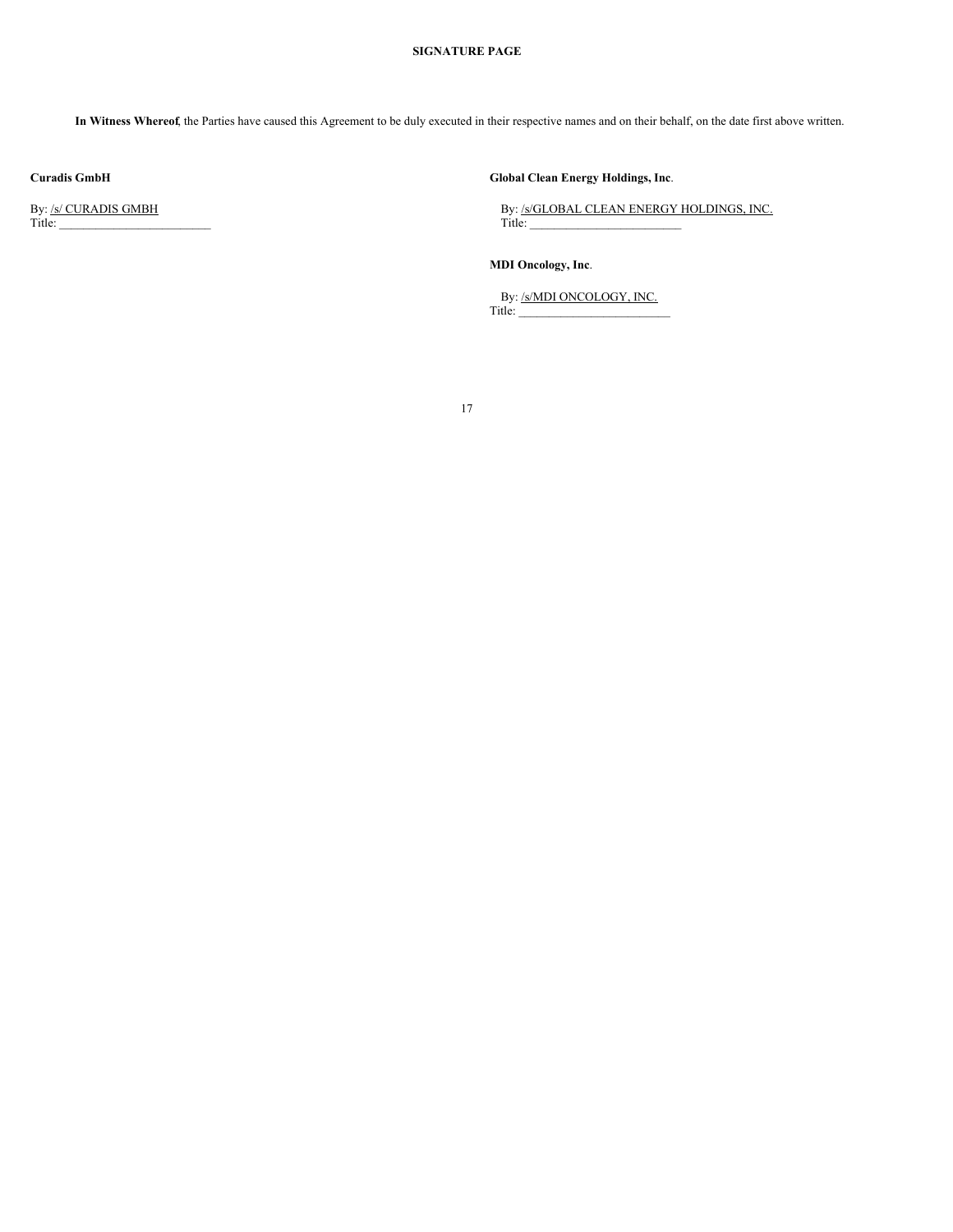**SIGNATURE PAGE**

**In Witness Whereof**, the Parties have caused this Agreement to be duly executed in their respective names and on their behalf, on the date first above written.

**Curadis GmbH**

By: /s/ CURADIS GMBH
Title: \_\_\_\_\_\_\_\_\_\_\_\_\_\_\_\_\_\_\_\_\_\_\_\_\_

**Global Clean Energy Holdings, Inc**.

By: /s/GLOBAL CLEAN ENERGY HOLDINGS, INC.
Title: \_\_\_\_\_\_\_\_\_\_\_\_\_\_\_\_\_\_\_\_\_\_\_\_\_

**MDI Oncology, Inc**.

By: /s/MDI ONCOLOGY, INC.
Title: \_\_\_\_\_\_\_\_\_\_\_\_\_\_\_\_\_\_\_\_\_\_\_\_\_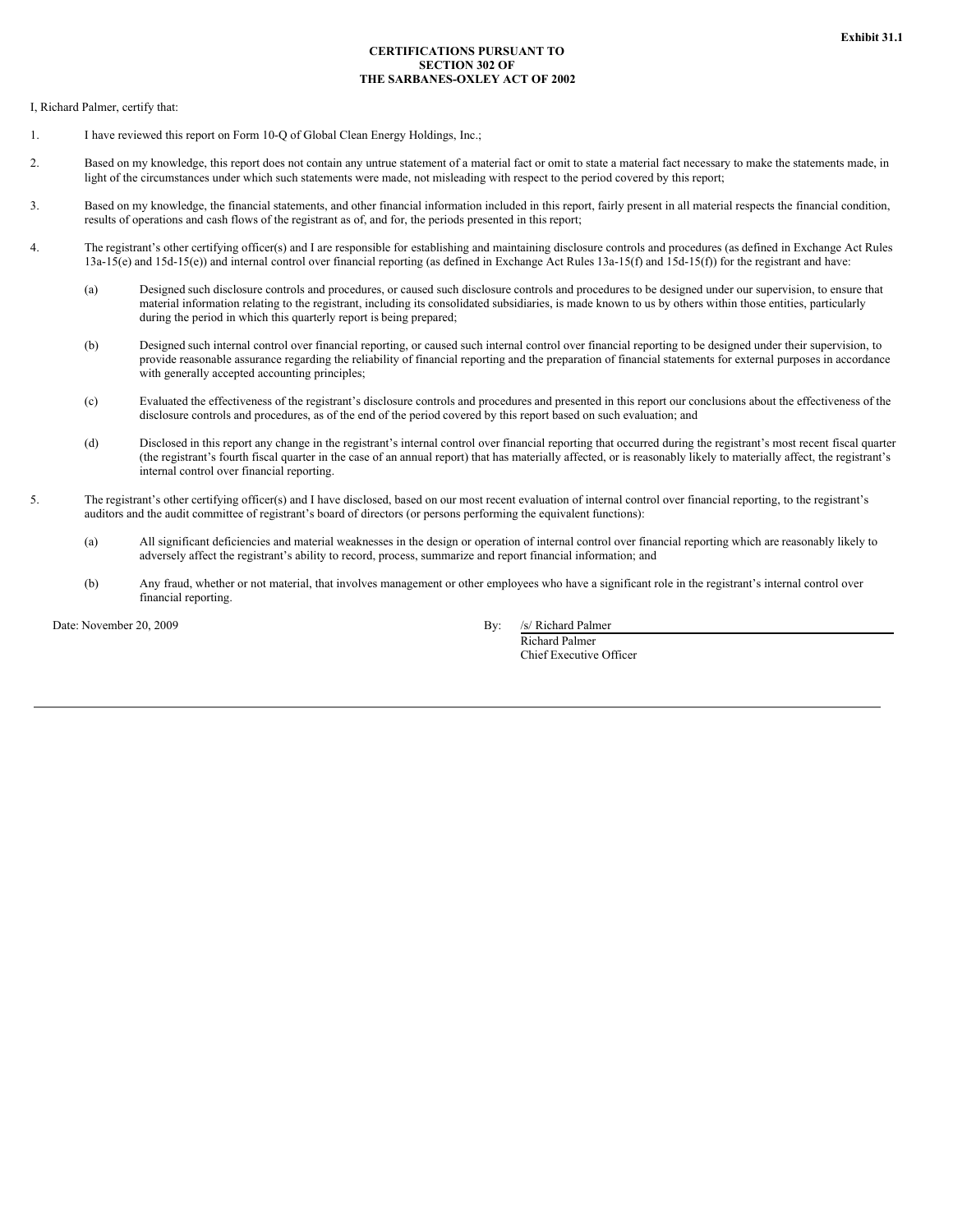**Exhibit 31.1**

**CERTIFICATIONS PURSUANT TO SECTION 302 OF THE SARBANES-OXLEY ACT OF 2002**

I, Richard Palmer, certify that:

1. I have reviewed this report on Form 10-Q of Global Clean Energy Holdings, Inc.;

2. Based on my knowledge, this report does not contain any untrue statement of a material fact or omit to state a material fact necessary to make the statements made, in light of the circumstances under which such statements were made, not misleading with respect to the period covered by this report;

3. Based on my knowledge, the financial statements, and other financial information included in this report, fairly present in all material respects the financial condition, results of operations and cash flows of the registrant as of, and for, the periods presented in this report;

4. The registrant's other certifying officer(s) and I are responsible for establishing and maintaining disclosure controls and procedures (as defined in Exchange Act Rules 13a-15(e) and 15d-15(e)) and internal control over financial reporting (as defined in Exchange Act Rules 13a-15(f) and 15d-15(f)) for the registrant and have:

   (a) Designed such disclosure controls and procedures, or caused such disclosure controls and procedures to be designed under our supervision, to ensure that material information relating to the registrant, including its consolidated subsidiaries, is made known to us by others within those entities, particularly during the period in which this quarterly report is being prepared;

   (b) Designed such internal control over financial reporting, or caused such internal control over financial reporting to be designed under their supervision, to provide reasonable assurance regarding the reliability of financial reporting and the preparation of financial statements for external purposes in accordance with generally accepted accounting principles;

   (c) Evaluated the effectiveness of the registrant's disclosure controls and procedures and presented in this report our conclusions about the effectiveness of the disclosure controls and procedures, as of the end of the period covered by this report based on such evaluation; and

   (d) Disclosed in this report any change in the registrant's internal control over financial reporting that occurred during the registrant's most recent fiscal quarter (the registrant's fourth fiscal quarter in the case of an annual report) that has materially affected, or is reasonably likely to materially affect, the registrant's internal control over financial reporting.

5. The registrant's other certifying officer(s) and I have disclosed, based on our most recent evaluation of internal control over financial reporting, to the registrant's auditors and the audit committee of registrant's board of directors (or persons performing the equivalent functions):

   (a) All significant deficiencies and material weaknesses in the design or operation of internal control over financial reporting which are reasonably likely to adversely affect the registrant's ability to record, process, summarize and report financial information; and

   (b) Any fraud, whether or not material, that involves management or other employees who have a significant role in the registrant's internal control over financial reporting.

Date: November 20, 2009

By: /s/ Richard Palmer
Richard Palmer
Chief Executive Officer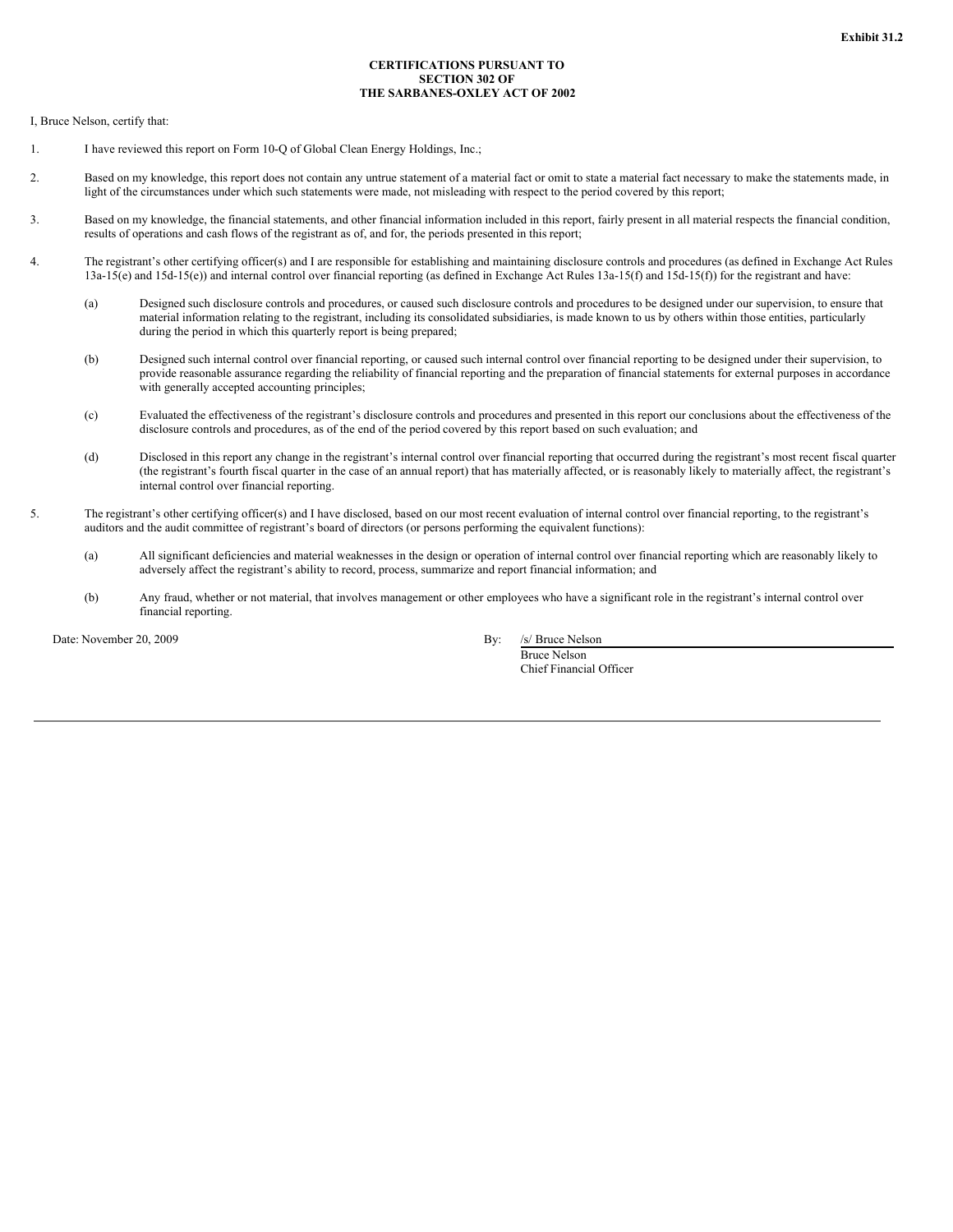**Exhibit 31.2**

**CERTIFICATIONS PURSUANT TO SECTION 302 OF THE SARBANES-OXLEY ACT OF 2002**

I, Bruce Nelson, certify that:

1. I have reviewed this report on Form 10-Q of Global Clean Energy Holdings, Inc.;

2. Based on my knowledge, this report does not contain any untrue statement of a material fact or omit to state a material fact necessary to make the statements made, in light of the circumstances under which such statements were made, not misleading with respect to the period covered by this report;

3. Based on my knowledge, the financial statements, and other financial information included in this report, fairly present in all material respects the financial condition, results of operations and cash flows of the registrant as of, and for, the periods presented in this report;

4. The registrant's other certifying officer(s) and I are responsible for establishing and maintaining disclosure controls and procedures (as defined in Exchange Act Rules 13a-15(e) and 15d-15(e)) and internal control over financial reporting (as defined in Exchange Act Rules 13a-15(f) and 15d-15(f)) for the registrant and have:

   (a) Designed such disclosure controls and procedures, or caused such disclosure controls and procedures to be designed under our supervision, to ensure that material information relating to the registrant, including its consolidated subsidiaries, is made known to us by others within those entities, particularly during the period in which this quarterly report is being prepared;

   (b) Designed such internal control over financial reporting, or caused such internal control over financial reporting to be designed under their supervision, to provide reasonable assurance regarding the reliability of financial reporting and the preparation of financial statements for external purposes in accordance with generally accepted accounting principles;

   (c) Evaluated the effectiveness of the registrant's disclosure controls and procedures and presented in this report our conclusions about the effectiveness of the disclosure controls and procedures, as of the end of the period covered by this report based on such evaluation; and

   (d) Disclosed in this report any change in the registrant's internal control over financial reporting that occurred during the registrant's most recent fiscal quarter (the registrant's fourth fiscal quarter in the case of an annual report) that has materially affected, or is reasonably likely to materially affect, the registrant's internal control over financial reporting.

5. The registrant's other certifying officer(s) and I have disclosed, based on our most recent evaluation of internal control over financial reporting, to the registrant's auditors and the audit committee of registrant's board of directors (or persons performing the equivalent functions):

   (a) All significant deficiencies and material weaknesses in the design or operation of internal control over financial reporting which are reasonably likely to adversely affect the registrant's ability to record, process, summarize and report financial information; and

   (b) Any fraud, whether or not material, that involves management or other employees who have a significant role in the registrant's internal control over financial reporting.

Date: November 20, 2009

By: /s/ Bruce Nelson
Bruce Nelson
Chief Financial Officer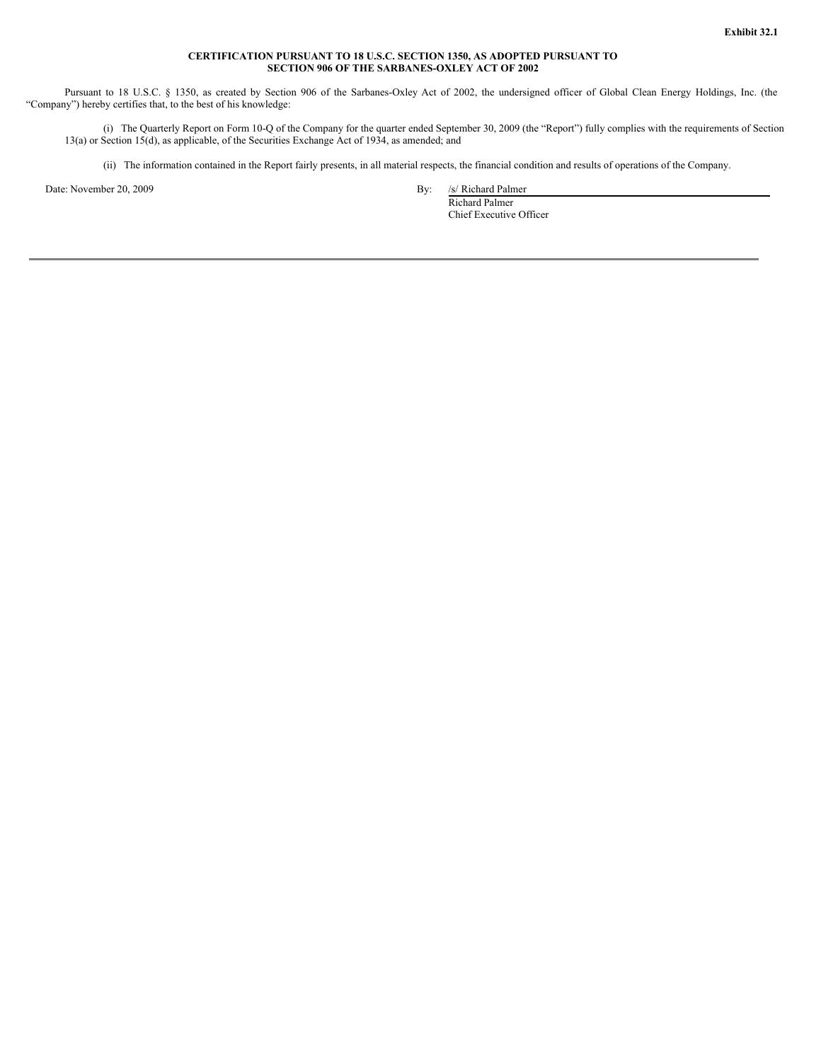**Exhibit 32.1**

**CERTIFICATION PURSUANT TO 18 U.S.C. SECTION 1350, AS ADOPTED PURSUANT TO SECTION 906 OF THE SARBANES-OXLEY ACT OF 2002**

Pursuant to 18 U.S.C. § 1350, as created by Section 906 of the Sarbanes-Oxley Act of 2002, the undersigned officer of Global Clean Energy Holdings, Inc. (the "Company") hereby certifies that, to the best of his knowledge:

(i) The Quarterly Report on Form 10-Q of the Company for the quarter ended September 30, 2009 (the "Report") fully complies with the requirements of Section 13(a) or Section 15(d), as applicable, of the Securities Exchange Act of 1934, as amended; and

(ii) The information contained in the Report fairly presents, in all material respects, the financial condition and results of operations of the Company.

Date: November 20, 2009

By: /s/ Richard Palmer
Richard Palmer
Chief Executive Officer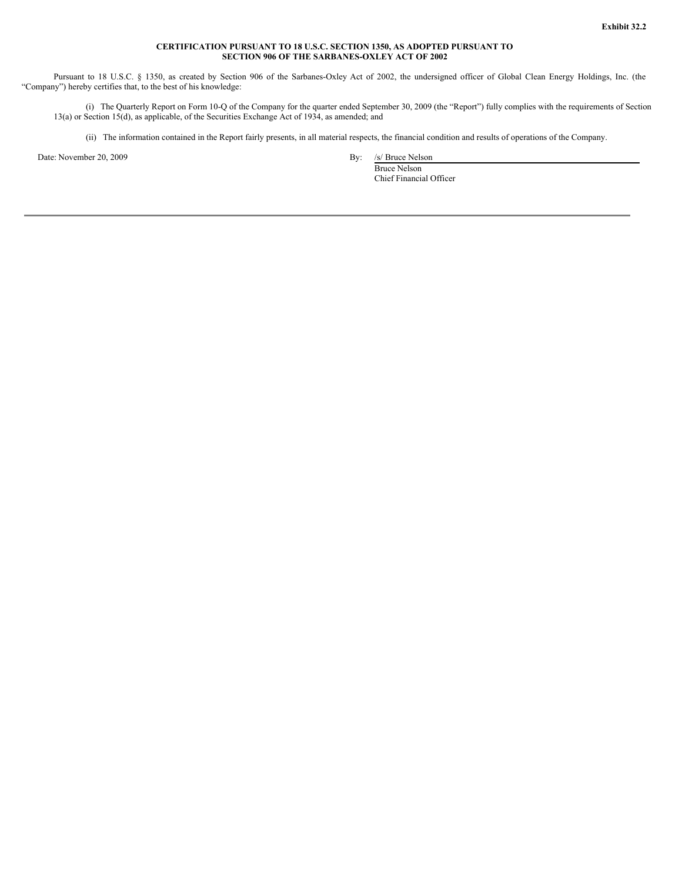**Exhibit 32.2**

**CERTIFICATION PURSUANT TO 18 U.S.C. SECTION 1350, AS ADOPTED PURSUANT TO SECTION 906 OF THE SARBANES-OXLEY ACT OF 2002**

Pursuant to 18 U.S.C. § 1350, as created by Section 906 of the Sarbanes-Oxley Act of 2002, the undersigned officer of Global Clean Energy Holdings, Inc. (the "Company") hereby certifies that, to the best of his knowledge:

(i) The Quarterly Report on Form 10-Q of the Company for the quarter ended September 30, 2009 (the "Report") fully complies with the requirements of Section 13(a) or Section 15(d), as applicable, of the Securities Exchange Act of 1934, as amended; and

(ii) The information contained in the Report fairly presents, in all material respects, the financial condition and results of operations of the Company.

Date: November 20, 2009

By: /s/ Bruce Nelson
Bruce Nelson
Chief Financial Officer